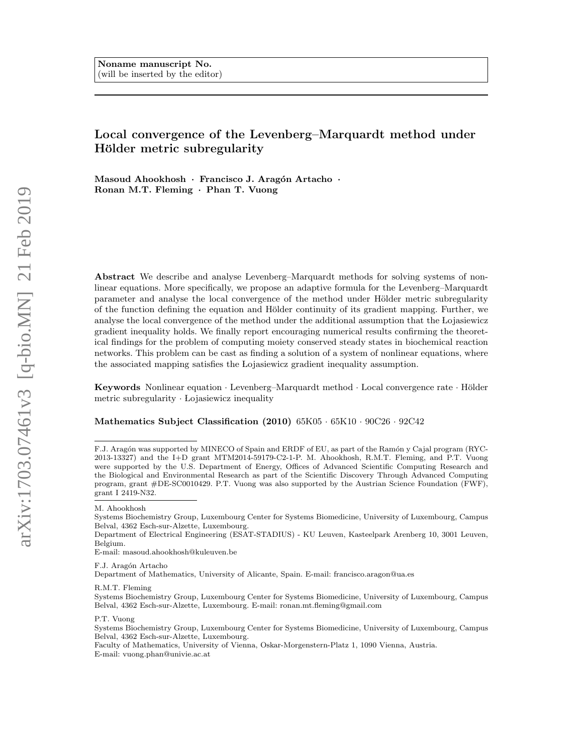Noname manuscript No.
(will be inserted by the editor)

# Local convergence of the Levenberg–Marquardt method under Hölder metric subregularity

**Masoud Ahookhosh · Francisco J. Aragón Artacho · Ronan M.T. Fleming · Phan T. Vuong**

**Abstract** We describe and analyse Levenberg–Marquardt methods for solving systems of nonlinear equations. More specifically, we propose an adaptive formula for the Levenberg–Marquardt parameter and analyse the local convergence of the method under Hölder metric subregularity of the function defining the equation and Hölder continuity of its gradient mapping. Further, we analyse the local convergence of the method under the additional assumption that the Łojasiewicz gradient inequality holds. We finally report encouraging numerical results confirming the theoretical findings for the problem of computing moiety conserved steady states in biochemical reaction networks. This problem can be cast as finding a solution of a system of nonlinear equations, where the associated mapping satisfies the Łojasiewicz gradient inequality assumption.

**Keywords** Nonlinear equation · Levenberg–Marquardt method · Local convergence rate · Hölder metric subregularity · Łojasiewicz inequality

**Mathematics Subject Classification (2010)** 65K05 · 65K10 · 90C26 · 92C42

---

F.J. Aragón was supported by MINECO of Spain and ERDF of EU, as part of the Ramón y Cajal program (RYC-2013-13327) and the I+D grant MTM2014-59179-C2-1-P. M. Ahookhosh, R.M.T. Fleming, and P.T. Vuong were supported by the U.S. Department of Energy, Offices of Advanced Scientific Computing Research and the Biological and Environmental Research as part of the Scientific Discovery Through Advanced Computing program, grant #DE-SC0010429. P.T. Vuong was also supported by the Austrian Science Foundation (FWF), grant I 2419-N32.

---

M. Ahookhosh
Systems Biochemistry Group, Luxembourg Center for Systems Biomedicine, University of Luxembourg, Campus Belval, 4362 Esch-sur-Alzette, Luxembourg.
Department of Electrical Engineering (ESAT-STADIUS) - KU Leuven, Kasteelpark Arenberg 10, 3001 Leuven, Belgium.
E-mail: masoud.ahookhosh@kuleuven.be

F.J. Aragón Artacho
Department of Mathematics, University of Alicante, Spain. E-mail: francisco.aragon@ua.es

R.M.T. Fleming
Systems Biochemistry Group, Luxembourg Center for Systems Biomedicine, University of Luxembourg, Campus Belval, 4362 Esch-sur-Alzette, Luxembourg. E-mail: ronan.mt.fleming@gmail.com

P.T. Vuong
Systems Biochemistry Group, Luxembourg Center for Systems Biomedicine, University of Luxembourg, Campus Belval, 4362 Esch-sur-Alzette, Luxembourg.
Faculty of Mathematics, University of Vienna, Oskar-Morgenstern-Platz 1, 1090 Vienna, Austria.
E-mail: vuong.phan@univie.ac.at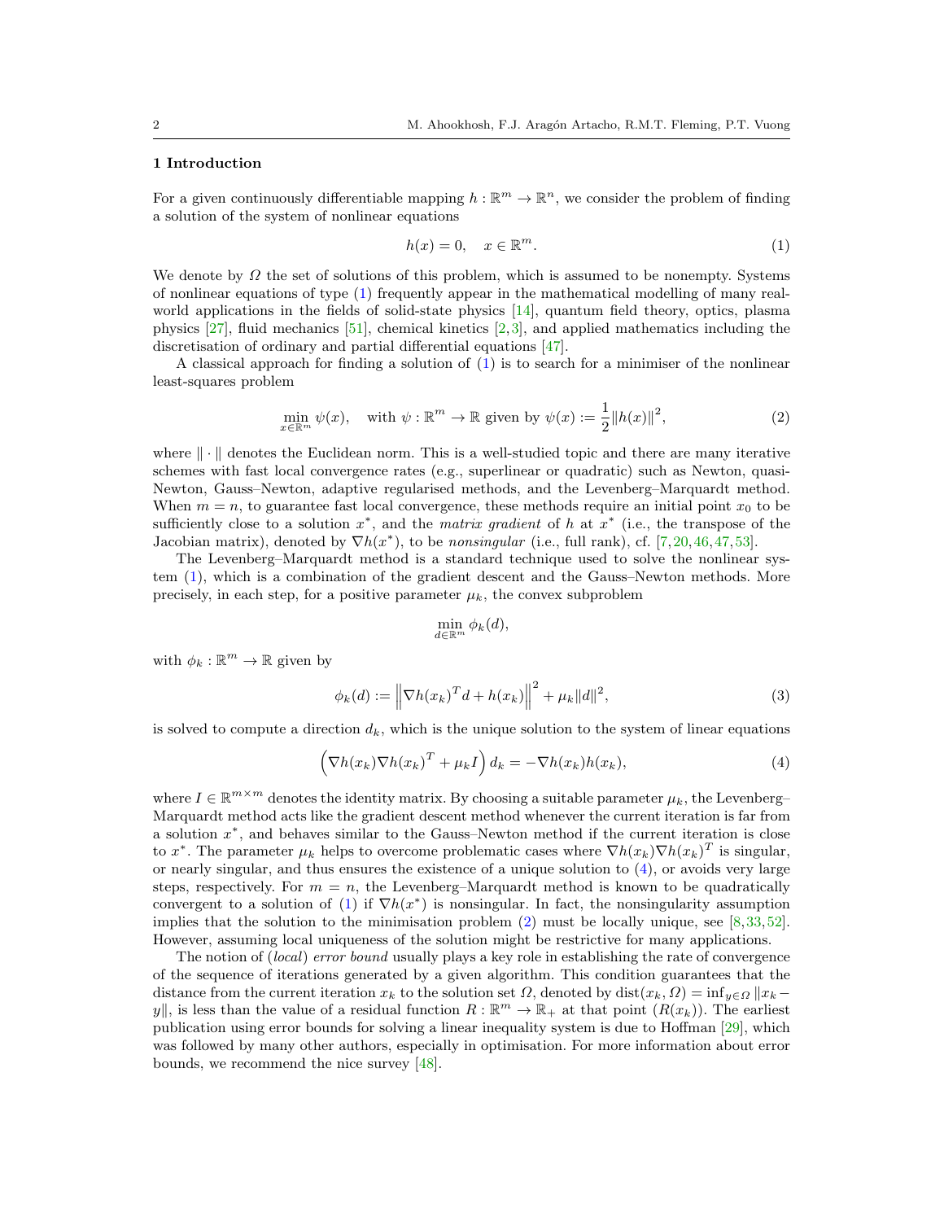## 1 Introduction

For a given continuously differentiable mapping $h : \mathbb{R}^m \to \mathbb{R}^n$, we consider the problem of finding a solution of the system of nonlinear equations

$$h(x) = 0, \quad x \in \mathbb{R}^m. \tag{1}$$

We denote by $\Omega$ the set of solutions of this problem, which is assumed to be nonempty. Systems of nonlinear equations of type (1) frequently appear in the mathematical modelling of many real-world applications in the fields of solid-state physics [14], quantum field theory, optics, plasma physics [27], fluid mechanics [51], chemical kinetics [2,3], and applied mathematics including the discretisation of ordinary and partial differential equations [47].

A classical approach for finding a solution of (1) is to search for a minimiser of the nonlinear least-squares problem

$$\min_{x \in \mathbb{R}^m} \psi(x), \quad \text{with } \psi : \mathbb{R}^m \to \mathbb{R} \text{ given by } \psi(x) := \frac{1}{2}\|h(x)\|^2, \tag{2}$$

where $\|\cdot\|$ denotes the Euclidean norm. This is a well-studied topic and there are many iterative schemes with fast local convergence rates (e.g., superlinear or quadratic) such as Newton, quasi-Newton, Gauss–Newton, adaptive regularised methods, and the Levenberg–Marquardt method. When $m = n$, to guarantee fast local convergence, these methods require an initial point $x_0$ to be sufficiently close to a solution $x^*$, and the *matrix gradient* of $h$ at $x^*$ (i.e., the transpose of the Jacobian matrix), denoted by $\nabla h(x^*)$, to be *nonsingular* (i.e., full rank), cf. [7,20,46,47,53].

The Levenberg–Marquardt method is a standard technique used to solve the nonlinear system (1), which is a combination of the gradient descent and the Gauss–Newton methods. More precisely, in each step, for a positive parameter $\mu_k$, the convex subproblem

$$\min_{d \in \mathbb{R}^m} \phi_k(d),$$

with $\phi_k : \mathbb{R}^m \to \mathbb{R}$ given by

$$\phi_k(d) := \left\|\nabla h(x_k)^T d + h(x_k)\right\|^2 + \mu_k \|d\|^2, \tag{3}$$

is solved to compute a direction $d_k$, which is the unique solution to the system of linear equations

$$\left(\nabla h(x_k) \nabla h(x_k)^T + \mu_k I\right) d_k = -\nabla h(x_k) h(x_k), \tag{4}$$

where $I \in \mathbb{R}^{m \times m}$ denotes the identity matrix. By choosing a suitable parameter $\mu_k$, the Levenberg–Marquardt method acts like the gradient descent method whenever the current iteration is far from a solution $x^*$, and behaves similar to the Gauss–Newton method if the current iteration is close to $x^*$. The parameter $\mu_k$ helps to overcome problematic cases where $\nabla h(x_k)\nabla h(x_k)^T$ is singular, or nearly singular, and thus ensures the existence of a unique solution to (4), or avoids very large steps, respectively. For $m = n$, the Levenberg–Marquardt method is known to be quadratically convergent to a solution of (1) if $\nabla h(x^*)$ is nonsingular. In fact, the nonsingularity assumption implies that the solution to the minimisation problem (2) must be locally unique, see [8,33,52]. However, assuming local uniqueness of the solution might be restrictive for many applications.

The notion of (*local*) *error bound* usually plays a key role in establishing the rate of convergence of the sequence of iterations generated by a given algorithm. This condition guarantees that the distance from the current iteration $x_k$ to the solution set $\Omega$, denoted by $\text{dist}(x_k, \Omega) = \inf_{y \in \Omega} \|x_k - y\|$, is less than the value of a residual function $R : \mathbb{R}^m \to \mathbb{R}_+$ at that point ($R(x_k)$). The earliest publication using error bounds for solving a linear inequality system is due to Hoffman [29], which was followed by many other authors, especially in optimisation. For more information about error bounds, we recommend the nice survey [48].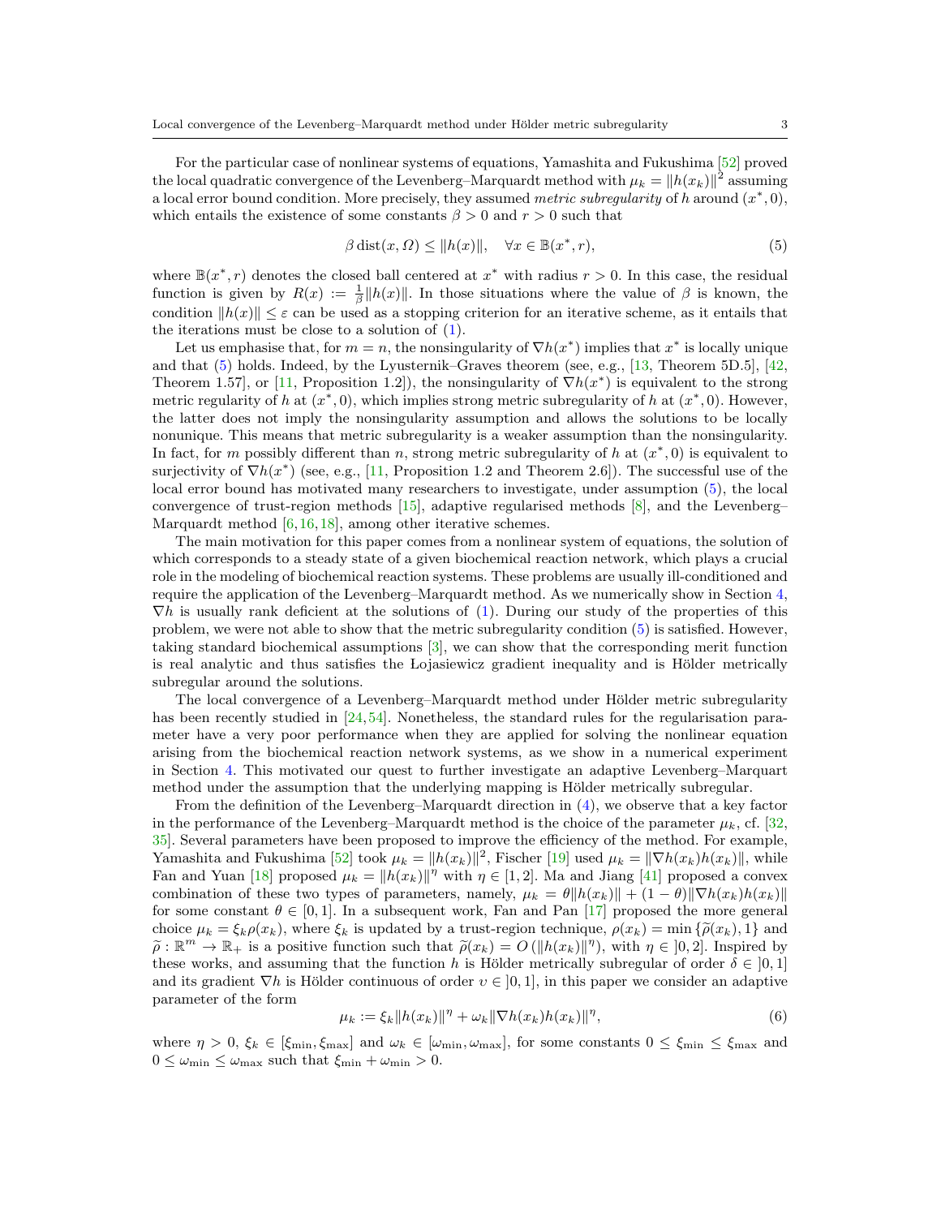For the particular case of nonlinear systems of equations, Yamashita and Fukushima [52] proved the local quadratic convergence of the Levenberg–Marquardt method with $\mu_k = \|h(x_k)\|^2$ assuming a local error bound condition. More precisely, they assumed *metric subregularity* of $h$ around $(x^*, 0)$, which entails the existence of some constants $\beta > 0$ and $r > 0$ such that

$$
\beta \operatorname{dist}(x, \Omega) \leq \|h(x)\|, \quad \forall x \in \mathbb{B}(x^*, r), \tag{5}
$$

where $\mathbb{B}(x^*, r)$ denotes the closed ball centered at $x^*$ with radius $r > 0$. In this case, the residual function is given by $R(x) := \frac{1}{\beta}\|h(x)\|$. In those situations where the value of $\beta$ is known, the condition $\|h(x)\| \leq \varepsilon$ can be used as a stopping criterion for an iterative scheme, as it entails that the iterations must be close to a solution of (1).

Let us emphasise that, for $m = n$, the nonsingularity of $\nabla h(x^*)$ implies that $x^*$ is locally unique and that (5) holds. Indeed, by the Lyusternik–Graves theorem (see, e.g., [13, Theorem 5D.5], [42, Theorem 1.57], or [11, Proposition 1.2]), the nonsingularity of $\nabla h(x^*)$ is equivalent to the strong metric regularity of $h$ at $(x^*, 0)$, which implies strong metric subregularity of $h$ at $(x^*, 0)$. However, the latter does not imply the nonsingularity assumption and allows the solutions to be locally nonunique. This means that metric subregularity is a weaker assumption than the nonsingularity. In fact, for $m$ possibly different than $n$, strong metric subregularity of $h$ at $(x^*, 0)$ is equivalent to surjectivity of $\nabla h(x^*)$ (see, e.g., [11, Proposition 1.2 and Theorem 2.6]). The successful use of the local error bound has motivated many researchers to investigate, under assumption (5), the local convergence of trust-region methods [15], adaptive regularised methods [8], and the Levenberg–Marquardt method [6,16,18], among other iterative schemes.

The main motivation for this paper comes from a nonlinear system of equations, the solution of which corresponds to a steady state of a given biochemical reaction network, which plays a crucial role in the modeling of biochemical reaction systems. These problems are usually ill-conditioned and require the application of the Levenberg–Marquardt method. As we numerically show in Section 4, $\nabla h$ is usually rank deficient at the solutions of (1). During our study of the properties of this problem, we were not able to show that the metric subregularity condition (5) is satisfied. However, taking standard biochemical assumptions [3], we can show that the corresponding merit function is real analytic and thus satisfies the Łojasiewicz gradient inequality and is Hölder metrically subregular around the solutions.

The local convergence of a Levenberg–Marquardt method under Hölder metric subregularity has been recently studied in [24,54]. Nonetheless, the standard rules for the regularisation parameter have a very poor performance when they are applied for solving the nonlinear equation arising from the biochemical reaction network systems, as we show in a numerical experiment in Section 4. This motivated our quest to further investigate an adaptive Levenberg–Marquart method under the assumption that the underlying mapping is Hölder metrically subregular.

From the definition of the Levenberg–Marquardt direction in (4), we observe that a key factor in the performance of the Levenberg–Marquardt method is the choice of the parameter $\mu_k$, cf. [32, 35]. Several parameters have been proposed to improve the efficiency of the method. For example, Yamashita and Fukushima [52] took $\mu_k = \|h(x_k)\|^2$, Fischer [19] used $\mu_k = \|\nabla h(x_k)h(x_k)\|$, while Fan and Yuan [18] proposed $\mu_k = \|h(x_k)\|^\eta$ with $\eta \in [1, 2]$. Ma and Jiang [41] proposed a convex combination of these two types of parameters, namely, $\mu_k = \theta\|h(x_k)\| + (1-\theta)\|\nabla h(x_k)h(x_k)\|$ for some constant $\theta \in [0, 1]$. In a subsequent work, Fan and Pan [17] proposed the more general choice $\mu_k = \xi_k \rho(x_k)$, where $\xi_k$ is updated by a trust-region technique, $\rho(x_k) = \min\{\widetilde{\rho}(x_k), 1\}$ and $\widetilde{\rho} : \mathbb{R}^m \to \mathbb{R}_+$ is a positive function such that $\widetilde{\rho}(x_k) = O\left(\|h(x_k)\|^\eta\right)$, with $\eta \in \,]0, 2]$. Inspired by these works, and assuming that the function $h$ is Hölder metrically subregular of order $\delta \in \,]0, 1]$ and its gradient $\nabla h$ is Hölder continuous of order $\upsilon \in \,]0, 1]$, in this paper we consider an adaptive parameter of the form

$$
\mu_k := \xi_k \|h(x_k)\|^\eta + \omega_k \|\nabla h(x_k)h(x_k)\|^\eta, \tag{6}
$$

where $\eta > 0$, $\xi_k \in [\xi_{\min}, \xi_{\max}]$ and $\omega_k \in [\omega_{\min}, \omega_{\max}]$, for some constants $0 \leq \xi_{\min} \leq \xi_{\max}$ and $0 \leq \omega_{\min} \leq \omega_{\max}$ such that $\xi_{\min} + \omega_{\min} > 0$.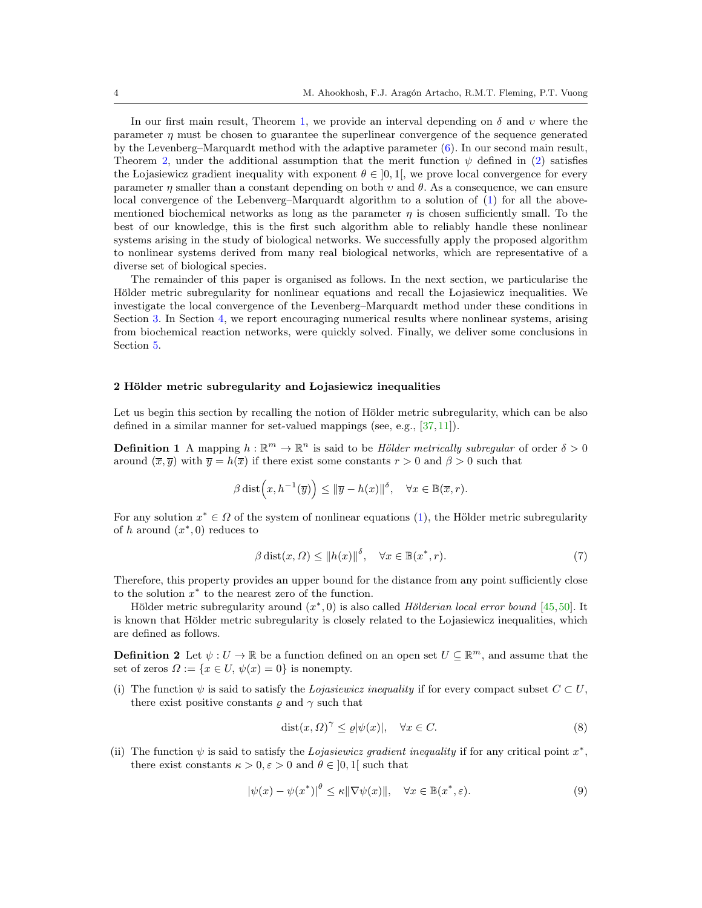In our first main result, Theorem 1, we provide an interval depending on $\delta$ and $\upsilon$ where the parameter $\eta$ must be chosen to guarantee the superlinear convergence of the sequence generated by the Levenberg–Marquardt method with the adaptive parameter (6). In our second main result, Theorem 2, under the additional assumption that the merit function $\psi$ defined in (2) satisfies the Łojasiewicz gradient inequality with exponent $\theta \in \, ]0,1[$, we prove local convergence for every parameter $\eta$ smaller than a constant depending on both $\upsilon$ and $\theta$. As a consequence, we can ensure local convergence of the Lebenverg–Marquardt algorithm to a solution of (1) for all the above-mentioned biochemical networks as long as the parameter $\eta$ is chosen sufficiently small. To the best of our knowledge, this is the first such algorithm able to reliably handle these nonlinear systems arising in the study of biological networks. We successfully apply the proposed algorithm to nonlinear systems derived from many real biological networks, which are representative of a diverse set of biological species.

The remainder of this paper is organised as follows. In the next section, we particularise the Hölder metric subregularity for nonlinear equations and recall the Łojasiewicz inequalities. We investigate the local convergence of the Levenberg–Marquardt method under these conditions in Section 3. In Section 4, we report encouraging numerical results where nonlinear systems, arising from biochemical reaction networks, were quickly solved. Finally, we deliver some conclusions in Section 5.

## 2 Hölder metric subregularity and Łojasiewicz inequalities

Let us begin this section by recalling the notion of Hölder metric subregularity, which can be also defined in a similar manner for set-valued mappings (see, e.g., [37,11]).

**Definition 1** A mapping $h : \mathbb{R}^m \to \mathbb{R}^n$ is said to be *Hölder metrically subregular* of order $\delta > 0$ around $(\overline{x}, \overline{y})$ with $\overline{y} = h(\overline{x})$ if there exist some constants $r > 0$ and $\beta > 0$ such that

$$\beta \operatorname{dist}\Big(x, h^{-1}(\overline{y})\Big) \leq \|\overline{y} - h(x)\|^{\delta}, \quad \forall x \in \mathbb{B}(\overline{x}, r).$$

For any solution $x^* \in \Omega$ of the system of nonlinear equations (1), the Hölder metric subregularity of $h$ around $(x^*, 0)$ reduces to

$$\beta \operatorname{dist}(x, \Omega) \leq \|h(x)\|^{\delta}, \quad \forall x \in \mathbb{B}(x^*, r). \tag{7}$$

Therefore, this property provides an upper bound for the distance from any point sufficiently close to the solution $x^*$ to the nearest zero of the function.

Hölder metric subregularity around $(x^*, 0)$ is also called *Hölderian local error bound* [45,50]. It is known that Hölder metric subregularity is closely related to the Łojasiewicz inequalities, which are defined as follows.

**Definition 2** Let $\psi : U \to \mathbb{R}$ be a function defined on an open set $U \subseteq \mathbb{R}^m$, and assume that the set of zeros $\Omega := \{x \in U, \, \psi(x) = 0\}$ is nonempty.

(i) The function $\psi$ is said to satisfy the *Łojasiewicz inequality* if for every compact subset $C \subset U$, there exist positive constants $\varrho$ and $\gamma$ such that

$$\operatorname{dist}(x, \Omega)^{\gamma} \leq \varrho |\psi(x)|, \quad \forall x \in C. \tag{8}$$

(ii) The function $\psi$ is said to satisfy the *Łojasiewicz gradient inequality* if for any critical point $x^*$, there exist constants $\kappa > 0, \varepsilon > 0$ and $\theta \in \, ]0,1[$ such that

$$|\psi(x) - \psi(x^*)|^{\theta} \leq \kappa \|\nabla \psi(x)\|, \quad \forall x \in \mathbb{B}(x^*, \varepsilon). \tag{9}$$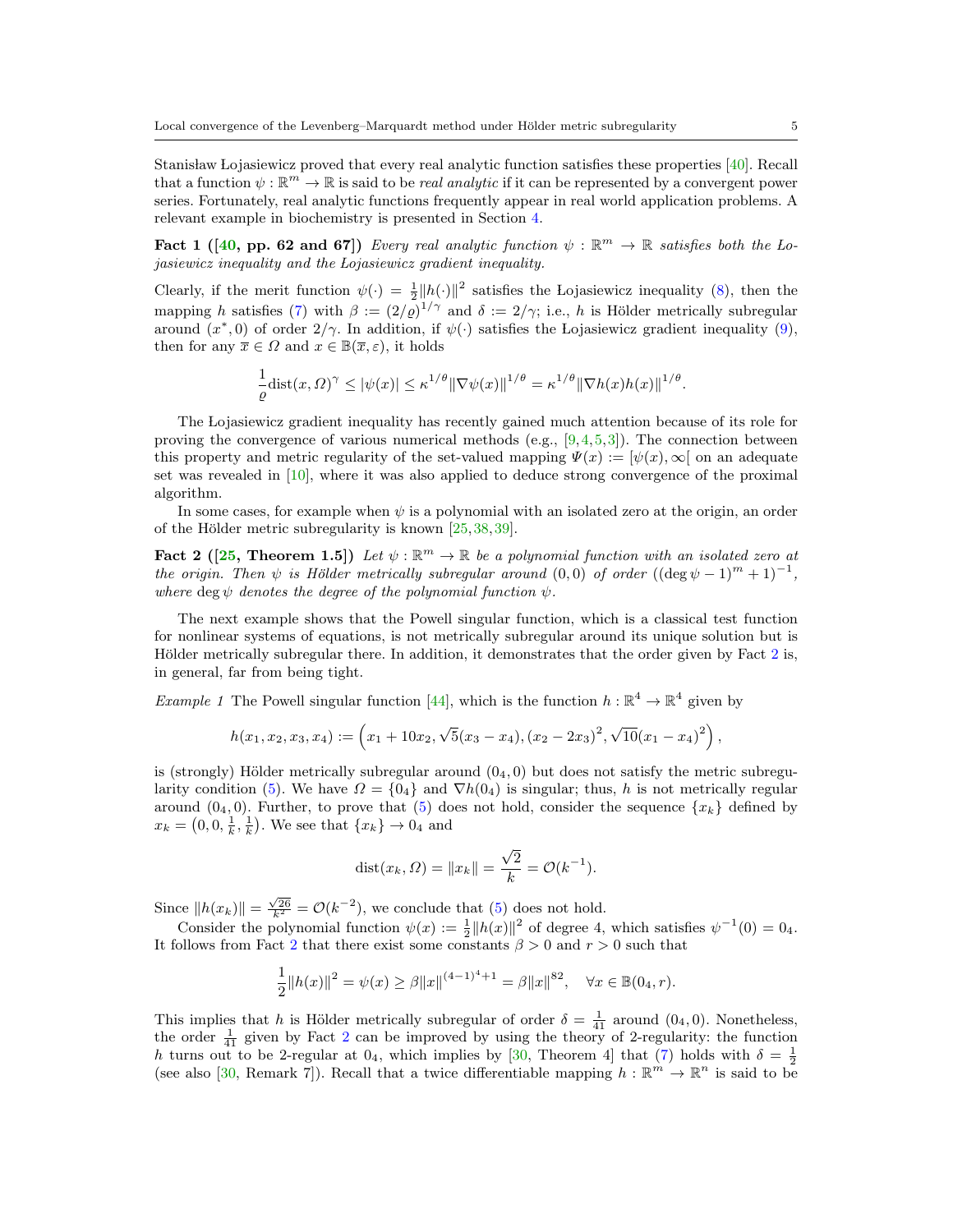Stanisław Łojasiewicz proved that every real analytic function satisfies these properties [40]. Recall that a function $\psi : \mathbb{R}^m \to \mathbb{R}$ is said to be *real analytic* if it can be represented by a convergent power series. Fortunately, real analytic functions frequently appear in real world application problems. A relevant example in biochemistry is presented in Section 4.

**Fact 1 ([40, pp. 62 and 67])** *Every real analytic function $\psi : \mathbb{R}^m \to \mathbb{R}$ satisfies both the Łojasiewicz inequality and the Łojasiewicz gradient inequality.*

Clearly, if the merit function $\psi(\cdot) = \frac{1}{2}\|h(\cdot)\|^2$ satisfies the Łojasiewicz inequality (8), then the mapping $h$ satisfies (7) with $\beta := (2/\varrho)^{1/\gamma}$ and $\delta := 2/\gamma$; i.e., $h$ is Hölder metrically subregular around $(x^*, 0)$ of order $2/\gamma$. In addition, if $\psi(\cdot)$ satisfies the Łojasiewicz gradient inequality (9), then for any $\overline{x} \in \Omega$ and $x \in \mathbb{B}(\overline{x}, \varepsilon)$, it holds

$$\frac{1}{\varrho}\operatorname{dist}(x, \Omega)^\gamma \le |\psi(x)| \le \kappa^{1/\theta}\|\nabla\psi(x)\|^{1/\theta} = \kappa^{1/\theta}\|\nabla h(x)h(x)\|^{1/\theta}.$$

The Łojasiewicz gradient inequality has recently gained much attention because of its role for proving the convergence of various numerical methods (e.g., [9,4,5,3]). The connection between this property and metric regularity of the set-valued mapping $\Psi(x) := [\psi(x), \infty[$ on an adequate set was revealed in [10], where it was also applied to deduce strong convergence of the proximal algorithm.

In some cases, for example when $\psi$ is a polynomial with an isolated zero at the origin, an order of the Hölder metric subregularity is known [25,38,39].

**Fact 2 ([25, Theorem 1.5])** *Let $\psi : \mathbb{R}^m \to \mathbb{R}$ be a polynomial function with an isolated zero at the origin. Then $\psi$ is Hölder metrically subregular around $(0, 0)$ of order $((\deg\psi - 1)^m + 1)^{-1}$, where $\deg\psi$ denotes the degree of the polynomial function $\psi$.*

The next example shows that the Powell singular function, which is a classical test function for nonlinear systems of equations, is not metrically subregular around its unique solution but is Hölder metrically subregular there. In addition, it demonstrates that the order given by Fact 2 is, in general, far from being tight.

*Example 1* The Powell singular function [44], which is the function $h : \mathbb{R}^4 \to \mathbb{R}^4$ given by

$$h(x_1, x_2, x_3, x_4) := \left(x_1 + 10x_2, \sqrt{5}(x_3 - x_4), (x_2 - 2x_3)^2, \sqrt{10}(x_1 - x_4)^2\right),$$

is (strongly) Hölder metrically subregular around $(0_4, 0)$ but does not satisfy the metric subregularity condition (5). We have $\Omega = \{0_4\}$ and $\nabla h(0_4)$ is singular; thus, $h$ is not metrically regular around $(0_4, 0)$. Further, to prove that (5) does not hold, consider the sequence $\{x_k\}$ defined by $x_k = \left(0, 0, \frac{1}{k}, \frac{1}{k}\right)$. We see that $\{x_k\} \to 0_4$ and

$$\operatorname{dist}(x_k, \Omega) = \|x_k\| = \frac{\sqrt{2}}{k} = \mathcal{O}(k^{-1}).$$

Since $\|h(x_k)\| = \frac{\sqrt{26}}{k^2} = \mathcal{O}(k^{-2})$, we conclude that (5) does not hold.

Consider the polynomial function $\psi(x) := \frac{1}{2}\|h(x)\|^2$ of degree 4, which satisfies $\psi^{-1}(0) = 0_4$. It follows from Fact 2 that there exist some constants $\beta > 0$ and $r > 0$ such that

$$\frac{1}{2}\|h(x)\|^2 = \psi(x) \ge \beta\|x\|^{(4-1)^4+1} = \beta\|x\|^{82}, \quad \forall x \in \mathbb{B}(0_4, r).$$

This implies that $h$ is Hölder metrically subregular of order $\delta = \frac{1}{41}$ around $(0_4, 0)$. Nonetheless, the order $\frac{1}{41}$ given by Fact 2 can be improved by using the theory of 2-regularity: the function $h$ turns out to be 2-regular at $0_4$, which implies by [30, Theorem 4] that (7) holds with $\delta = \frac{1}{2}$ (see also [30, Remark 7]). Recall that a twice differentiable mapping $h : \mathbb{R}^m \to \mathbb{R}^n$ is said to be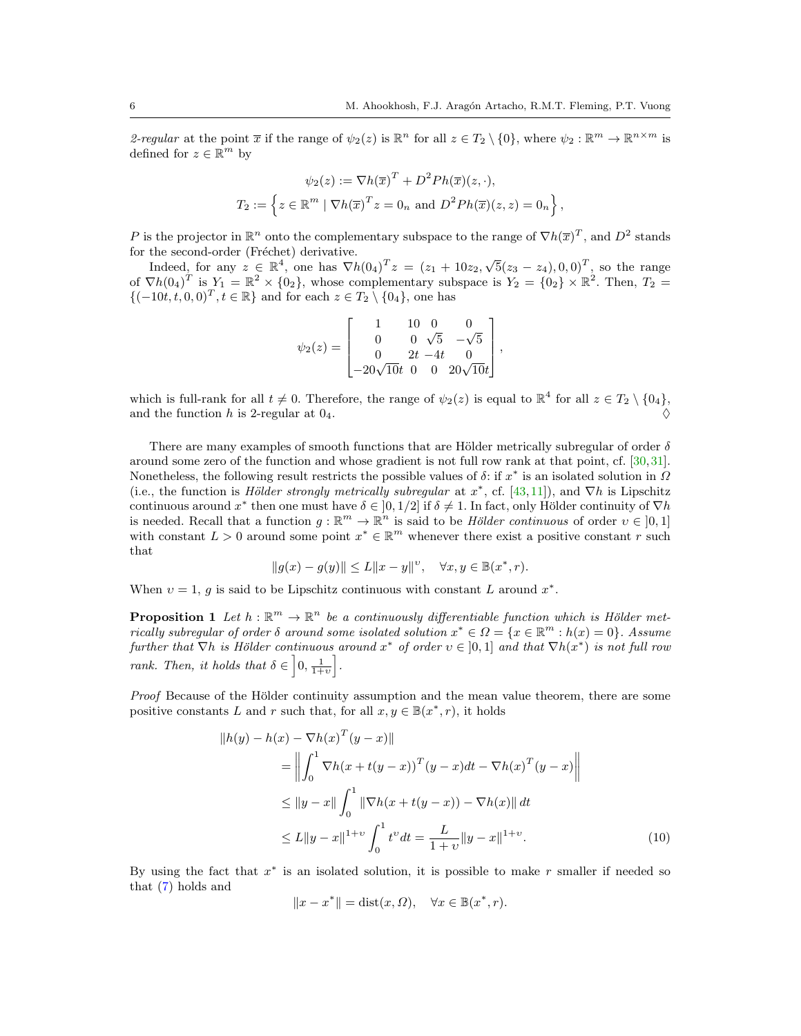*2-regular* at the point $\overline{x}$ if the range of $\psi_2(z)$ is $\mathbb{R}^n$ for all $z \in T_2 \setminus \{0\}$, where $\psi_2 : \mathbb{R}^m \to \mathbb{R}^{n\times m}$ is defined for $z \in \mathbb{R}^m$ by

$$
\psi_2(z) := \nabla h(\overline{x})^T + D^2 P h(\overline{x})(z,\cdot),
$$

$$
T_2 := \left\{ z \in \mathbb{R}^m \mid \nabla h(\overline{x})^T z = 0_n \text{ and } D^2 P h(\overline{x})(z,z) = 0_n \right\},
$$

$P$ is the projector in $\mathbb{R}^n$ onto the complementary subspace to the range of $\nabla h(\overline{x})^T$, and $D^2$ stands for the second-order (Fréchet) derivative.

Indeed, for any $z \in \mathbb{R}^4$, one has $\nabla h(0_4)^T z = (z_1 + 10z_2, \sqrt{5}(z_3 - z_4), 0, 0)^T$, so the range of $\nabla h(0_4)^T$ is $Y_1 = \mathbb{R}^2 \times \{0_2\}$, whose complementary subspace is $Y_2 = \{0_2\} \times \mathbb{R}^2$. Then, $T_2 = \{(-10t, t, 0, 0)^T, t \in \mathbb{R}\}$ and for each $z \in T_2 \setminus \{0_4\}$, one has

$$
\psi_2(z) = \begin{bmatrix} 1 & 10 & 0 & 0 \\ 0 & 0 & \sqrt{5} & -\sqrt{5} \\ 0 & 2t & -4t & 0 \\ -20\sqrt{10}t & 0 & 0 & 20\sqrt{10}t \end{bmatrix},
$$

which is full-rank for all $t \neq 0$. Therefore, the range of $\psi_2(z)$ is equal to $\mathbb{R}^4$ for all $z \in T_2 \setminus \{0_4\}$, and the function $h$ is 2-regular at $0_4$. ♢

There are many examples of smooth functions that are Hölder metrically subregular of order $\delta$ around some zero of the function and whose gradient is not full row rank at that point, cf. [30,31]. Nonetheless, the following result restricts the possible values of $\delta$: if $x^*$ is an isolated solution in $\Omega$ (i.e., the function is *Hölder strongly metrically subregular* at $x^*$, cf. [43,11]), and $\nabla h$ is Lipschitz continuous around $x^*$ then one must have $\delta \in \,]0, 1/2]$ if $\delta \neq 1$. In fact, only Hölder continuity of $\nabla h$ is needed. Recall that a function $g : \mathbb{R}^m \to \mathbb{R}^n$ is said to be *Hölder continuous* of order $\upsilon \in \,]0, 1]$ with constant $L > 0$ around some point $x^* \in \mathbb{R}^m$ whenever there exist a positive constant $r$ such that

$$
\|g(x) - g(y)\| \leq L\|x - y\|^{\upsilon}, \quad \forall x, y \in \mathbb{B}(x^*, r).
$$

When $\upsilon = 1$, $g$ is said to be Lipschitz continuous with constant $L$ around $x^*$.

**Proposition 1** *Let $h : \mathbb{R}^m \to \mathbb{R}^n$ be a continuously differentiable function which is Hölder metrically subregular of order $\delta$ around some isolated solution $x^* \in \Omega = \{x \in \mathbb{R}^m : h(x) = 0\}$. Assume further that $\nabla h$ is Hölder continuous around $x^*$ of order $\upsilon \in \,]0, 1]$ and that $\nabla h(x^*)$ is not full row rank. Then, it holds that $\delta \in \left]0, \frac{1}{1+\upsilon}\right]$.*

*Proof* Because of the Hölder continuity assumption and the mean value theorem, there are some positive constants $L$ and $r$ such that, for all $x, y \in \mathbb{B}(x^*, r)$, it holds

$$
\begin{aligned}
&\|h(y) - h(x) - \nabla h(x)^T (y - x)\| \\
&\quad = \left\| \int_0^1 \nabla h(x + t(y - x))^T (y - x) dt - \nabla h(x)^T (y - x) \right\| \\
&\quad \leq \|y - x\| \int_0^1 \|\nabla h(x + t(y - x)) - \nabla h(x)\| \, dt \\
&\quad \leq L\|y - x\|^{1+\upsilon} \int_0^1 t^{\upsilon} dt = \frac{L}{1+\upsilon}\|y - x\|^{1+\upsilon}. \qquad (10)
\end{aligned}
$$

By using the fact that $x^*$ is an isolated solution, it is possible to make $r$ smaller if needed so that (7) holds and

$$
\|x - x^*\| = \operatorname{dist}(x, \Omega), \quad \forall x \in \mathbb{B}(x^*, r).
$$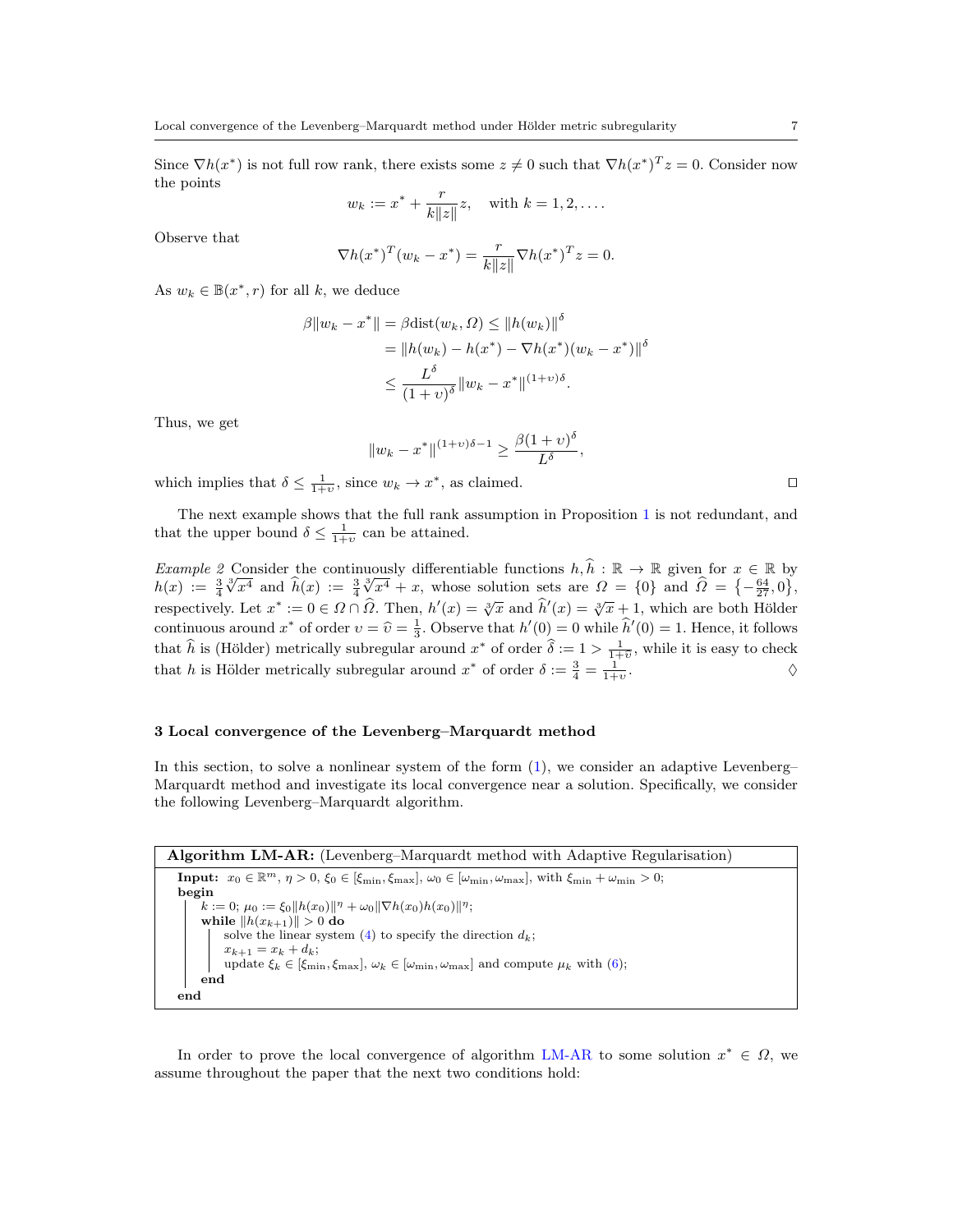Since $\nabla h(x^*)$ is not full row rank, there exists some $z \neq 0$ such that $\nabla h(x^*)^T z = 0$. Consider now the points

$$w_k := x^* + \frac{r}{k\|z\|} z, \quad \text{with } k = 1, 2, \ldots.$$

Observe that

$$\nabla h(x^*)^T (w_k - x^*) = \frac{r}{k\|z\|} \nabla h(x^*)^T z = 0.$$

As $w_k \in \mathbb{B}(x^*, r)$ for all $k$, we deduce

$$\begin{aligned}
\beta \|w_k - x^*\| = \beta \text{dist}(w_k, \Omega) &\leq \|h(w_k)\|^\delta \\
&= \|h(w_k) - h(x^*) - \nabla h(x^*)(w_k - x^*)\|^\delta \\
&\leq \frac{L^\delta}{(1+\upsilon)^\delta} \|w_k - x^*\|^{(1+\upsilon)\delta}.
\end{aligned}$$

Thus, we get

$$\|w_k - x^*\|^{(1+\upsilon)\delta - 1} \geq \frac{\beta(1+\upsilon)^\delta}{L^\delta},$$

which implies that $\delta \leq \frac{1}{1+\upsilon}$, since $w_k \to x^*$, as claimed. $\square$

The next example shows that the full rank assumption in Proposition 1 is not redundant, and that the upper bound $\delta \leq \frac{1}{1+\upsilon}$ can be attained.

*Example 2* Consider the continuously differentiable functions $h, \widehat{h} : \mathbb{R} \to \mathbb{R}$ given for $x \in \mathbb{R}$ by $h(x) := \frac{3}{4}\sqrt[3]{x^4}$ and $\widehat{h}(x) := \frac{3}{4}\sqrt[3]{x^4} + x$, whose solution sets are $\Omega = \{0\}$ and $\widehat{\Omega} = \left\{-\frac{64}{27}, 0\right\}$, respectively. Let $x^* := 0 \in \Omega \cap \widehat{\Omega}$. Then, $h'(x) = \sqrt[3]{x}$ and $\widehat{h}'(x) = \sqrt[3]{x} + 1$, which are both Hölder continuous around $x^*$ of order $\upsilon = \widehat{\upsilon} = \frac{1}{3}$. Observe that $h'(0) = 0$ while $\widehat{h}'(0) = 1$. Hence, it follows that $\widehat{h}$ is (Hölder) metrically subregular around $x^*$ of order $\widehat{\delta} := 1 > \frac{1}{1+\widehat{\upsilon}}$, while it is easy to check that $h$ is Hölder metrically subregular around $x^*$ of order $\delta := \frac{3}{4} = \frac{1}{1+\upsilon}$. $\lozenge$

## 3 Local convergence of the Levenberg–Marquardt method

In this section, to solve a nonlinear system of the form (1), we consider an adaptive Levenberg–Marquardt method and investigate its local convergence near a solution. Specifically, we consider the following Levenberg–Marquardt algorithm.

---

**Algorithm LM-AR:** (Levenberg–Marquardt method with Adaptive Regularisation)

---

**Input:** $x_0 \in \mathbb{R}^m$, $\eta > 0$, $\xi_0 \in [\xi_{\min}, \xi_{\max}]$, $\omega_0 \in [\omega_{\min}, \omega_{\max}]$, with $\xi_{\min} + \omega_{\min} > 0$;
**begin**
  $k := 0$; $\mu_0 := \xi_0 \|h(x_0)\|^\eta + \omega_0 \|\nabla h(x_0) h(x_0)\|^\eta$;
  **while** $\|h(x_{k+1})\| > 0$ **do**
    solve the linear system (4) to specify the direction $d_k$;
    $x_{k+1} = x_k + d_k$;
    update $\xi_k \in [\xi_{\min}, \xi_{\max}]$, $\omega_k \in [\omega_{\min}, \omega_{\max}]$ and compute $\mu_k$ with (6);
  **end**
**end**

---

In order to prove the local convergence of algorithm LM-AR to some solution $x^* \in \Omega$, we assume throughout the paper that the next two conditions hold: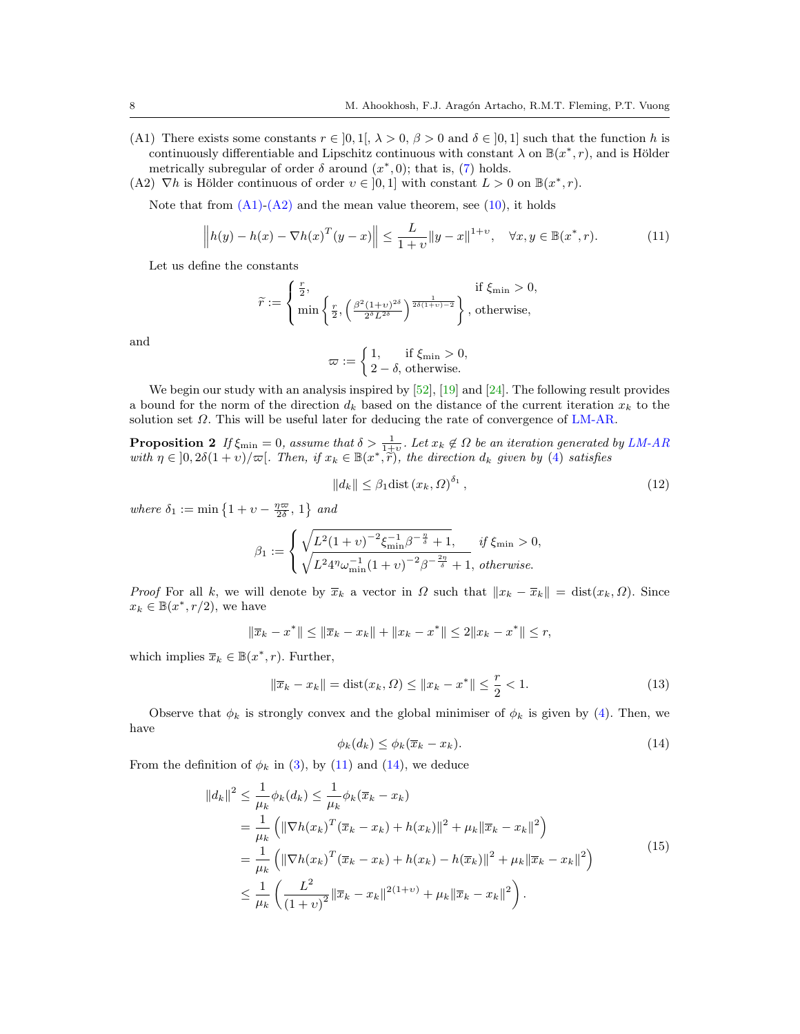(A1) There exists some constants $r \in ]0,1[$, $\lambda > 0$, $\beta > 0$ and $\delta \in ]0,1]$ such that the function $h$ is continuously differentiable and Lipschitz continuous with constant $\lambda$ on $\mathbb{B}(x^*, r)$, and is Hölder metrically subregular of order $\delta$ around $(x^*, 0)$; that is, (7) holds.

(A2) $\nabla h$ is Hölder continuous of order $\upsilon \in ]0,1]$ with constant $L > 0$ on $\mathbb{B}(x^*, r)$.

Note that from (A1)-(A2) and the mean value theorem, see (10), it holds

$$\left\| h(y) - h(x) - \nabla h(x)^T (y - x) \right\| \leq \frac{L}{1+\upsilon} \|y - x\|^{1+\upsilon}, \quad \forall x, y \in \mathbb{B}(x^*, r). \tag{11}$$

Let us define the constants

$$\widetilde{r} := \begin{cases} \frac{r}{2}, & \text{if } \xi_{\min} > 0, \\ \min\left\{ \frac{r}{2}, \left( \frac{\beta^2 (1+\upsilon)^{2\delta}}{2^\delta L^{2\delta}} \right)^{\frac{1}{2\delta(1+\upsilon)-2}} \right\}, & \text{otherwise,} \end{cases}$$

and

$$\varpi := \begin{cases} 1, & \text{if } \xi_{\min} > 0, \\ 2 - \delta, & \text{otherwise.} \end{cases}$$

We begin our study with an analysis inspired by [52], [19] and [24]. The following result provides a bound for the norm of the direction $d_k$ based on the distance of the current iteration $x_k$ to the solution set $\Omega$. This will be useful later for deducing the rate of convergence of LM-AR.

**Proposition 2** *If $\xi_{\min} = 0$, assume that $\delta > \frac{1}{1+\upsilon}$. Let $x_k \notin \Omega$ be an iteration generated by LM-AR with $\eta \in ]0, 2\delta(1+\upsilon)/\varpi[$. Then, if $x_k \in \mathbb{B}(x^*, \widetilde{r})$, the direction $d_k$ given by (4) satisfies*

$$\|d_k\| \leq \beta_1 \operatorname{dist}(x_k, \Omega)^{\delta_1}, \tag{12}$$

*where $\delta_1 := \min\left\{1 + \upsilon - \frac{\eta\varpi}{2\delta}, 1\right\}$ and*

$$\beta_1 := \begin{cases} \sqrt{L^2 (1+\upsilon)^{-2} \xi_{\min}^{-1} \beta^{-\frac{\eta}{\delta}} + 1}, & \text{if } \xi_{\min} > 0, \\ \sqrt{L^2 4^\eta \omega_{\min}^{-1} (1+\upsilon)^{-2} \beta^{-\frac{2\eta}{\delta}} + 1}, & \text{otherwise.} \end{cases}$$

*Proof* For all $k$, we will denote by $\overline{x}_k$ a vector in $\Omega$ such that $\|x_k - \overline{x}_k\| = \operatorname{dist}(x_k, \Omega)$. Since $x_k \in \mathbb{B}(x^*, r/2)$, we have

$$\|\overline{x}_k - x^*\| \leq \|\overline{x}_k - x_k\| + \|x_k - x^*\| \leq 2\|x_k - x^*\| \leq r,$$

which implies $\overline{x}_k \in \mathbb{B}(x^*, r)$. Further,

$$\|\overline{x}_k - x_k\| = \operatorname{dist}(x_k, \Omega) \leq \|x_k - x^*\| \leq \frac{r}{2} < 1. \tag{13}$$

Observe that $\phi_k$ is strongly convex and the global minimiser of $\phi_k$ is given by (4). Then, we have

$$\phi_k(d_k) \leq \phi_k(\overline{x}_k - x_k). \tag{14}$$

From the definition of $\phi_k$ in (3), by (11) and (14), we deduce

$$\begin{aligned}
\|d_k\|^2 &\leq \frac{1}{\mu_k} \phi_k(d_k) \leq \frac{1}{\mu_k} \phi_k(\overline{x}_k - x_k) \\
&= \frac{1}{\mu_k} \left( \|\nabla h(x_k)^T (\overline{x}_k - x_k) + h(x_k)\|^2 + \mu_k \|\overline{x}_k - x_k\|^2 \right) \\
&= \frac{1}{\mu_k} \left( \|\nabla h(x_k)^T (\overline{x}_k - x_k) + h(x_k) - h(\overline{x}_k)\|^2 + \mu_k \|\overline{x}_k - x_k\|^2 \right) \\
&\leq \frac{1}{\mu_k} \left( \frac{L^2}{(1+\upsilon)^2} \|\overline{x}_k - x_k\|^{2(1+\upsilon)} + \mu_k \|\overline{x}_k - x_k\|^2 \right).
\end{aligned} \tag{15}$$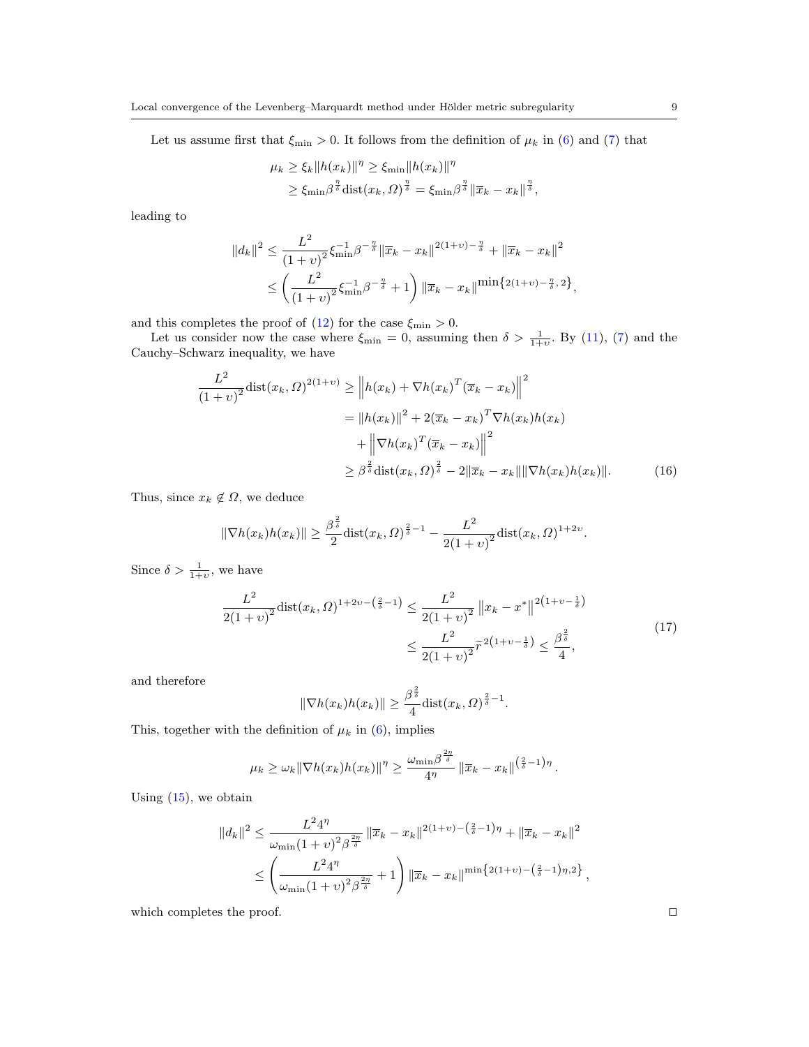Let us assume first that $\xi_{\min} > 0$. It follows from the definition of $\mu_k$ in (6) and (7) that

$$
\begin{aligned}
\mu_k &\geq \xi_k \|h(x_k)\|^\eta \geq \xi_{\min} \|h(x_k)\|^\eta \\
&\geq \xi_{\min} \beta^{\frac{\eta}{\delta}} \operatorname{dist}(x_k, \Omega)^{\frac{\eta}{\delta}} = \xi_{\min} \beta^{\frac{\eta}{\delta}} \|\overline{x}_k - x_k\|^{\frac{\eta}{\delta}},
\end{aligned}
$$

leading to

$$
\begin{aligned}
\|d_k\|^2 &\leq \frac{L^2}{(1+\upsilon)^2} \xi_{\min}^{-1} \beta^{-\frac{\eta}{\delta}} \|\overline{x}_k - x_k\|^{2(1+\upsilon)-\frac{\eta}{\delta}} + \|\overline{x}_k - x_k\|^2 \\
&\leq \left( \frac{L^2}{(1+\upsilon)^2} \xi_{\min}^{-1} \beta^{-\frac{\eta}{\delta}} + 1 \right) \|\overline{x}_k - x_k\|^{\min\left\{2(1+\upsilon)-\frac{\eta}{\delta},\, 2\right\}},
\end{aligned}
$$

and this completes the proof of (12) for the case $\xi_{\min} > 0$.

Let us consider now the case where $\xi_{\min} = 0$, assuming then $\delta > \frac{1}{1+\upsilon}$. By (11), (7) and the Cauchy–Schwarz inequality, we have

$$
\begin{aligned}
\frac{L^2}{(1+\upsilon)^2} \operatorname{dist}(x_k, \Omega)^{2(1+\upsilon)} &\geq \left\| h(x_k) + \nabla h(x_k)^T (\overline{x}_k - x_k) \right\|^2 \\
&= \|h(x_k)\|^2 + 2(\overline{x}_k - x_k)^T \nabla h(x_k) h(x_k) \\
&\quad + \left\| \nabla h(x_k)^T (\overline{x}_k - x_k) \right\|^2 \\
&\geq \beta^{\frac{2}{\delta}} \operatorname{dist}(x_k, \Omega)^{\frac{2}{\delta}} - 2\|\overline{x}_k - x_k\| \|\nabla h(x_k) h(x_k)\|. 
\end{aligned}
\tag{16}
$$

Thus, since $x_k \notin \Omega$, we deduce

$$
\|\nabla h(x_k) h(x_k)\| \geq \frac{\beta^{\frac{2}{\delta}}}{2} \operatorname{dist}(x_k, \Omega)^{\frac{2}{\delta}-1} - \frac{L^2}{2(1+\upsilon)^2} \operatorname{dist}(x_k, \Omega)^{1+2\upsilon}.
$$

Since $\delta > \frac{1}{1+\upsilon}$, we have

$$
\begin{aligned}
\frac{L^2}{2(1+\upsilon)^2} \operatorname{dist}(x_k, \Omega)^{1+2\upsilon-\left(\frac{2}{\delta}-1\right)} &\leq \frac{L^2}{2(1+\upsilon)^2} \left\| x_k - x^* \right\|^{2\left(1+\upsilon-\frac{1}{\delta}\right)} \\
&\leq \frac{L^2}{2(1+\upsilon)^2} \widetilde{r}^{\,2\left(1+\upsilon-\frac{1}{\delta}\right)} \leq \frac{\beta^{\frac{2}{\delta}}}{4},
\end{aligned}
\tag{17}
$$

and therefore

$$
\|\nabla h(x_k) h(x_k)\| \geq \frac{\beta^{\frac{2}{\delta}}}{4} \operatorname{dist}(x_k, \Omega)^{\frac{2}{\delta}-1}.
$$

This, together with the definition of $\mu_k$ in (6), implies

$$
\mu_k \geq \omega_k \|\nabla h(x_k) h(x_k)\|^\eta \geq \frac{\omega_{\min} \beta^{\frac{2\eta}{\delta}}}{4^\eta} \left\| \overline{x}_k - x_k \right\|^{\left(\frac{2}{\delta}-1\right)\eta}.
$$

Using (15), we obtain

$$
\begin{aligned}
\|d_k\|^2 &\leq \frac{L^2 4^\eta}{\omega_{\min}(1+\upsilon)^2 \beta^{\frac{2\eta}{\delta}}} \left\| \overline{x}_k - x_k \right\|^{2(1+\upsilon)-\left(\frac{2}{\delta}-1\right)\eta} + \|\overline{x}_k - x_k\|^2 \\
&\leq \left( \frac{L^2 4^\eta}{\omega_{\min}(1+\upsilon)^2 \beta^{\frac{2\eta}{\delta}}} + 1 \right) \|\overline{x}_k - x_k\|^{\min\left\{2(1+\upsilon)-\left(\frac{2}{\delta}-1\right)\eta,\, 2\right\}},
\end{aligned}
$$

which completes the proof. $\square$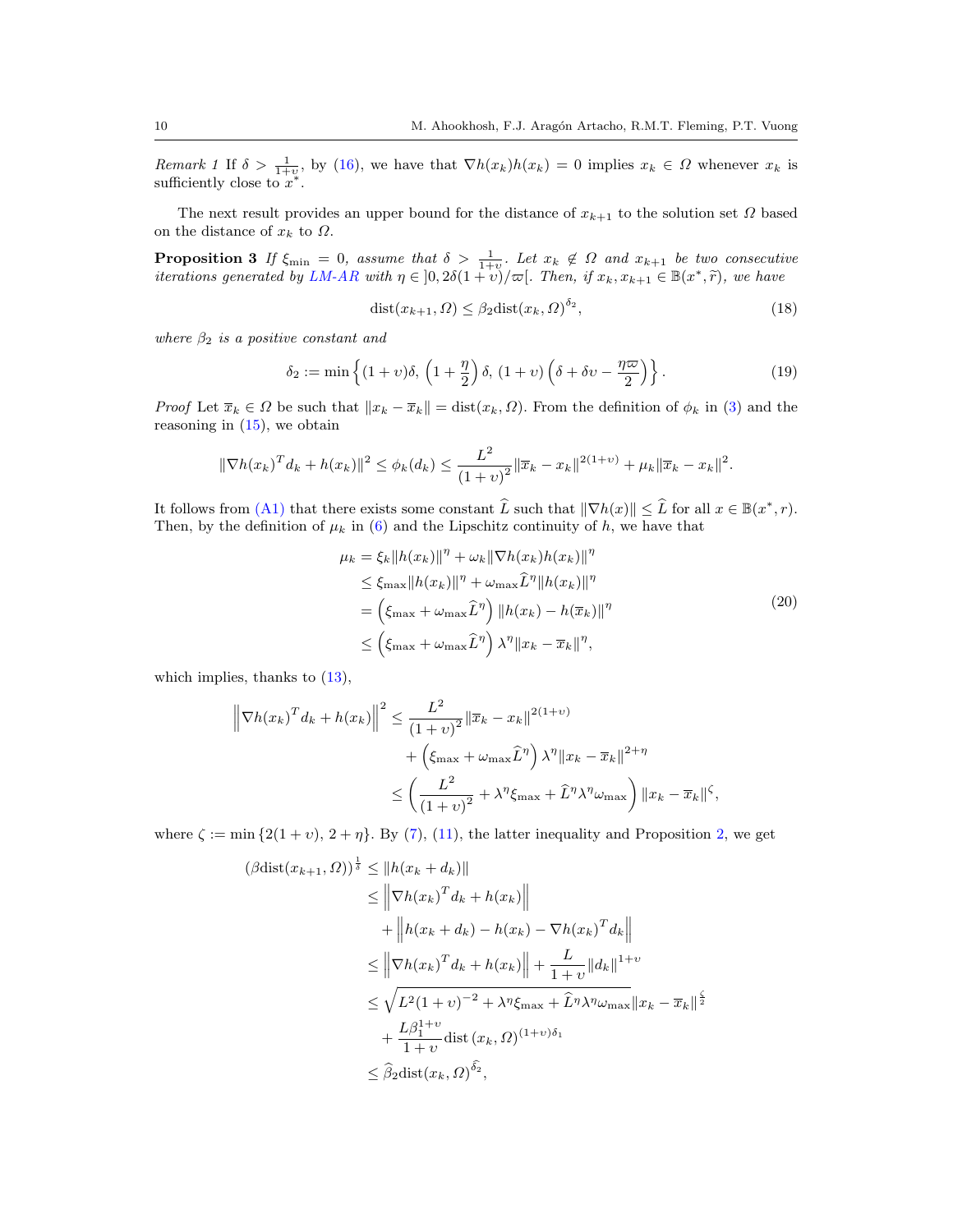*Remark 1* If $\delta > \frac{1}{1+\upsilon}$, by (16), we have that $\nabla h(x_k)h(x_k) = 0$ implies $x_k \in \Omega$ whenever $x_k$ is sufficiently close to $x^*$.

The next result provides an upper bound for the distance of $x_{k+1}$ to the solution set $\Omega$ based on the distance of $x_k$ to $\Omega$.

**Proposition 3** *If $\xi_{\min} = 0$, assume that $\delta > \frac{1}{1+\upsilon}$. Let $x_k \notin \Omega$ and $x_{k+1}$ be two consecutive iterations generated by LM-AR with $\eta \in \,]0, 2\delta(1+\upsilon)/\varpi[$. Then, if $x_k, x_{k+1} \in \mathbb{B}(x^*, \widetilde{r})$, we have*

$$
\operatorname{dist}(x_{k+1}, \Omega) \leq \beta_2 \operatorname{dist}(x_k, \Omega)^{\delta_2}, \tag{18}
$$

*where $\beta_2$ is a positive constant and*

$$
\delta_2 := \min\left\{(1+\upsilon)\delta,\ \left(1+\frac{\eta}{2}\right)\delta,\ (1+\upsilon)\left(\delta + \delta\upsilon - \frac{\eta\varpi}{2}\right)\right\}. \tag{19}
$$

*Proof* Let $\overline{x}_k \in \Omega$ be such that $\|x_k - \overline{x}_k\| = \operatorname{dist}(x_k, \Omega)$. From the definition of $\phi_k$ in (3) and the reasoning in (15), we obtain

$$
\|\nabla h(x_k)^T d_k + h(x_k)\|^2 \leq \phi_k(d_k) \leq \frac{L^2}{(1+\upsilon)^2}\|\overline{x}_k - x_k\|^{2(1+\upsilon)} + \mu_k \|\overline{x}_k - x_k\|^2.
$$

It follows from (A1) that there exists some constant $\widehat{L}$ such that $\|\nabla h(x)\| \leq \widehat{L}$ for all $x \in \mathbb{B}(x^*, r)$. Then, by the definition of $\mu_k$ in (6) and the Lipschitz continuity of $h$, we have that

$$
\begin{aligned}
\mu_k &= \xi_k \|h(x_k)\|^\eta + \omega_k \|\nabla h(x_k) h(x_k)\|^\eta \\
&\leq \xi_{\max}\|h(x_k)\|^\eta + \omega_{\max}\widehat{L}^\eta \|h(x_k)\|^\eta \\
&= \left(\xi_{\max} + \omega_{\max}\widehat{L}^\eta\right)\|h(x_k) - h(\overline{x}_k)\|^\eta \\
&\leq \left(\xi_{\max} + \omega_{\max}\widehat{L}^\eta\right)\lambda^\eta \|x_k - \overline{x}_k\|^\eta,
\end{aligned} \tag{20}
$$

which implies, thanks to (13),

$$
\begin{aligned}
\left\|\nabla h(x_k)^T d_k + h(x_k)\right\|^2 &\leq \frac{L^2}{(1+\upsilon)^2}\|\overline{x}_k - x_k\|^{2(1+\upsilon)} \\
&\quad + \left(\xi_{\max} + \omega_{\max}\widehat{L}^\eta\right)\lambda^\eta \|x_k - \overline{x}_k\|^{2+\eta} \\
&\leq \left(\frac{L^2}{(1+\upsilon)^2} + \lambda^\eta \xi_{\max} + \widehat{L}^\eta \lambda^\eta \omega_{\max}\right)\|x_k - \overline{x}_k\|^\zeta,
\end{aligned}
$$

where $\zeta := \min\{2(1+\upsilon),\, 2+\eta\}$. By (7), (11), the latter inequality and Proposition 2, we get

$$
\begin{aligned}
(\beta \operatorname{dist}(x_{k+1}, \Omega))^{\frac{1}{\delta}} &\leq \|h(x_k + d_k)\| \\
&\leq \left\|\nabla h(x_k)^T d_k + h(x_k)\right\| \\
&\quad + \left\|h(x_k + d_k) - h(x_k) - \nabla h(x_k)^T d_k\right\| \\
&\leq \left\|\nabla h(x_k)^T d_k + h(x_k)\right\| + \frac{L}{1+\upsilon}\|d_k\|^{1+\upsilon} \\
&\leq \sqrt{L^2(1+\upsilon)^{-2} + \lambda^\eta \xi_{\max} + \widehat{L}^\eta \lambda^\eta \omega_{\max}}\,\|x_k - \overline{x}_k\|^{\frac{\zeta}{2}} \\
&\quad + \frac{L\beta_1^{1+\upsilon}}{1+\upsilon}\operatorname{dist}(x_k, \Omega)^{(1+\upsilon)\delta_1} \\
&\leq \widehat{\beta}_2 \operatorname{dist}(x_k, \Omega)^{\widehat{\delta}_2},
\end{aligned}
$$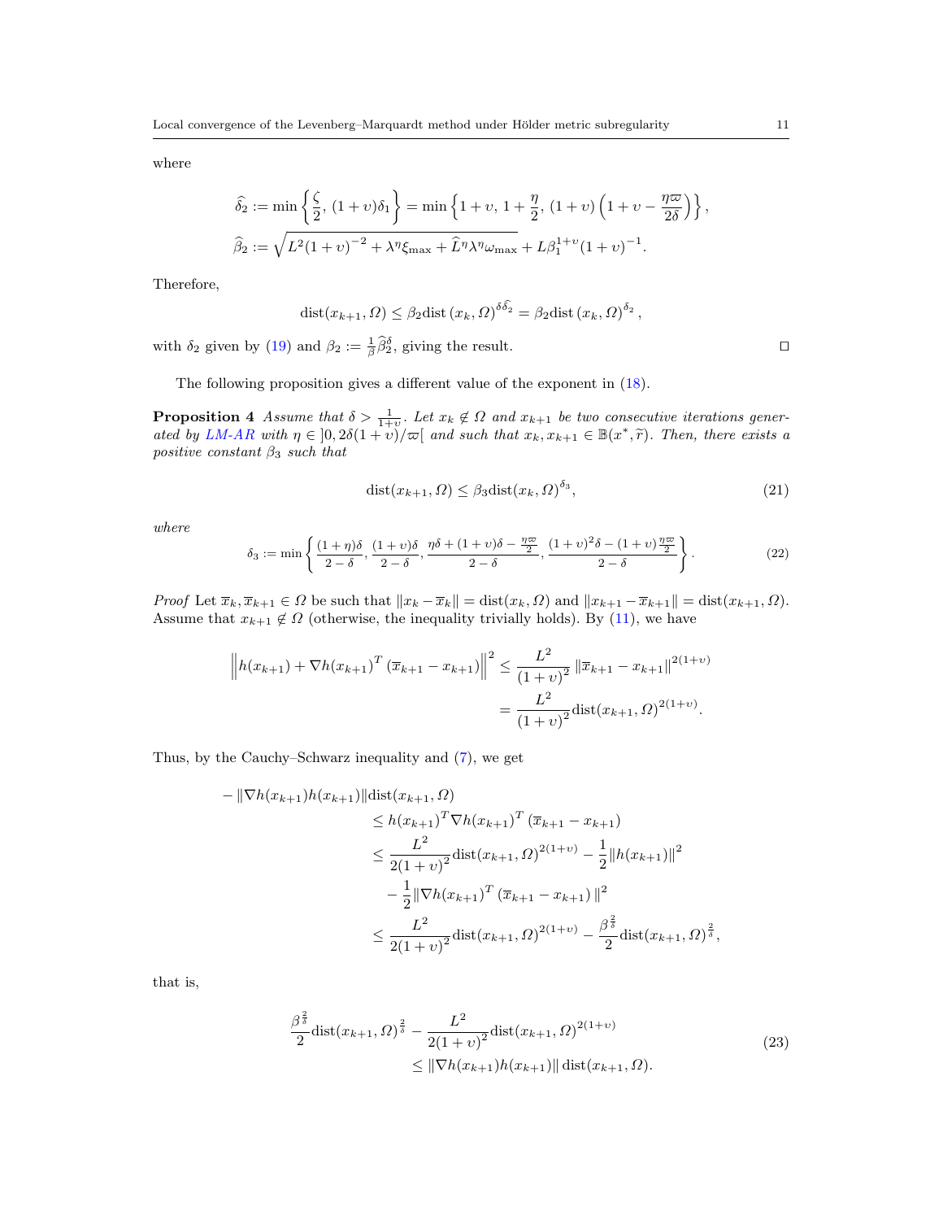where

$$\widehat{\delta}_2 := \min\left\{\frac{\zeta}{2},\, (1+\upsilon)\delta_1\right\} = \min\left\{1+\upsilon,\, 1+\frac{\eta}{2},\, (1+\upsilon)\left(1+\upsilon-\frac{\eta\varpi}{2\delta}\right)\right\},$$

$$\widehat{\beta}_2 := \sqrt{L^2(1+\upsilon)^{-2} + \lambda^{\eta}\xi_{\max} + \widehat{L}^{\eta}\lambda^{\eta}\omega_{\max}} + L\beta_1^{1+\upsilon}(1+\upsilon)^{-1}.$$

Therefore,

$$\operatorname{dist}(x_{k+1}, \Omega) \le \beta_2 \operatorname{dist}(x_k, \Omega)^{\delta\widehat{\delta}_2} = \beta_2 \operatorname{dist}(x_k, \Omega)^{\delta_2},$$

with $\delta_2$ given by (19) and $\beta_2 := \frac{1}{\beta}\widehat{\beta}_2^{\delta}$, giving the result. ◻

The following proposition gives a different value of the exponent in (18).

**Proposition 4** *Assume that $\delta > \frac{1}{1+\upsilon}$. Let $x_k \notin \Omega$ and $x_{k+1}$ be two consecutive iterations generated by LM-AR with $\eta \in ]0, 2\delta(1+\upsilon)/\varpi[$ and such that $x_k, x_{k+1} \in \mathbb{B}(x^*, \widetilde{r})$. Then, there exists a positive constant $\beta_3$ such that*

$$\operatorname{dist}(x_{k+1}, \Omega) \le \beta_3 \operatorname{dist}(x_k, \Omega)^{\delta_3}, \tag{21}$$

*where*

$$\delta_3 := \min\left\{\frac{(1+\eta)\delta}{2-\delta},\, \frac{(1+\upsilon)\delta}{2-\delta},\, \frac{\eta\delta + (1+\upsilon)\delta - \frac{\eta\varpi}{2}}{2-\delta},\, \frac{(1+\upsilon)^2\delta - (1+\upsilon)\frac{\eta\varpi}{2}}{2-\delta}\right\}. \tag{22}$$

*Proof* Let $\overline{x}_k, \overline{x}_{k+1} \in \Omega$ be such that $\|x_k - \overline{x}_k\| = \operatorname{dist}(x_k, \Omega)$ and $\|x_{k+1} - \overline{x}_{k+1}\| = \operatorname{dist}(x_{k+1}, \Omega)$. Assume that $x_{k+1} \notin \Omega$ (otherwise, the inequality trivially holds). By (11), we have

$$\begin{aligned}
\left\|h(x_{k+1}) + \nabla h(x_{k+1})^T(\overline{x}_{k+1} - x_{k+1})\right\|^2 &\le \frac{L^2}{(1+\upsilon)^2}\|\overline{x}_{k+1} - x_{k+1}\|^{2(1+\upsilon)} \\
&= \frac{L^2}{(1+\upsilon)^2}\operatorname{dist}(x_{k+1}, \Omega)^{2(1+\upsilon)}.
\end{aligned}$$

Thus, by the Cauchy–Schwarz inequality and (7), we get

$$\begin{aligned}
-\|\nabla h(x_{k+1})h(x_{k+1})\|&\operatorname{dist}(x_{k+1}, \Omega) \\
&\le h(x_{k+1})^T\nabla h(x_{k+1})^T(\overline{x}_{k+1} - x_{k+1}) \\
&\le \frac{L^2}{2(1+\upsilon)^2}\operatorname{dist}(x_{k+1}, \Omega)^{2(1+\upsilon)} - \frac{1}{2}\|h(x_{k+1})\|^2 \\
&\quad - \frac{1}{2}\|\nabla h(x_{k+1})^T(\overline{x}_{k+1} - x_{k+1})\|^2 \\
&\le \frac{L^2}{2(1+\upsilon)^2}\operatorname{dist}(x_{k+1}, \Omega)^{2(1+\upsilon)} - \frac{\beta^{\frac{2}{\delta}}}{2}\operatorname{dist}(x_{k+1}, \Omega)^{\frac{2}{\delta}},
\end{aligned}$$

that is,

$$\begin{aligned}
\frac{\beta^{\frac{2}{\delta}}}{2}\operatorname{dist}(x_{k+1}, \Omega)^{\frac{2}{\delta}} &- \frac{L^2}{2(1+\upsilon)^2}\operatorname{dist}(x_{k+1}, \Omega)^{2(1+\upsilon)} \\
&\le \|\nabla h(x_{k+1})h(x_{k+1})\|\operatorname{dist}(x_{k+1}, \Omega).
\end{aligned} \tag{23}$$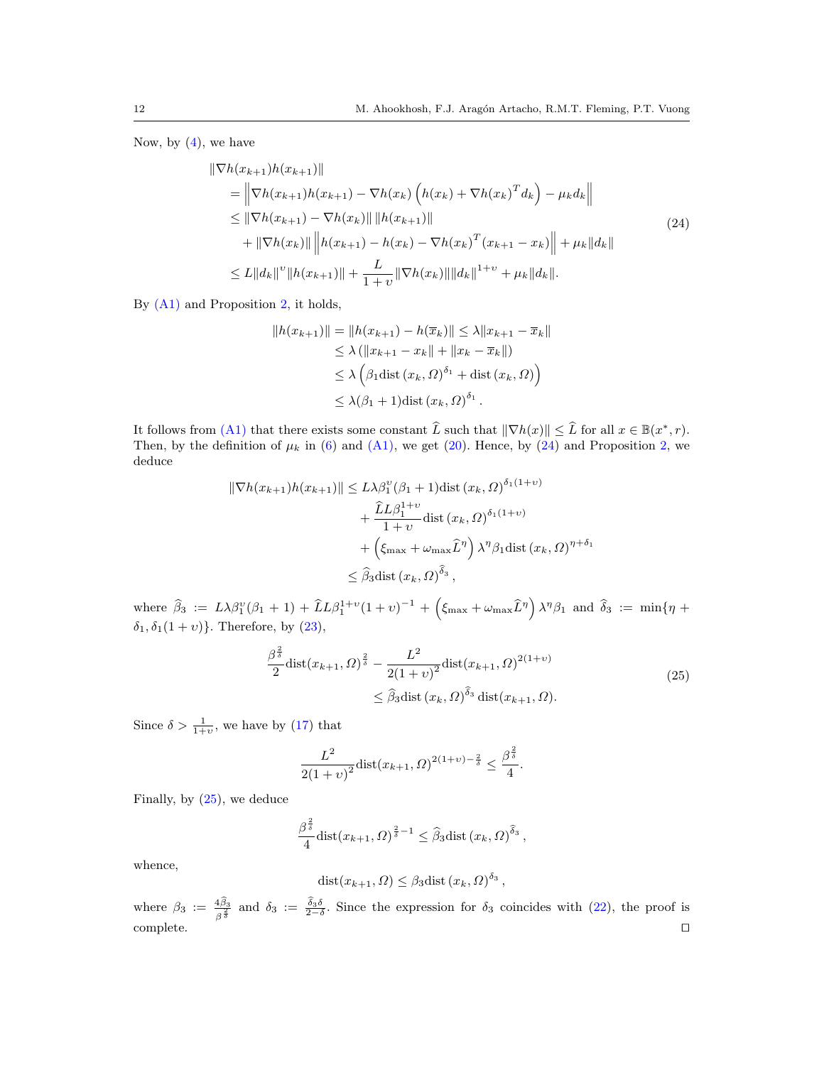Now, by (4), we have

$$
\begin{aligned}
&\|\nabla h(x_{k+1}) h(x_{k+1})\| \\
&= \left\| \nabla h(x_{k+1}) h(x_{k+1}) - \nabla h(x_k) \left( h(x_k) + \nabla h(x_k)^T d_k \right) - \mu_k d_k \right\| \\
&\leq \|\nabla h(x_{k+1}) - \nabla h(x_k)\| \, \|h(x_{k+1})\| \\
&\quad + \|\nabla h(x_k)\| \left\| h(x_{k+1}) - h(x_k) - \nabla h(x_k)^T (x_{k+1} - x_k) \right\| + \mu_k \|d_k\| \\
&\leq L \|d_k\|^{\upsilon} \|h(x_{k+1})\| + \frac{L}{1+\upsilon} \|\nabla h(x_k)\| \|d_k\|^{1+\upsilon} + \mu_k \|d_k\|.
\end{aligned}
\tag{24}
$$

By (A1) and Proposition 2, it holds,

$$
\begin{aligned}
\|h(x_{k+1})\| = \|h(x_{k+1}) - h(\overline{x}_k)\| &\leq \lambda \|x_{k+1} - \overline{x}_k\| \\
&\leq \lambda \left( \|x_{k+1} - x_k\| + \|x_k - \overline{x}_k\| \right) \\
&\leq \lambda \left( \beta_1 \operatorname{dist}(x_k, \Omega)^{\delta_1} + \operatorname{dist}(x_k, \Omega) \right) \\
&\leq \lambda (\beta_1 + 1) \operatorname{dist}(x_k, \Omega)^{\delta_1}.
\end{aligned}
$$

It follows from (A1) that there exists some constant $\widehat{L}$ such that $\|\nabla h(x)\| \leq \widehat{L}$ for all $x \in \mathbb{B}(x^*, r)$. Then, by the definition of $\mu_k$ in (6) and (A1), we get (20). Hence, by (24) and Proposition 2, we deduce

$$
\begin{aligned}
\|\nabla h(x_{k+1}) h(x_{k+1})\| &\leq L \lambda \beta_1^{\upsilon} (\beta_1 + 1) \operatorname{dist}(x_k, \Omega)^{\delta_1 (1+\upsilon)} \\
&\quad + \frac{\widehat{L} L \beta_1^{1+\upsilon}}{1+\upsilon} \operatorname{dist}(x_k, \Omega)^{\delta_1 (1+\upsilon)} \\
&\quad + \left( \xi_{\max} + \omega_{\max} \widehat{L}^{\eta} \right) \lambda^{\eta} \beta_1 \operatorname{dist}(x_k, \Omega)^{\eta + \delta_1} \\
&\leq \widehat{\beta}_3 \operatorname{dist}(x_k, \Omega)^{\widehat{\delta}_3},
\end{aligned}
$$

where $\widehat{\beta}_3 := L \lambda \beta_1^{\upsilon} (\beta_1 + 1) + \widehat{L} L \beta_1^{1+\upsilon} (1+\upsilon)^{-1} + \left( \xi_{\max} + \omega_{\max} \widehat{L}^{\eta} \right) \lambda^{\eta} \beta_1$ and $\widehat{\delta}_3 := \min\{\eta + \delta_1, \delta_1 (1+\upsilon)\}$. Therefore, by (23),

$$
\begin{aligned}
\frac{\beta^{\frac{2}{\delta}}}{2} \operatorname{dist}(x_{k+1}, \Omega)^{\frac{2}{\delta}} - \frac{L^2}{2(1+\upsilon)^2} \operatorname{dist}(x_{k+1}, \Omega)^{2(1+\upsilon)} \\
\leq \widehat{\beta}_3 \operatorname{dist}(x_k, \Omega)^{\widehat{\delta}_3} \operatorname{dist}(x_{k+1}, \Omega).
\end{aligned}
\tag{25}
$$

Since $\delta > \frac{1}{1+\upsilon}$, we have by (17) that

$$
\frac{L^2}{2(1+\upsilon)^2} \operatorname{dist}(x_{k+1}, \Omega)^{2(1+\upsilon) - \frac{2}{\delta}} \leq \frac{\beta^{\frac{2}{\delta}}}{4}.
$$

Finally, by (25), we deduce

$$
\frac{\beta^{\frac{2}{\delta}}}{4} \operatorname{dist}(x_{k+1}, \Omega)^{\frac{2}{\delta} - 1} \leq \widehat{\beta}_3 \operatorname{dist}(x_k, \Omega)^{\widehat{\delta}_3},
$$

whence,

$$
\operatorname{dist}(x_{k+1}, \Omega) \leq \beta_3 \operatorname{dist}(x_k, \Omega)^{\delta_3},
$$

where $\beta_3 := \frac{4\widehat{\beta}_3}{\beta^{\frac{2}{\delta}}}$ and $\delta_3 := \frac{\widehat{\delta}_3 \delta}{2-\delta}$. Since the expression for $\delta_3$ coincides with (22), the proof is complete. $\square$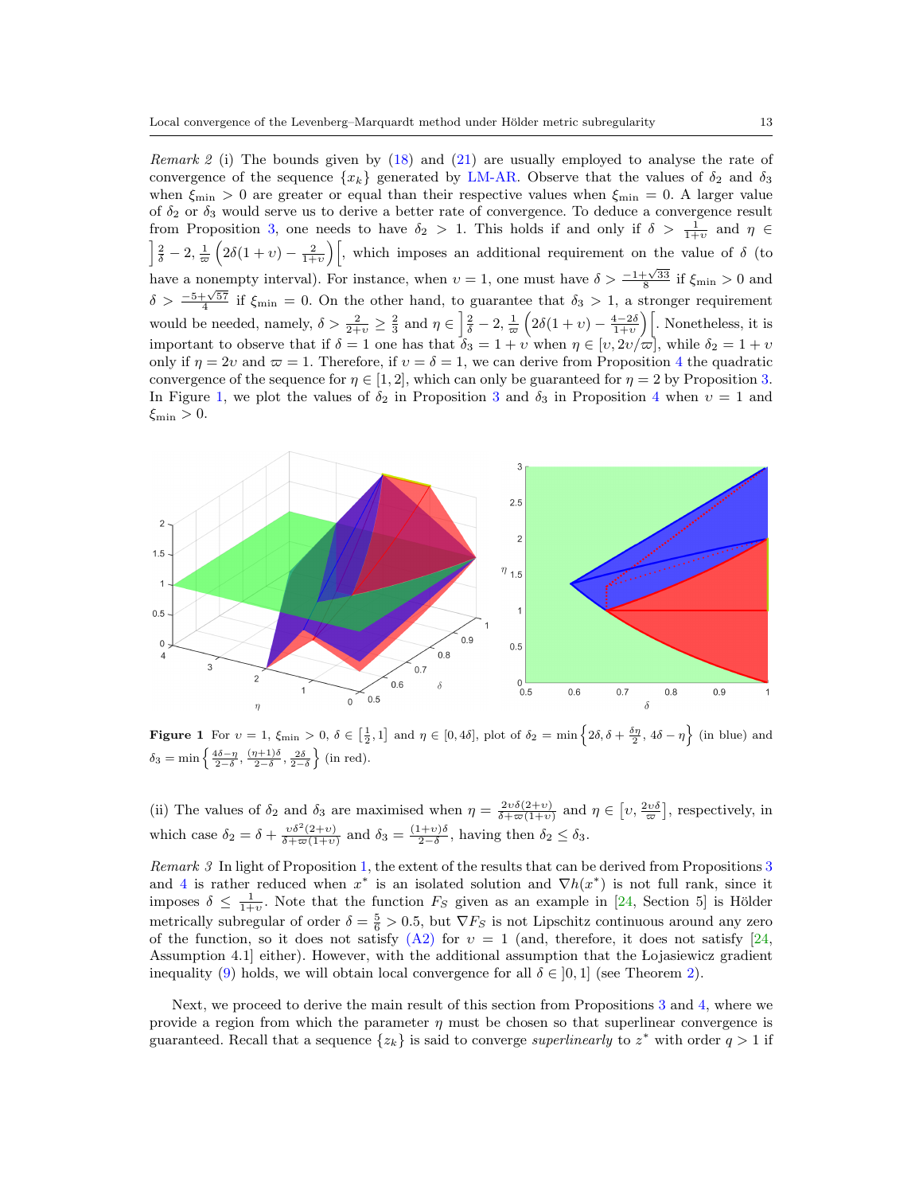*Remark 2* (i) The bounds given by (18) and (21) are usually employed to analyse the rate of convergence of the sequence $\{x_k\}$ generated by LM-AR. Observe that the values of $\delta_2$ and $\delta_3$ when $\xi_{\min} > 0$ are greater or equal than their respective values when $\xi_{\min} = 0$. A larger value of $\delta_2$ or $\delta_3$ would serve us to derive a better rate of convergence. To deduce a convergence result from Proposition 3, one needs to have $\delta_2 > 1$. This holds if and only if $\delta > \frac{1}{1+\upsilon}$ and $\eta \in \left]\frac{2}{\delta} - 2, \frac{1}{\varpi}\left(2\delta(1+\upsilon) - \frac{2}{1+\upsilon}\right)\right[$, which imposes an additional requirement on the value of $\delta$ (to have a nonempty interval). For instance, when $\upsilon = 1$, one must have $\delta > \frac{-1+\sqrt{33}}{8}$ if $\xi_{\min} > 0$ and $\delta > \frac{-5+\sqrt{57}}{4}$ if $\xi_{\min} = 0$. On the other hand, to guarantee that $\delta_3 > 1$, a stronger requirement would be needed, namely, $\delta > \frac{2}{2+\upsilon} \geq \frac{2}{3}$ and $\eta \in \left]\frac{2}{\delta} - 2, \frac{1}{\varpi}\left(2\delta(1+\upsilon) - \frac{4-2\delta}{1+\upsilon}\right)\right[$. Nonetheless, it is important to observe that if $\delta = 1$ one has that $\delta_3 = 1+\upsilon$ when $\eta \in [\upsilon, 2\upsilon/\varpi]$, while $\delta_2 = 1+\upsilon$ only if $\eta = 2\upsilon$ and $\varpi = 1$. Therefore, if $\upsilon = \delta = 1$, we can derive from Proposition 4 the quadratic convergence of the sequence for $\eta \in [1, 2]$, which can only be guaranteed for $\eta = 2$ by Proposition 3. In Figure 1, we plot the values of $\delta_2$ in Proposition 3 and $\delta_3$ in Proposition 4 when $\upsilon = 1$ and $\xi_{\min} > 0$.

**Figure 1** For $\upsilon = 1$, $\xi_{\min} > 0$, $\delta \in \left[\frac{1}{2}, 1\right]$ and $\eta \in [0, 4\delta]$, plot of $\delta_2 = \min\left\{2\delta, \delta + \frac{\delta\eta}{2}, 4\delta - \eta\right\}$ (in blue) and $\delta_3 = \min\left\{\frac{4\delta-\eta}{2-\delta}, \frac{(\eta+1)\delta}{2-\delta}, \frac{2\delta}{2-\delta}\right\}$ (in red).

(ii) The values of $\delta_2$ and $\delta_3$ are maximised when $\eta = \frac{2\upsilon\delta(2+\upsilon)}{\delta+\varpi(1+\upsilon)}$ and $\eta \in \left[\upsilon, \frac{2\upsilon\delta}{\varpi}\right]$, respectively, in which case $\delta_2 = \delta + \frac{\upsilon\delta^2(2+\upsilon)}{\delta+\varpi(1+\upsilon)}$ and $\delta_3 = \frac{(1+\upsilon)\delta}{2-\delta}$, having then $\delta_2 \leq \delta_3$.

*Remark 3* In light of Proposition 1, the extent of the results that can be derived from Propositions 3 and 4 is rather reduced when $x^*$ is an isolated solution and $\nabla h(x^*)$ is not full rank, since it imposes $\delta \leq \frac{1}{1+\upsilon}$. Note that the function $F_S$ given as an example in [24, Section 5] is Hölder metrically subregular of order $\delta = \frac{5}{6} > 0.5$, but $\nabla F_S$ is not Lipschitz continuous around any zero of the function, so it does not satisfy (A2) for $\upsilon = 1$ (and, therefore, it does not satisfy [24, Assumption 4.1] either). However, with the additional assumption that the Łojasiewicz gradient inequality (9) holds, we will obtain local convergence for all $\delta \in ]0, 1]$ (see Theorem 2).

Next, we proceed to derive the main result of this section from Propositions 3 and 4, where we provide a region from which the parameter $\eta$ must be chosen so that superlinear convergence is guaranteed. Recall that a sequence $\{z_k\}$ is said to converge *superlinearly* to $z^*$ with order $q > 1$ if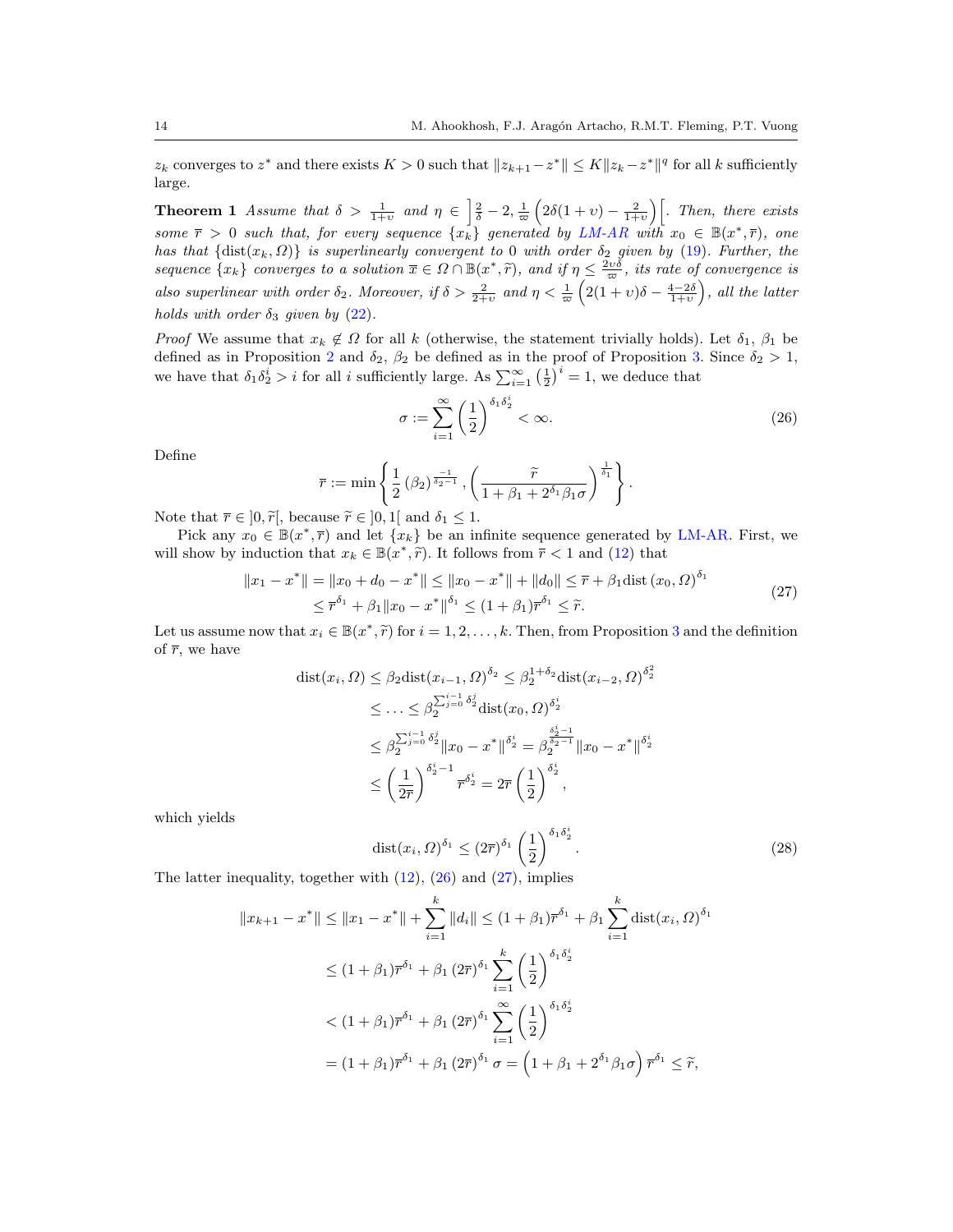$z_k$ converges to $z^*$ and there exists $K > 0$ such that $\|z_{k+1} - z^*\| \leq K\|z_k - z^*\|^q$ for all $k$ sufficiently large.

**Theorem 1** *Assume that $\delta > \frac{1}{1+\upsilon}$ and $\eta \in \left]\frac{2}{\delta} - 2, \frac{1}{\varpi}\left(2\delta(1+\upsilon) - \frac{2}{1+\upsilon}\right)\right[$. Then, there exists some $\overline{r} > 0$ such that, for every sequence $\{x_k\}$ generated by LM-AR with $x_0 \in \mathbb{B}(x^*, \overline{r})$, one has that $\{\mathrm{dist}(x_k, \Omega)\}$ is superlinearly convergent to 0 with order $\delta_2$ given by (19). Further, the sequence $\{x_k\}$ converges to a solution $\overline{x} \in \Omega \cap \mathbb{B}(x^*, \widetilde{r})$, and if $\eta \leq \frac{2\upsilon\delta}{\varpi}$, its rate of convergence is also superlinear with order $\delta_2$. Moreover, if $\delta > \frac{2}{2+\upsilon}$ and $\eta < \frac{1}{\varpi}\left(2(1+\upsilon)\delta - \frac{4-2\delta}{1+\upsilon}\right)$, all the latter holds with order $\delta_3$ given by (22).*

*Proof* We assume that $x_k \notin \Omega$ for all $k$ (otherwise, the statement trivially holds). Let $\delta_1$, $\beta_1$ be defined as in Proposition 2 and $\delta_2$, $\beta_2$ be defined as in the proof of Proposition 3. Since $\delta_2 > 1$, we have that $\delta_1\delta_2^i > i$ for all $i$ sufficiently large. As $\sum_{i=1}^{\infty}\left(\frac{1}{2}\right)^i = 1$, we deduce that

$$\sigma := \sum_{i=1}^{\infty}\left(\frac{1}{2}\right)^{\delta_1\delta_2^i} < \infty. \tag{26}$$

Define

$$\overline{r} := \min\left\{\frac{1}{2}\left(\beta_2\right)^{\frac{-1}{\delta_2-1}}, \left(\frac{\widetilde{r}}{1+\beta_1+2^{\delta_1}\beta_1\sigma}\right)^{\frac{1}{\delta_1}}\right\}.$$

Note that $\overline{r} \in ]0, \widetilde{r}[$, because $\widetilde{r} \in ]0, 1[$ and $\delta_1 \leq 1$.

Pick any $x_0 \in \mathbb{B}(x^*, \overline{r})$ and let $\{x_k\}$ be an infinite sequence generated by LM-AR. First, we will show by induction that $x_k \in \mathbb{B}(x^*, \widetilde{r})$. It follows from $\overline{r} < 1$ and (12) that

$$\begin{aligned}\|x_1 - x^*\| &= \|x_0 + d_0 - x^*\| \leq \|x_0 - x^*\| + \|d_0\| \leq \overline{r} + \beta_1 \mathrm{dist}\left(x_0, \Omega\right)^{\delta_1} \\ &\leq \overline{r}^{\delta_1} + \beta_1\|x_0 - x^*\|^{\delta_1} \leq (1+\beta_1)\overline{r}^{\delta_1} \leq \widetilde{r}.\end{aligned} \tag{27}$$

Let us assume now that $x_i \in \mathbb{B}(x^*, \widetilde{r})$ for $i = 1, 2, \ldots, k$. Then, from Proposition 3 and the definition of $\overline{r}$, we have

$$\begin{aligned}\mathrm{dist}(x_i, \Omega) &\leq \beta_2 \mathrm{dist}(x_{i-1}, \Omega)^{\delta_2} \leq \beta_2^{1+\delta_2}\mathrm{dist}(x_{i-2}, \Omega)^{\delta_2^2} \\ &\leq \ldots \leq \beta_2^{\sum_{j=0}^{i-1}\delta_2^j}\mathrm{dist}(x_0, \Omega)^{\delta_2^i} \\ &\leq \beta_2^{\sum_{j=0}^{i-1}\delta_2^j}\|x_0 - x^*\|^{\delta_2^i} = \beta_2^{\frac{\delta_2^i-1}{\delta_2-1}}\|x_0 - x^*\|^{\delta_2^i} \\ &\leq \left(\frac{1}{2\overline{r}}\right)^{\delta_2^i-1}\overline{r}^{\delta_2^i} = 2\overline{r}\left(\frac{1}{2}\right)^{\delta_2^i},\end{aligned}$$

which yields

$$\mathrm{dist}(x_i, \Omega)^{\delta_1} \leq (2\overline{r})^{\delta_1}\left(\frac{1}{2}\right)^{\delta_1\delta_2^i}. \tag{28}$$

The latter inequality, together with (12), (26) and (27), implies

$$\begin{aligned}\|x_{k+1} - x^*\| &\leq \|x_1 - x^*\| + \sum_{i=1}^{k}\|d_i\| \leq (1+\beta_1)\overline{r}^{\delta_1} + \beta_1\sum_{i=1}^{k}\mathrm{dist}(x_i, \Omega)^{\delta_1} \\ &\leq (1+\beta_1)\overline{r}^{\delta_1} + \beta_1\left(2\overline{r}\right)^{\delta_1}\sum_{i=1}^{k}\left(\frac{1}{2}\right)^{\delta_1\delta_2^i} \\ &< (1+\beta_1)\overline{r}^{\delta_1} + \beta_1\left(2\overline{r}\right)^{\delta_1}\sum_{i=1}^{\infty}\left(\frac{1}{2}\right)^{\delta_1\delta_2^i} \\ &= (1+\beta_1)\overline{r}^{\delta_1} + \beta_1\left(2\overline{r}\right)^{\delta_1}\sigma = \left(1+\beta_1+2^{\delta_1}\beta_1\sigma\right)\overline{r}^{\delta_1} \leq \widetilde{r},\end{aligned}$$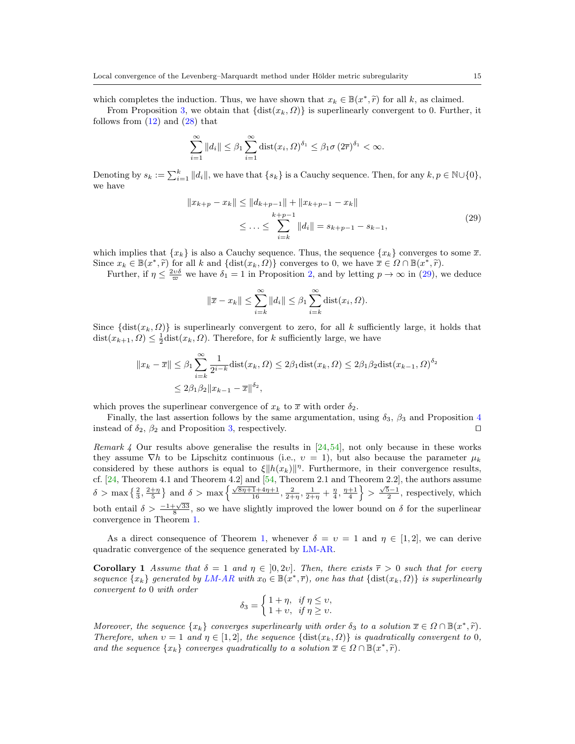which completes the induction. Thus, we have shown that $x_k \in \mathbb{B}(x^*, \widetilde{r})$ for all $k$, as claimed.

From Proposition 3, we obtain that $\{\operatorname{dist}(x_k, \Omega)\}$ is superlinearly convergent to 0. Further, it follows from (12) and (28) that

$$\sum_{i=1}^{\infty} \|d_i\| \leq \beta_1 \sum_{i=1}^{\infty} \operatorname{dist}(x_i, \Omega)^{\delta_1} \leq \beta_1 \sigma \,(2\overline{r})^{\delta_1} < \infty.$$

Denoting by $s_k := \sum_{i=1}^{k} \|d_i\|$, we have that $\{s_k\}$ is a Cauchy sequence. Then, for any $k, p \in \mathbb{N} \cup \{0\}$, we have

$$\begin{aligned}\|x_{k+p} - x_k\| &\leq \|d_{k+p-1}\| + \|x_{k+p-1} - x_k\| \\ &\leq \ldots \leq \sum_{i=k}^{k+p-1} \|d_i\| = s_{k+p-1} - s_{k-1},\end{aligned} \tag{29}$$

which implies that $\{x_k\}$ is also a Cauchy sequence. Thus, the sequence $\{x_k\}$ converges to some $\overline{x}$. Since $x_k \in \mathbb{B}(x^*, \widetilde{r})$ for all $k$ and $\{\operatorname{dist}(x_k, \Omega)\}$ converges to 0, we have $\overline{x} \in \Omega \cap \mathbb{B}(x^*, \widetilde{r})$.

Further, if $\eta \leq \frac{2\upsilon\delta}{\varpi}$ we have $\delta_1 = 1$ in Proposition 2, and by letting $p \to \infty$ in (29), we deduce

$$\|\overline{x} - x_k\| \leq \sum_{i=k}^{\infty} \|d_i\| \leq \beta_1 \sum_{i=k}^{\infty} \operatorname{dist}(x_i, \Omega).$$

Since $\{\operatorname{dist}(x_k, \Omega)\}$ is superlinearly convergent to zero, for all $k$ sufficiently large, it holds that $\operatorname{dist}(x_{k+1}, \Omega) \leq \frac{1}{2}\operatorname{dist}(x_k, \Omega)$. Therefore, for $k$ sufficiently large, we have

$$\begin{aligned}\|x_k - \overline{x}\| &\leq \beta_1 \sum_{i=k}^{\infty} \frac{1}{2^{i-k}} \operatorname{dist}(x_k, \Omega) \leq 2\beta_1 \operatorname{dist}(x_k, \Omega) \leq 2\beta_1\beta_2 \operatorname{dist}(x_{k-1}, \Omega)^{\delta_2} \\ &\leq 2\beta_1\beta_2 \|x_{k-1} - \overline{x}\|^{\delta_2},\end{aligned}$$

which proves the superlinear convergence of $x_k$ to $\overline{x}$ with order $\delta_2$.

Finally, the last assertion follows by the same argumentation, using $\delta_3$, $\beta_3$ and Proposition 4 instead of $\delta_2$, $\beta_2$ and Proposition 3, respectively. ◻

*Remark 4* Our results above generalise the results in [24,54], not only because in these works they assume $\nabla h$ to be Lipschitz continuous (i.e., $\upsilon = 1$), but also because the parameter $\mu_k$ considered by these authors is equal to $\xi\|h(x_k)\|^{\eta}$. Furthermore, in their convergence results, cf. [24, Theorem 4.1 and Theorem 4.2] and [54, Theorem 2.1 and Theorem 2.2], the authors assume $\delta > \max\left\{\frac{2}{3}, \frac{2+\eta}{5}\right\}$ and $\delta > \max\left\{\frac{\sqrt{8\eta+1}+4\eta+1}{16}, \frac{2}{2+\eta}, \frac{1}{2+\eta} + \frac{\eta}{4}, \frac{\eta+1}{4}\right\} > \frac{\sqrt{5}-1}{2}$, respectively, which both entail $\delta > \frac{-1+\sqrt{33}}{8}$, so we have slightly improved the lower bound on $\delta$ for the superlinear convergence in Theorem 1.

As a direct consequence of Theorem 1, whenever $\delta = \upsilon = 1$ and $\eta \in [1, 2]$, we can derive quadratic convergence of the sequence generated by LM-AR.

**Corollary 1** *Assume that $\delta = 1$ and $\eta \in \,]0, 2\upsilon]$. Then, there exists $\overline{r} > 0$ such that for every sequence $\{x_k\}$ generated by LM-AR with $x_0 \in \mathbb{B}(x^*, \overline{r})$, one has that $\{\operatorname{dist}(x_k, \Omega)\}$ is superlinearly convergent to 0 with order*

$$\delta_3 = \begin{cases} 1 + \eta, & \text{if } \eta \leq \upsilon, \\ 1 + \upsilon, & \text{if } \eta \geq \upsilon. \end{cases}$$

*Moreover, the sequence $\{x_k\}$ converges superlinearly with order $\delta_3$ to a solution $\overline{x} \in \Omega \cap \mathbb{B}(x^*, \widetilde{r})$. Therefore, when $\upsilon = 1$ and $\eta \in [1, 2]$, the sequence $\{\operatorname{dist}(x_k, \Omega)\}$ is quadratically convergent to 0, and the sequence $\{x_k\}$ converges quadratically to a solution $\overline{x} \in \Omega \cap \mathbb{B}(x^*, \widetilde{r})$.*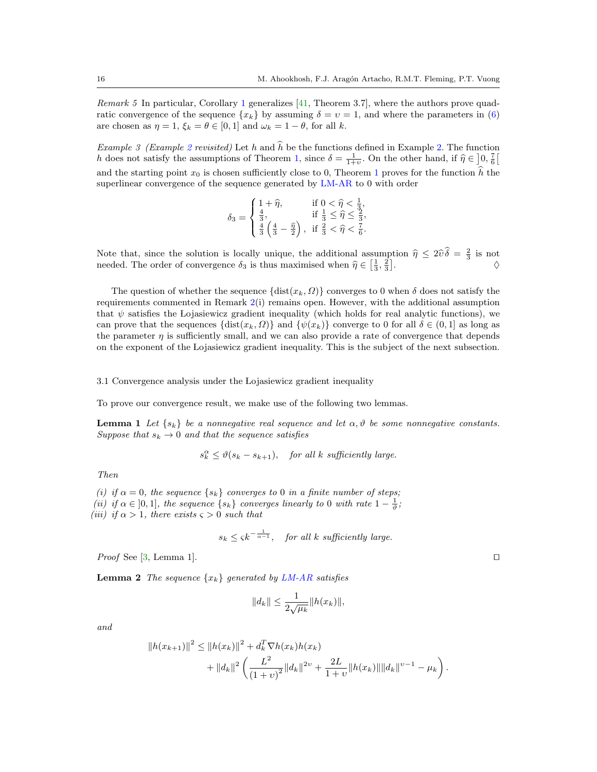*Remark 5* In particular, Corollary 1 generalizes [41, Theorem 3.7], where the authors prove quadratic convergence of the sequence $\{x_k\}$ by assuming $\delta = \upsilon = 1$, and where the parameters in (6) are chosen as $\eta = 1$, $\xi_k = \theta \in [0, 1]$ and $\omega_k = 1 - \theta$, for all $k$.

*Example 3 (Example 2 revisited)* Let $h$ and $\widehat{h}$ be the functions defined in Example 2. The function $h$ does not satisfy the assumptions of Theorem 1, since $\delta = \frac{1}{1+\upsilon}$. On the other hand, if $\widehat{\eta} \in \left]0, \frac{7}{6}\right[$ and the starting point $x_0$ is chosen sufficiently close to 0, Theorem 1 proves for the function $\widehat{h}$ the superlinear convergence of the sequence generated by LM-AR to 0 with order

$$\delta_3 = \begin{cases} 1 + \widehat{\eta}, & \text{if } 0 < \widehat{\eta} < \frac{1}{3}, \\ \frac{4}{3}, & \text{if } \frac{1}{3} \leq \widehat{\eta} \leq \frac{2}{3}, \\ \frac{4}{3}\left(\frac{4}{3} - \frac{\widehat{\eta}}{2}\right), & \text{if } \frac{2}{3} < \widehat{\eta} < \frac{7}{6}. \end{cases}$$

Note that, since the solution is locally unique, the additional assumption $\widehat{\eta} \leq 2\widehat{\upsilon}\widehat{\delta} = \frac{2}{3}$ is not needed. The order of convergence $\delta_3$ is thus maximised when $\widehat{\eta} \in \left[\frac{1}{3}, \frac{2}{3}\right]$. ♢

The question of whether the sequence $\{\operatorname{dist}(x_k, \Omega)\}$ converges to 0 when $\delta$ does not satisfy the requirements commented in Remark 2(i) remains open. However, with the additional assumption that $\psi$ satisfies the Łojasiewicz gradient inequality (which holds for real analytic functions), we can prove that the sequences $\{\operatorname{dist}(x_k, \Omega)\}$ and $\{\psi(x_k)\}$ converge to 0 for all $\delta \in (0, 1]$ as long as the parameter $\eta$ is sufficiently small, and we can also provide a rate of convergence that depends on the exponent of the Łojasiewicz gradient inequality. This is the subject of the next subsection.

### 3.1 Convergence analysis under the Łojasiewicz gradient inequality

To prove our convergence result, we make use of the following two lemmas.

**Lemma 1** *Let $\{s_k\}$ be a nonnegative real sequence and let $\alpha, \vartheta$ be some nonnegative constants. Suppose that $s_k \to 0$ and that the sequence satisfies*

$$s_k^{\alpha} \leq \vartheta(s_k - s_{k+1}), \quad \textit{for all } k \textit{ sufficiently large.}$$

*Then*

*(i) if $\alpha = 0$, the sequence $\{s_k\}$ converges to 0 in a finite number of steps;*
*(ii) if $\alpha \in ]0, 1]$, the sequence $\{s_k\}$ converges linearly to 0 with rate $1 - \frac{1}{\vartheta}$;*
*(iii) if $\alpha > 1$, there exists $\varsigma > 0$ such that*

$$s_k \leq \varsigma k^{-\frac{1}{\alpha - 1}}, \quad \textit{for all } k \textit{ sufficiently large.}$$

*Proof* See [3, Lemma 1]. □

**Lemma 2** *The sequence $\{x_k\}$ generated by LM-AR satisfies*

$$\|d_k\| \leq \frac{1}{2\sqrt{\mu_k}}\|h(x_k)\|,$$

*and*

$$\|h(x_{k+1})\|^2 \leq \|h(x_k)\|^2 + d_k^T \nabla h(x_k) h(x_k) + \|d_k\|^2 \left(\frac{L^2}{(1+\upsilon)^2}\|d_k\|^{2\upsilon} + \frac{2L}{1+\upsilon}\|h(x_k)\|\|d_k\|^{\upsilon - 1} - \mu_k\right).$$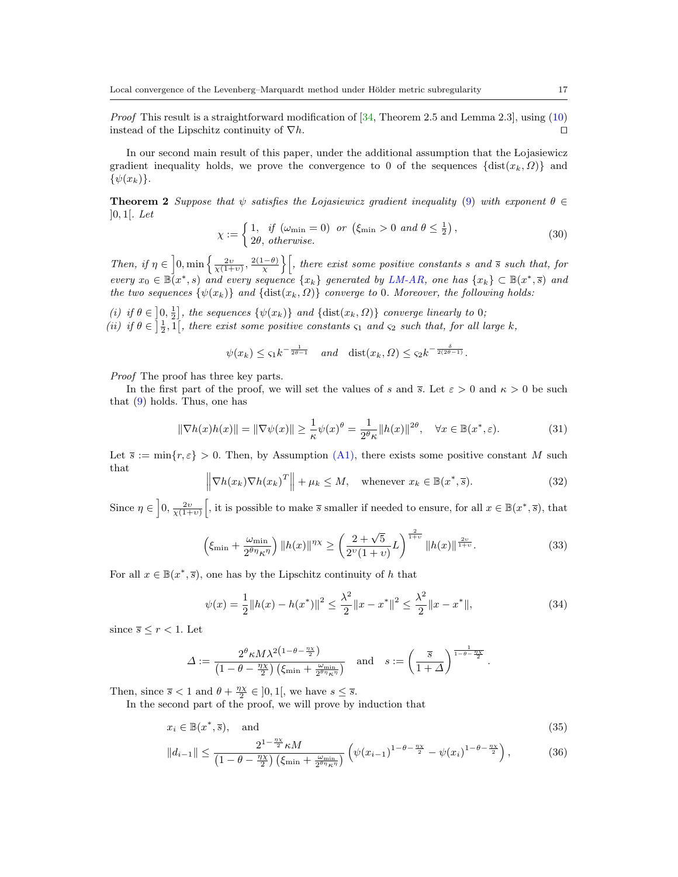*Proof* This result is a straightforward modification of [34, Theorem 2.5 and Lemma 2.3], using (10) instead of the Lipschitz continuity of $\nabla h$. $\square$

In our second main result of this paper, under the additional assumption that the Łojasiewicz gradient inequality holds, we prove the convergence to 0 of the sequences $\{\mathrm{dist}(x_k, \Omega)\}$ and $\{\psi(x_k)\}$.

**Theorem 2** *Suppose that $\psi$ satisfies the Lojasiewicz gradient inequality (9) with exponent $\theta \in ]0,1[$. Let*

$$\chi := \begin{cases} 1, & \text{if } (\omega_{\min} = 0) \text{ or } \left(\xi_{\min} > 0 \text{ and } \theta \leq \frac{1}{2}\right), \\ 2\theta, & \text{otherwise.} \end{cases} \tag{30}$$

*Then, if $\eta \in \left]0, \min\left\{\frac{2\upsilon}{\chi(1+\upsilon)}, \frac{2(1-\theta)}{\chi}\right\}\right[$, there exist some positive constants $s$ and $\overline{s}$ such that, for every $x_0 \in \mathbb{B}(x^*, s)$ and every sequence $\{x_k\}$ generated by LM-AR, one has $\{x_k\} \subset \mathbb{B}(x^*, \overline{s})$ and the two sequences $\{\psi(x_k)\}$ and $\{\mathrm{dist}(x_k, \Omega)\}$ converge to 0. Moreover, the following holds:*

*(i) if $\theta \in \left]0, \frac{1}{2}\right]$, the sequences $\{\psi(x_k)\}$ and $\{\mathrm{dist}(x_k, \Omega)\}$ converge linearly to 0;*
*(ii) if $\theta \in \left]\frac{1}{2}, 1\right[$, there exist some positive constants $\varsigma_1$ and $\varsigma_2$ such that, for all large $k$,*

$$\psi(x_k) \leq \varsigma_1 k^{-\frac{1}{2\theta-1}} \quad \text{and} \quad \mathrm{dist}(x_k, \Omega) \leq \varsigma_2 k^{-\frac{\delta}{2(2\theta-1)}}.$$

*Proof* The proof has three key parts.

In the first part of the proof, we will set the values of $s$ and $\overline{s}$. Let $\varepsilon > 0$ and $\kappa > 0$ be such that (9) holds. Thus, one has

$$\|\nabla h(x) h(x)\| = \|\nabla \psi(x)\| \geq \frac{1}{\kappa}\psi(x)^\theta = \frac{1}{2^\theta \kappa}\|h(x)\|^{2\theta}, \quad \forall x \in \mathbb{B}(x^*, \varepsilon). \tag{31}$$

Let $\overline{s} := \min\{r, \varepsilon\} > 0$. Then, by Assumption (A1), there exists some positive constant $M$ such that

$$\left\|\nabla h(x_k) \nabla h(x_k)^T\right\| + \mu_k \leq M, \quad \text{whenever } x_k \in \mathbb{B}(x^*, \overline{s}). \tag{32}$$

Since $\eta \in \left]0, \frac{2\upsilon}{\chi(1+\upsilon)}\right[$, it is possible to make $\overline{s}$ smaller if needed to ensure, for all $x \in \mathbb{B}(x^*, \overline{s})$, that

$$\left(\xi_{\min} + \frac{\omega_{\min}}{2^{\theta\eta}\kappa^\eta}\right)\|h(x)\|^{\eta\chi} \geq \left(\frac{2+\sqrt{5}}{2^\upsilon(1+\upsilon)}L\right)^{\frac{2}{1+\upsilon}} \|h(x)\|^{\frac{2\upsilon}{1+\upsilon}}. \tag{33}$$

For all $x \in \mathbb{B}(x^*, \overline{s})$, one has by the Lipschitz continuity of $h$ that

$$\psi(x) = \frac{1}{2}\|h(x) - h(x^*)\|^2 \leq \frac{\lambda^2}{2}\|x - x^*\|^2 \leq \frac{\lambda^2}{2}\|x - x^*\|, \tag{34}$$

since $\overline{s} \leq r < 1$. Let

$$\Delta := \frac{2^\theta \kappa M \lambda^{2\left(1-\theta-\frac{\eta\chi}{2}\right)}}{\left(1-\theta-\frac{\eta\chi}{2}\right)\left(\xi_{\min} + \frac{\omega_{\min}}{2^{\theta\eta}\kappa^\eta}\right)} \quad \text{and} \quad s := \left(\frac{\overline{s}}{1+\Delta}\right)^{\frac{1}{1-\theta-\frac{\eta\chi}{2}}}.$$

Then, since $\overline{s} < 1$ and $\theta + \frac{\eta\chi}{2} \in ]0,1[$, we have $s \leq \overline{s}$.

In the second part of the proof, we will prove by induction that

$$x_i \in \mathbb{B}(x^*, \overline{s}), \quad \text{and} \tag{35}$$

$$\|d_{i-1}\| \leq \frac{2^{1-\frac{\eta\chi}{2}}\kappa M}{\left(1-\theta-\frac{\eta\chi}{2}\right)\left(\xi_{\min} + \frac{\omega_{\min}}{2^{\theta\eta}\kappa^\eta}\right)}\left(\psi(x_{i-1})^{1-\theta-\frac{\eta\chi}{2}} - \psi(x_i)^{1-\theta-\frac{\eta\chi}{2}}\right), \tag{36}$$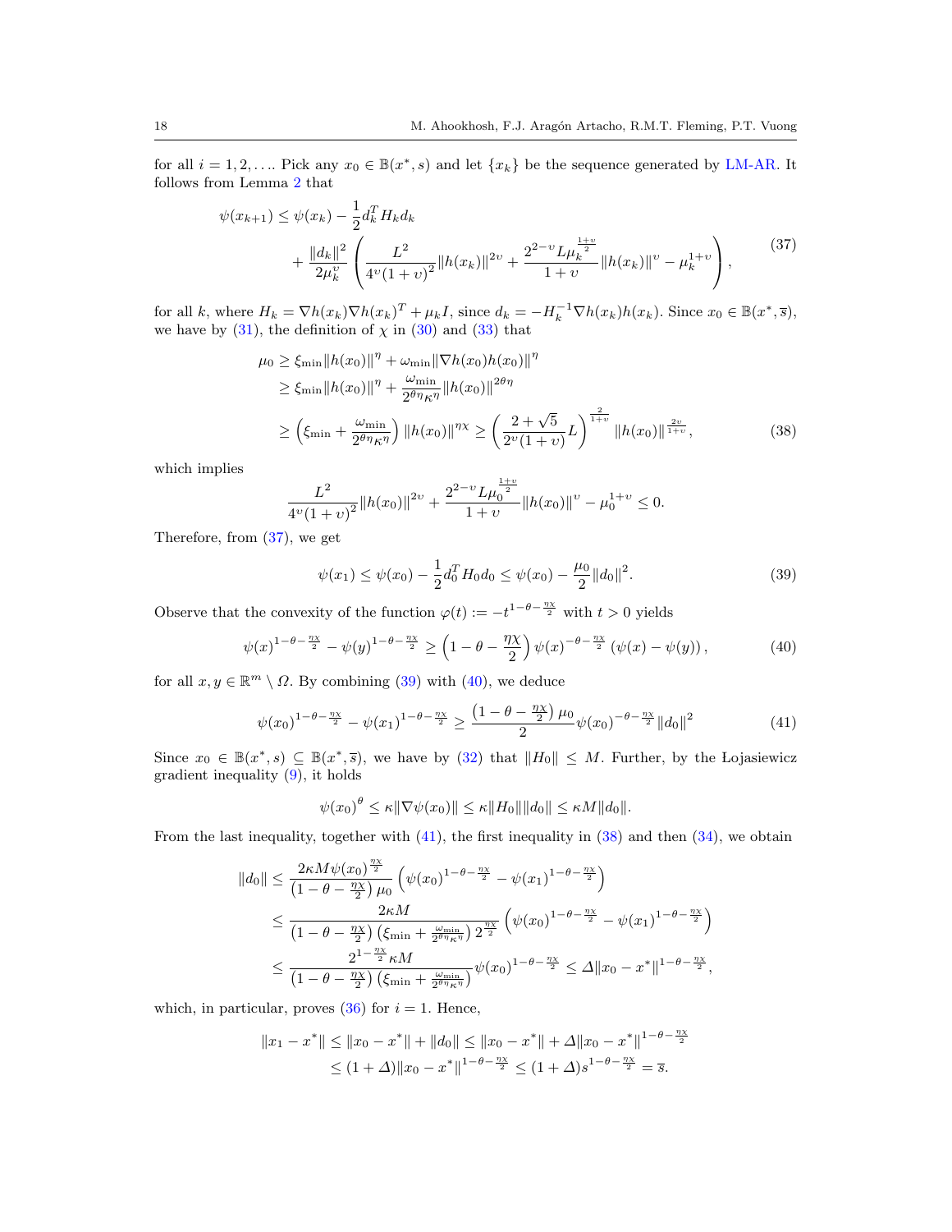for all $i = 1, 2, \ldots$. Pick any $x_0 \in \mathbb{B}(x^*, s)$ and let $\{x_k\}$ be the sequence generated by LM-AR. It follows from Lemma 2 that

$$
\begin{aligned}
\psi(x_{k+1}) \le \psi(x_k) &- \frac{1}{2} d_k^T H_k d_k \\
&+ \frac{\|d_k\|^2}{2\mu_k^{\upsilon}} \left( \frac{L^2}{4^{\upsilon}(1+\upsilon)^2} \|h(x_k)\|^{2\upsilon} + \frac{2^{2-\upsilon} L \mu_k^{\frac{1+\upsilon}{2}}}{1+\upsilon} \|h(x_k)\|^{\upsilon} - \mu_k^{1+\upsilon} \right),
\end{aligned}
\tag{37}
$$

for all $k$, where $H_k = \nabla h(x_k) \nabla h(x_k)^T + \mu_k I$, since $d_k = -H_k^{-1} \nabla h(x_k) h(x_k)$. Since $x_0 \in \mathbb{B}(x^*, \overline{s})$, we have by (31), the definition of $\chi$ in (30) and (33) that

$$
\begin{aligned}
\mu_0 &\ge \xi_{\min} \|h(x_0)\|^{\eta} + \omega_{\min} \|\nabla h(x_0) h(x_0)\|^{\eta} \\
&\ge \xi_{\min} \|h(x_0)\|^{\eta} + \frac{\omega_{\min}}{2^{\theta\eta} \kappa^{\eta}} \|h(x_0)\|^{2\theta\eta} \\
&\ge \left( \xi_{\min} + \frac{\omega_{\min}}{2^{\theta\eta}\kappa^{\eta}} \right) \|h(x_0)\|^{\eta\chi} \ge \left( \frac{2+\sqrt{5}}{2^{\upsilon}(1+\upsilon)} L \right)^{\frac{2}{1+\upsilon}} \|h(x_0)\|^{\frac{2\upsilon}{1+\upsilon}},
\end{aligned}
\tag{38}
$$

which implies

$$
\frac{L^2}{4^{\upsilon}(1+\upsilon)^2} \|h(x_0)\|^{2\upsilon} + \frac{2^{2-\upsilon} L \mu_0^{\frac{1+\upsilon}{2}}}{1+\upsilon} \|h(x_0)\|^{\upsilon} - \mu_0^{1+\upsilon} \le 0.
$$

Therefore, from (37), we get

$$
\psi(x_1) \le \psi(x_0) - \frac{1}{2} d_0^T H_0 d_0 \le \psi(x_0) - \frac{\mu_0}{2} \|d_0\|^2. \tag{39}
$$

Observe that the convexity of the function $\varphi(t) := -t^{1-\theta-\frac{\eta\chi}{2}}$ with $t > 0$ yields

$$
\psi(x)^{1-\theta-\frac{\eta\chi}{2}} - \psi(y)^{1-\theta-\frac{\eta\chi}{2}} \ge \left(1 - \theta - \frac{\eta\chi}{2}\right) \psi(x)^{-\theta-\frac{\eta\chi}{2}} \left(\psi(x) - \psi(y)\right), \tag{40}
$$

for all $x, y \in \mathbb{R}^m \setminus \Omega$. By combining (39) with (40), we deduce

$$
\psi(x_0)^{1-\theta-\frac{\eta\chi}{2}} - \psi(x_1)^{1-\theta-\frac{\eta\chi}{2}} \ge \frac{\left(1-\theta-\frac{\eta\chi}{2}\right)\mu_0}{2} \psi(x_0)^{-\theta-\frac{\eta\chi}{2}} \|d_0\|^2 \tag{41}
$$

Since $x_0 \in \mathbb{B}(x^*, s) \subseteq \mathbb{B}(x^*, \overline{s})$, we have by (32) that $\|H_0\| \le M$. Further, by the Łojasiewicz gradient inequality (9), it holds

$$
\psi(x_0)^{\theta} \le \kappa \|\nabla \psi(x_0)\| \le \kappa \|H_0\| \|d_0\| \le \kappa M \|d_0\|.
$$

From the last inequality, together with (41), the first inequality in (38) and then (34), we obtain

$$
\begin{aligned}
\|d_0\| &\le \frac{2\kappa M \psi(x_0)^{\frac{\eta\chi}{2}}}{\left(1-\theta-\frac{\eta\chi}{2}\right)\mu_0} \left( \psi(x_0)^{1-\theta-\frac{\eta\chi}{2}} - \psi(x_1)^{1-\theta-\frac{\eta\chi}{2}} \right) \\
&\le \frac{2\kappa M}{\left(1-\theta-\frac{\eta\chi}{2}\right)\left(\xi_{\min} + \frac{\omega_{\min}}{2^{\theta\eta}\kappa^{\eta}}\right) 2^{\frac{\eta\chi}{2}}} \left( \psi(x_0)^{1-\theta-\frac{\eta\chi}{2}} - \psi(x_1)^{1-\theta-\frac{\eta\chi}{2}} \right) \\
&\le \frac{2^{1-\frac{\eta\chi}{2}} \kappa M}{\left(1-\theta-\frac{\eta\chi}{2}\right)\left(\xi_{\min} + \frac{\omega_{\min}}{2^{\theta\eta}\kappa^{\eta}}\right)} \psi(x_0)^{1-\theta-\frac{\eta\chi}{2}} \le \Delta \|x_0 - x^*\|^{1-\theta-\frac{\eta\chi}{2}},
\end{aligned}
$$

which, in particular, proves (36) for $i = 1$. Hence,

$$
\begin{aligned}
\|x_1 - x^*\| &\le \|x_0 - x^*\| + \|d_0\| \le \|x_0 - x^*\| + \Delta \|x_0 - x^*\|^{1-\theta-\frac{\eta\chi}{2}} \\
&\le (1+\Delta) \|x_0 - x^*\|^{1-\theta-\frac{\eta\chi}{2}} \le (1+\Delta) s^{1-\theta-\frac{\eta\chi}{2}} = \overline{s}.
\end{aligned}
$$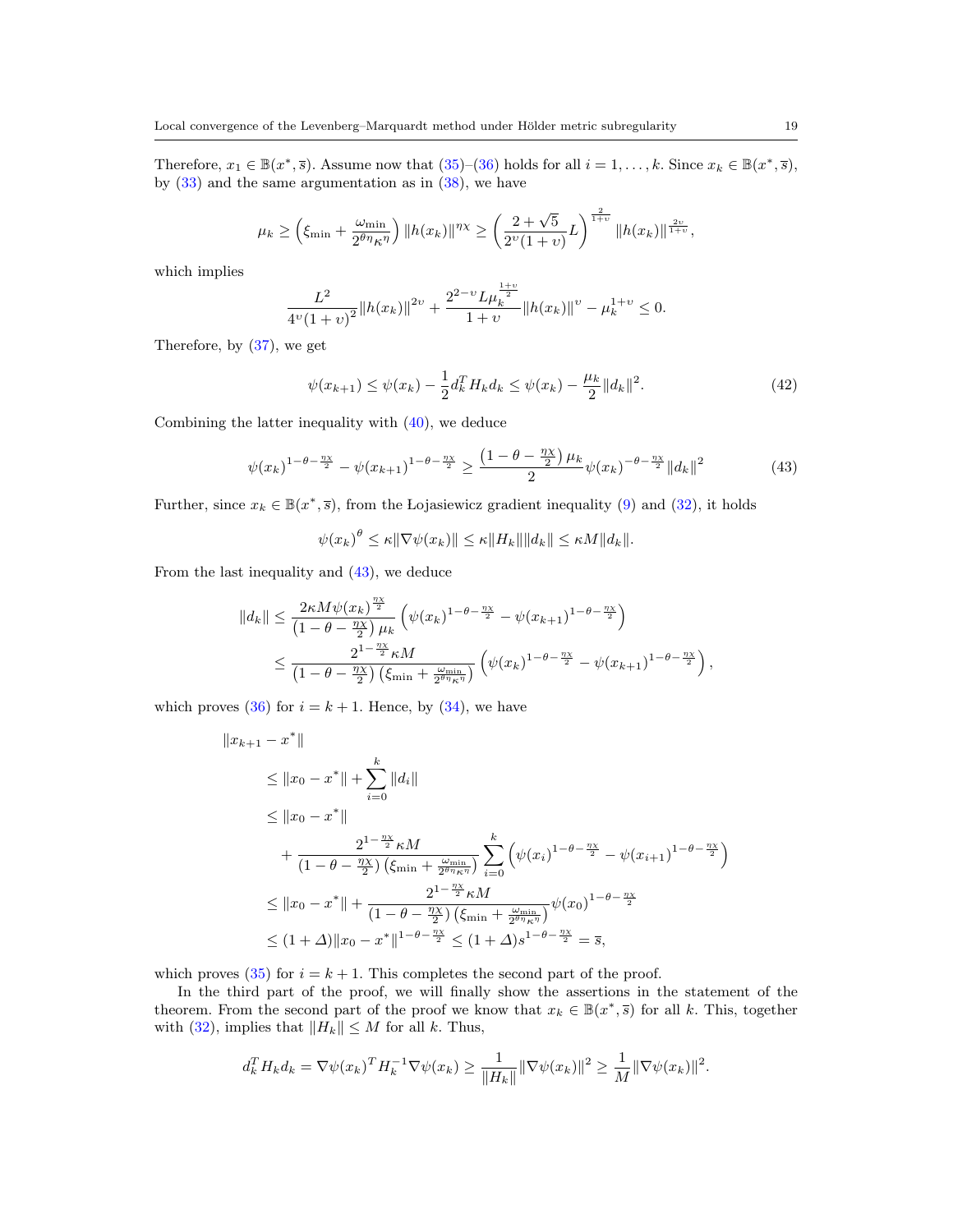Therefore, $x_1 \in \mathbb{B}(x^*, \overline{s})$. Assume now that (35)–(36) holds for all $i = 1, \ldots, k$. Since $x_k \in \mathbb{B}(x^*, \overline{s})$, by (33) and the same argumentation as in (38), we have

$$\mu_k \geq \left(\xi_{\min} + \frac{\omega_{\min}}{2^{\theta\eta}\kappa^{\eta}}\right) \|h(x_k)\|^{\eta\chi} \geq \left(\frac{2+\sqrt{5}}{2^{\upsilon}(1+\upsilon)}L\right)^{\frac{2}{1+\upsilon}} \|h(x_k)\|^{\frac{2\upsilon}{1+\upsilon}},$$

which implies

$$\frac{L^2}{4^{\upsilon}(1+\upsilon)^2}\|h(x_k)\|^{2\upsilon} + \frac{2^{2-\upsilon}L\mu_k^{\frac{1+\upsilon}{2}}}{1+\upsilon}\|h(x_k)\|^{\upsilon} - \mu_k^{1+\upsilon} \leq 0.$$

Therefore, by (37), we get

$$\psi(x_{k+1}) \leq \psi(x_k) - \frac{1}{2}d_k^T H_k d_k \leq \psi(x_k) - \frac{\mu_k}{2}\|d_k\|^2. \tag{42}$$

Combining the latter inequality with (40), we deduce

$$\psi(x_k)^{1-\theta-\frac{\eta\chi}{2}} - \psi(x_{k+1})^{1-\theta-\frac{\eta\chi}{2}} \geq \frac{\left(1-\theta-\frac{\eta\chi}{2}\right)\mu_k}{2}\psi(x_k)^{-\theta-\frac{\eta\chi}{2}}\|d_k\|^2 \tag{43}$$

Further, since $x_k \in \mathbb{B}(x^*, \overline{s})$, from the Łojasiewicz gradient inequality (9) and (32), it holds

$$\psi(x_k)^{\theta} \leq \kappa\|\nabla\psi(x_k)\| \leq \kappa\|H_k\|\|d_k\| \leq \kappa M\|d_k\|.$$

From the last inequality and (43), we deduce

$$\begin{aligned}
\|d_k\| &\leq \frac{2\kappa M\psi(x_k)^{\frac{\eta\chi}{2}}}{\left(1-\theta-\frac{\eta\chi}{2}\right)\mu_k}\left(\psi(x_k)^{1-\theta-\frac{\eta\chi}{2}} - \psi(x_{k+1})^{1-\theta-\frac{\eta\chi}{2}}\right)\\
&\leq \frac{2^{1-\frac{\eta\chi}{2}}\kappa M}{\left(1-\theta-\frac{\eta\chi}{2}\right)\left(\xi_{\min}+\frac{\omega_{\min}}{2^{\theta\eta}\kappa^{\eta}}\right)}\left(\psi(x_k)^{1-\theta-\frac{\eta\chi}{2}} - \psi(x_{k+1})^{1-\theta-\frac{\eta\chi}{2}}\right),
\end{aligned}$$

which proves (36) for $i = k+1$. Hence, by (34), we have

$$\begin{aligned}
&\|x_{k+1} - x^*\|\\
&\quad\leq \|x_0 - x^*\| + \sum_{i=0}^{k}\|d_i\|\\
&\quad\leq \|x_0 - x^*\|\\
&\qquad + \frac{2^{1-\frac{\eta\chi}{2}}\kappa M}{\left(1-\theta-\frac{\eta\chi}{2}\right)\left(\xi_{\min}+\frac{\omega_{\min}}{2^{\theta\eta}\kappa^{\eta}}\right)}\sum_{i=0}^{k}\left(\psi(x_i)^{1-\theta-\frac{\eta\chi}{2}} - \psi(x_{i+1})^{1-\theta-\frac{\eta\chi}{2}}\right)\\
&\quad\leq \|x_0 - x^*\| + \frac{2^{1-\frac{\eta\chi}{2}}\kappa M}{\left(1-\theta-\frac{\eta\chi}{2}\right)\left(\xi_{\min}+\frac{\omega_{\min}}{2^{\theta\eta}\kappa^{\eta}}\right)}\psi(x_0)^{1-\theta-\frac{\eta\chi}{2}}\\
&\quad\leq (1+\varDelta)\|x_0 - x^*\|^{1-\theta-\frac{\eta\chi}{2}} \leq (1+\varDelta)s^{1-\theta-\frac{\eta\chi}{2}} = \overline{s},
\end{aligned}$$

which proves (35) for $i = k+1$. This completes the second part of the proof.

In the third part of the proof, we will finally show the assertions in the statement of the theorem. From the second part of the proof we know that $x_k \in \mathbb{B}(x^*, \overline{s})$ for all $k$. This, together with (32), implies that $\|H_k\| \leq M$ for all $k$. Thus,

$$d_k^T H_k d_k = \nabla\psi(x_k)^T H_k^{-1}\nabla\psi(x_k) \geq \frac{1}{\|H_k\|}\|\nabla\psi(x_k)\|^2 \geq \frac{1}{M}\|\nabla\psi(x_k)\|^2.$$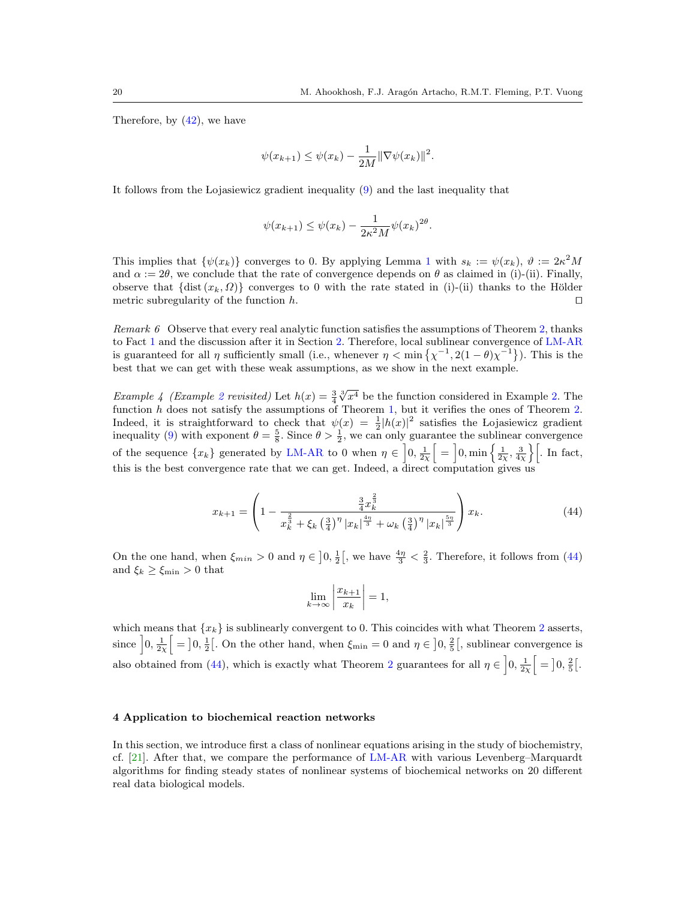Therefore, by (42), we have

$$\psi(x_{k+1}) \le \psi(x_k) - \frac{1}{2M}\|\nabla\psi(x_k)\|^2.$$

It follows from the Łojasiewicz gradient inequality (9) and the last inequality that

$$\psi(x_{k+1}) \le \psi(x_k) - \frac{1}{2\kappa^2 M}\psi(x_k)^{2\theta}.$$

This implies that $\{\psi(x_k)\}$ converges to 0. By applying Lemma 1 with $s_k := \psi(x_k)$, $\vartheta := 2\kappa^2 M$ and $\alpha := 2\theta$, we conclude that the rate of convergence depends on $\theta$ as claimed in (i)-(ii). Finally, observe that $\{\operatorname{dist}(x_k, \Omega)\}$ converges to 0 with the rate stated in (i)-(ii) thanks to the Hölder metric subregularity of the function $h$. ◻

*Remark 6* Observe that every real analytic function satisfies the assumptions of Theorem 2, thanks to Fact 1 and the discussion after it in Section 2. Therefore, local sublinear convergence of LM-AR is guaranteed for all $\eta$ sufficiently small (i.e., whenever $\eta < \min\{\chi^{-1}, 2(1-\theta)\chi^{-1}\}$). This is the best that we can get with these weak assumptions, as we show in the next example.

*Example 4 (Example 2 revisited)* Let $h(x) = \frac{3}{4}\sqrt[3]{x^4}$ be the function considered in Example 2. The function $h$ does not satisfy the assumptions of Theorem 1, but it verifies the ones of Theorem 2. Indeed, it is straightforward to check that $\psi(x) = \frac{1}{2}|h(x)|^2$ satisfies the Łojasiewicz gradient inequality (9) with exponent $\theta = \frac{5}{8}$. Since $\theta > \frac{1}{2}$, we can only guarantee the sublinear convergence of the sequence $\{x_k\}$ generated by LM-AR to 0 when $\eta \in \left]0, \frac{1}{2\chi}\right[ = \left]0, \min\left\{\frac{1}{2\chi}, \frac{3}{4\chi}\right\}\right[$. In fact, this is the best convergence rate that we can get. Indeed, a direct computation gives us

$$x_{k+1} = \left(1 - \frac{\frac{3}{4}x_k^{\frac{2}{3}}}{x_k^{\frac{2}{3}} + \xi_k\left(\frac{3}{4}\right)^{\eta}|x_k|^{\frac{4\eta}{3}} + \omega_k\left(\frac{3}{4}\right)^{\eta}|x_k|^{\frac{5\eta}{3}}}\right)x_k. \tag{44}$$

On the one hand, when $\xi_{min} > 0$ and $\eta \in \left]0, \frac{1}{2}\right[$, we have $\frac{4\eta}{3} < \frac{2}{3}$. Therefore, it follows from (44) and $\xi_k \ge \xi_{\min} > 0$ that

$$\lim_{k\to\infty}\left|\frac{x_{k+1}}{x_k}\right| = 1,$$

which means that $\{x_k\}$ is sublinearly convergent to 0. This coincides with what Theorem 2 asserts, since $\left]0, \frac{1}{2\chi}\right[ = \left]0, \frac{1}{2}\right[$. On the other hand, when $\xi_{\min} = 0$ and $\eta \in \left]0, \frac{2}{5}\right[$, sublinear convergence is also obtained from (44), which is exactly what Theorem 2 guarantees for all $\eta \in \left]0, \frac{1}{2\chi}\right[ = \left]0, \frac{2}{5}\right[$.

## 4 Application to biochemical reaction networks

In this section, we introduce first a class of nonlinear equations arising in the study of biochemistry, cf. [21]. After that, we compare the performance of LM-AR with various Levenberg–Marquardt algorithms for finding steady states of nonlinear systems of biochemical networks on 20 different real data biological models.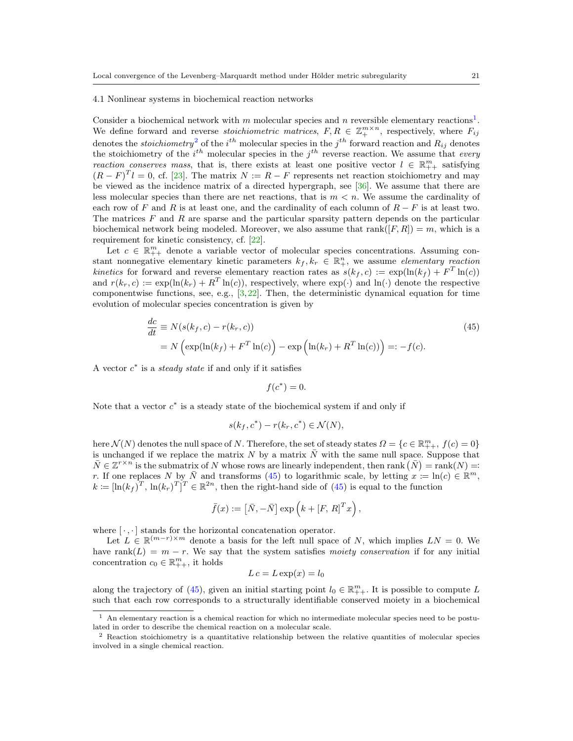### 4.1 Nonlinear systems in biochemical reaction networks

Consider a biochemical network with $m$ molecular species and $n$ reversible elementary reactions[1]. We define forward and reverse *stoichiometric matrices*, $F, R \in \mathbb{Z}_+^{m\times n}$, respectively, where $F_{ij}$ denotes the *stoichiometry*[2] of the $i^{th}$ molecular species in the $j^{th}$ forward reaction and $R_{ij}$ denotes the stoichiometry of the $i^{th}$ molecular species in the $j^{th}$ reverse reaction. We assume that *every reaction conserves mass*, that is, there exists at least one positive vector $l \in \mathbb{R}_{++}^m$ satisfying $(R-F)^T l = 0$, cf. [23]. The matrix $N := R - F$ represents net reaction stoichiometry and may be viewed as the incidence matrix of a directed hypergraph, see [36]. We assume that there are less molecular species than there are net reactions, that is $m < n$. We assume the cardinality of each row of $F$ and $R$ is at least one, and the cardinality of each column of $R - F$ is at least two. The matrices $F$ and $R$ are sparse and the particular sparsity pattern depends on the particular biochemical network being modeled. Moreover, we also assume that $\operatorname{rank}([F, R]) = m$, which is a requirement for kinetic consistency, cf. [22].

Let $c \in \mathbb{R}_{++}^m$ denote a variable vector of molecular species concentrations. Assuming constant nonnegative elementary kinetic parameters $k_f, k_r \in \mathbb{R}_+^n$, we assume *elementary reaction kinetics* for forward and reverse elementary reaction rates as $s(k_f, c) := \exp(\ln(k_f) + F^T \ln(c))$ and $r(k_r, c) := \exp(\ln(k_r) + R^T \ln(c))$, respectively, where $\exp(\cdot)$ and $\ln(\cdot)$ denote the respective componentwise functions, see, e.g., [3,22]. Then, the deterministic dynamical equation for time evolution of molecular species concentration is given by

$$
\begin{aligned}
\frac{dc}{dt} &\equiv N(s(k_f, c) - r(k_r, c)) \\
&= N\left(\exp(\ln(k_f) + F^T \ln(c)\right) - \exp\left(\ln(k_r) + R^T \ln(c)\right)\right) =: -f(c).
\end{aligned} \tag{45}
$$

A vector $c^*$ is a *steady state* if and only if it satisfies

$$
f(c^*) = 0.
$$

Note that a vector $c^*$ is a steady state of the biochemical system if and only if

$$
s(k_f, c^*) - r(k_r, c^*) \in \mathcal{N}(N),
$$

here $\mathcal{N}(N)$ denotes the null space of $N$. Therefore, the set of steady states $\Omega = \{c \in \mathbb{R}_{++}^m,\ f(c) = 0\}$ is unchanged if we replace the matrix $N$ by a matrix $\bar{N}$ with the same null space. Suppose that $\bar{N} \in \mathbb{Z}^{r\times n}$ is the submatrix of $N$ whose rows are linearly independent, then $\operatorname{rank}(\bar{N}) = \operatorname{rank}(N) =: r$. If one replaces $N$ by $\bar{N}$ and transforms (45) to logarithmic scale, by letting $x := \ln(c) \in \mathbb{R}^m$, $k := [\ln(k_f)^T, \ln(k_r)^T]^T \in \mathbb{R}^{2n}$, then the right-hand side of (45) is equal to the function

$$
\bar{f}(x) := \left[\bar{N}, -\bar{N}\right] \exp\left(k + [F,\, R]^T x\right),
$$

where $[\,\cdot\,,\cdot\,]$ stands for the horizontal concatenation operator.

Let $L \in \mathbb{R}^{(m-r)\times m}$ denote a basis for the left null space of $N$, which implies $LN = 0$. We have $\operatorname{rank}(L) = m - r$. We say that the system satisfies *moiety conservation* if for any initial concentration $c_0 \in \mathbb{R}_{++}^m$, it holds

$$
L\, c = L \exp(x) = l_0
$$

along the trajectory of (45), given an initial starting point $l_0 \in \mathbb{R}_{++}^m$. It is possible to compute $L$ such that each row corresponds to a structurally identifiable conserved moiety in a biochemical

---

[1] An elementary reaction is a chemical reaction for which no intermediate molecular species need to be postulated in order to describe the chemical reaction on a molecular scale.

[2] Reaction stoichiometry is a quantitative relationship between the relative quantities of molecular species involved in a single chemical reaction.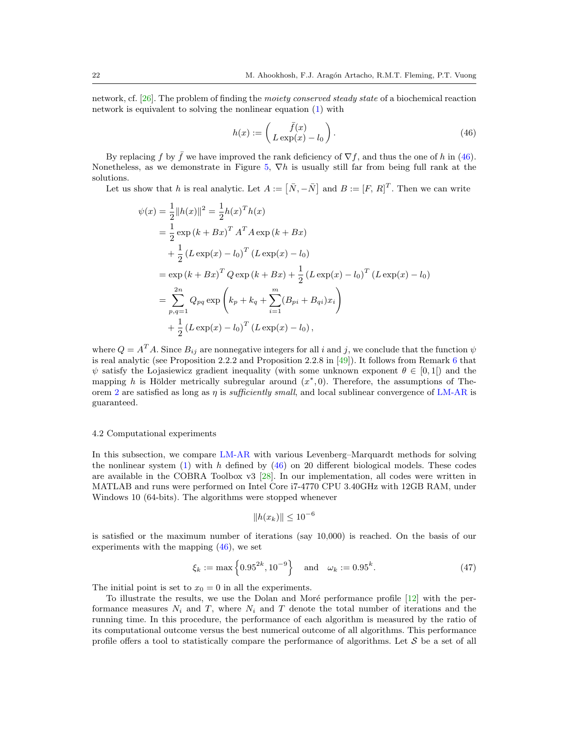network, cf. [26]. The problem of finding the *moiety conserved steady state* of a biochemical reaction network is equivalent to solving the nonlinear equation (1) with

$$h(x) := \begin{pmatrix} \bar{f}(x) \\ L\exp(x) - l_0 \end{pmatrix}. \tag{46}$$

By replacing $f$ by $\bar{f}$ we have improved the rank deficiency of $\nabla f$, and thus the one of $h$ in (46). Nonetheless, as we demonstrate in Figure 5, $\nabla h$ is usually still far from being full rank at the solutions.

Let us show that $h$ is real analytic. Let $A := \left[\bar{N}, -\bar{N}\right]$ and $B := \left[F,\, R\right]^T$. Then we can write

$$\begin{aligned}
\psi(x) &= \frac{1}{2}\|h(x)\|^2 = \frac{1}{2}h(x)^T h(x) \\
&= \frac{1}{2}\exp\left(k + Bx\right)^T A^T A \exp\left(k + Bx\right) \\
&\quad + \frac{1}{2}\left(L\exp(x) - l_0\right)^T \left(L\exp(x) - l_0\right) \\
&= \exp\left(k + Bx\right)^T Q \exp\left(k + Bx\right) + \frac{1}{2}\left(L\exp(x) - l_0\right)^T \left(L\exp(x) - l_0\right) \\
&= \sum_{p,q=1}^{2n} Q_{pq} \exp\left(k_p + k_q + \sum_{i=1}^{m}(B_{pi} + B_{qi})x_i\right) \\
&\quad + \frac{1}{2}\left(L\exp(x) - l_0\right)^T \left(L\exp(x) - l_0\right),
\end{aligned}$$

where $Q = A^T A$. Since $B_{ij}$ are nonnegative integers for all $i$ and $j$, we conclude that the function $\psi$ is real analytic (see Proposition 2.2.2 and Proposition 2.2.8 in [49]). It follows from Remark 6 that $\psi$ satisfy the Łojasiewicz gradient inequality (with some unknown exponent $\theta \in [0, 1[$) and the mapping $h$ is Hölder metrically subregular around $(x^*, 0)$. Therefore, the assumptions of Theorem 2 are satisfied as long as $\eta$ is *sufficiently small*, and local sublinear convergence of LM-AR is guaranteed.

### 4.2 Computational experiments

In this subsection, we compare LM-AR with various Levenberg–Marquardt methods for solving the nonlinear system (1) with $h$ defined by (46) on 20 different biological models. These codes are available in the COBRA Toolbox v3 [28]. In our implementation, all codes were written in MATLAB and runs were performed on Intel Core i7-4770 CPU 3.40GHz with 12GB RAM, under Windows 10 (64-bits). The algorithms were stopped whenever

$$\|h(x_k)\| \leq 10^{-6}$$

is satisfied or the maximum number of iterations (say 10,000) is reached. On the basis of our experiments with the mapping (46), we set

$$\xi_k := \max\left\{0.95^{2k}, 10^{-9}\right\} \quad \text{and} \quad \omega_k := 0.95^k. \tag{47}$$

The initial point is set to $x_0 = 0$ in all the experiments.

To illustrate the results, we use the Dolan and Moré performance profile [12] with the performance measures $N_i$ and $T$, where $N_i$ and $T$ denote the total number of iterations and the running time. In this procedure, the performance of each algorithm is measured by the ratio of its computational outcome versus the best numerical outcome of all algorithms. This performance profile offers a tool to statistically compare the performance of algorithms. Let $\mathcal{S}$ be a set of all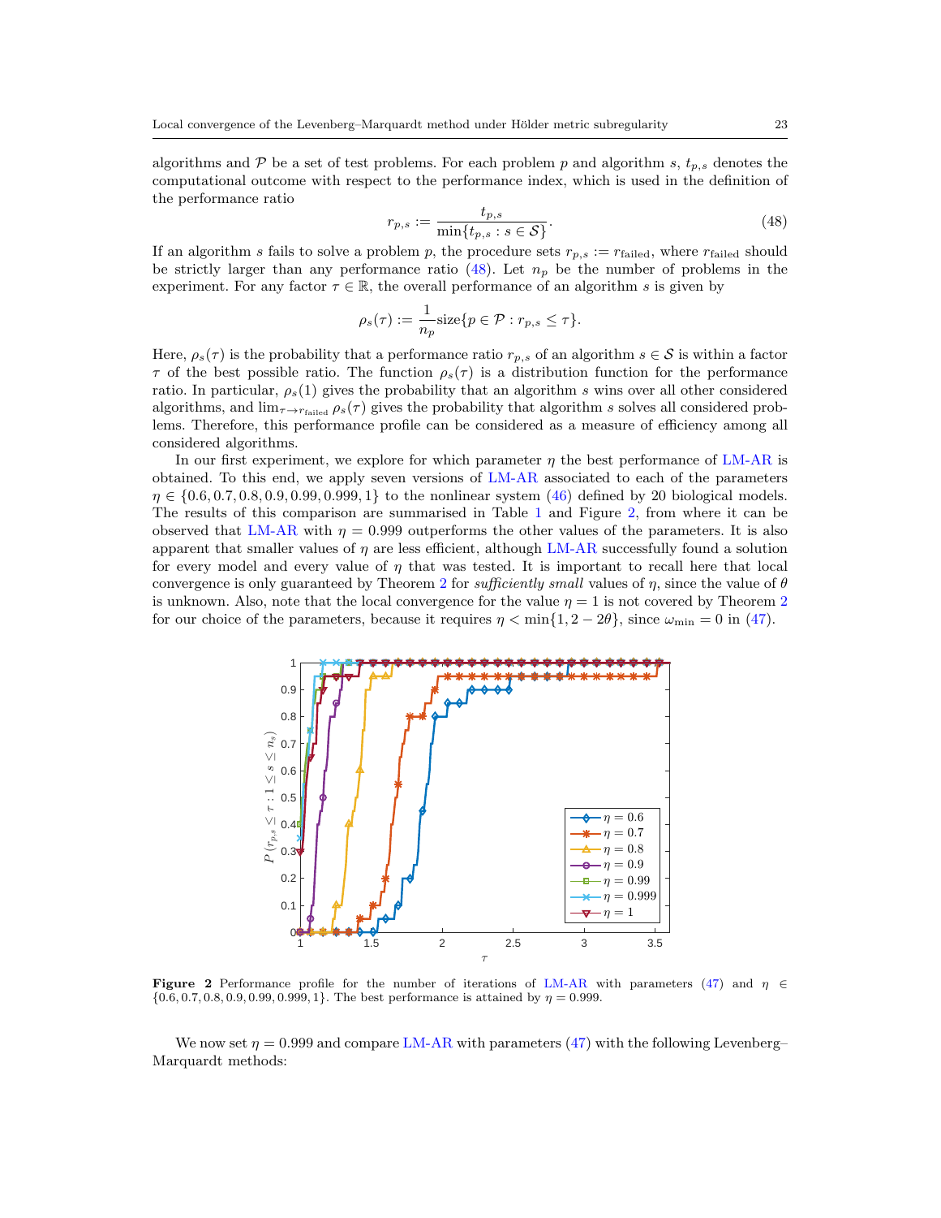algorithms and $\mathcal{P}$ be a set of test problems. For each problem $p$ and algorithm $s$, $t_{p,s}$ denotes the computational outcome with respect to the performance index, which is used in the definition of the performance ratio

$$r_{p,s} := \frac{t_{p,s}}{\min\{t_{p,s} : s \in \mathcal{S}\}}. \tag{48}$$

If an algorithm $s$ fails to solve a problem $p$, the procedure sets $r_{p,s} := r_{\text{failed}}$, where $r_{\text{failed}}$ should be strictly larger than any performance ratio (48). Let $n_p$ be the number of problems in the experiment. For any factor $\tau \in \mathbb{R}$, the overall performance of an algorithm $s$ is given by

$$\rho_s(\tau) := \frac{1}{n_p}\text{size}\{p \in \mathcal{P} : r_{p,s} \leq \tau\}.$$

Here, $\rho_s(\tau)$ is the probability that a performance ratio $r_{p,s}$ of an algorithm $s \in \mathcal{S}$ is within a factor $\tau$ of the best possible ratio. The function $\rho_s(\tau)$ is a distribution function for the performance ratio. In particular, $\rho_s(1)$ gives the probability that an algorithm $s$ wins over all other considered algorithms, and $\lim_{\tau \to r_{\text{failed}}} \rho_s(\tau)$ gives the probability that algorithm $s$ solves all considered problems. Therefore, this performance profile can be considered as a measure of efficiency among all considered algorithms.

In our first experiment, we explore for which parameter $\eta$ the best performance of LM-AR is obtained. To this end, we apply seven versions of LM-AR associated to each of the parameters $\eta \in \{0.6, 0.7, 0.8, 0.9, 0.99, 0.999, 1\}$ to the nonlinear system (46) defined by 20 biological models. The results of this comparison are summarised in Table 1 and Figure 2, from where it can be observed that LM-AR with $\eta = 0.999$ outperforms the other values of the parameters. It is also apparent that smaller values of $\eta$ are less efficient, although LM-AR successfully found a solution for every model and every value of $\eta$ that was tested. It is important to recall here that local convergence is only guaranteed by Theorem 2 for *sufficiently small* values of $\eta$, since the value of $\theta$ is unknown. Also, note that the local convergence for the value $\eta = 1$ is not covered by Theorem 2 for our choice of the parameters, because it requires $\eta < \min\{1, 2 - 2\theta\}$, since $\omega_{\min} = 0$ in (47).

**Figure 2** Performance profile for the number of iterations of LM-AR with parameters (47) and $\eta \in \{0.6, 0.7, 0.8, 0.9, 0.99, 0.999, 1\}$. The best performance is attained by $\eta = 0.999$.

We now set $\eta = 0.999$ and compare LM-AR with parameters (47) with the following Levenberg–Marquardt methods: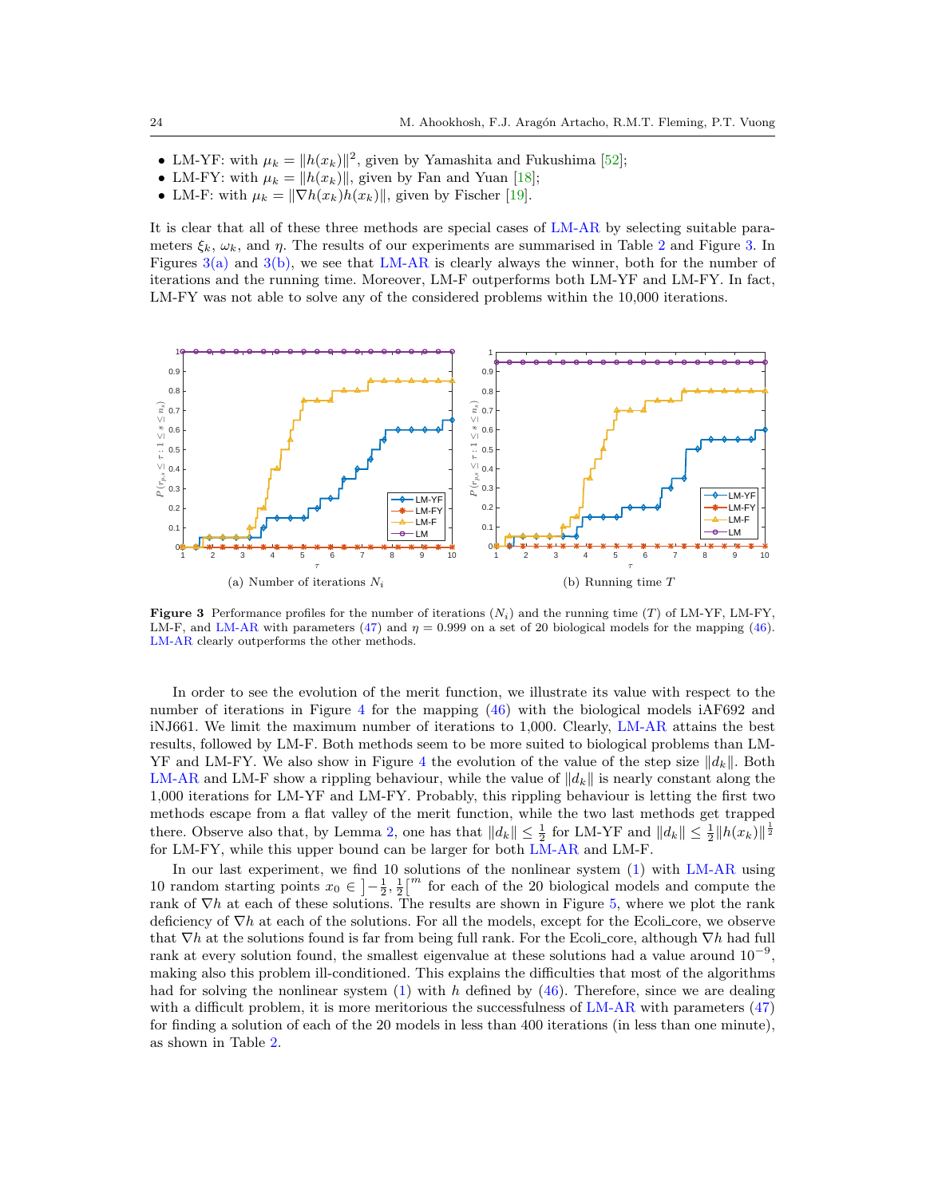- LM-YF: with $\mu_k = \|h(x_k)\|^2$, given by Yamashita and Fukushima [52];
- LM-FY: with $\mu_k = \|h(x_k)\|$, given by Fan and Yuan [18];
- LM-F: with $\mu_k = \|\nabla h(x_k)h(x_k)\|$, given by Fischer [19].

It is clear that all of these three methods are special cases of LM-AR by selecting suitable parameters $\xi_k$, $\omega_k$, and $\eta$. The results of our experiments are summarised in Table 2 and Figure 3. In Figures 3(a) and 3(b), we see that LM-AR is clearly always the winner, both for the number of iterations and the running time. Moreover, LM-F outperforms both LM-YF and LM-FY. In fact, LM-FY was not able to solve any of the considered problems within the 10,000 iterations.

(a) Number of iterations $N_i$

(b) Running time $T$

**Figure 3** Performance profiles for the number of iterations ($N_i$) and the running time ($T$) of LM-YF, LM-FY, LM-F, and LM-AR with parameters (47) and $\eta = 0.999$ on a set of 20 biological models for the mapping (46). LM-AR clearly outperforms the other methods.

In order to see the evolution of the merit function, we illustrate its value with respect to the number of iterations in Figure 4 for the mapping (46) with the biological models iAF692 and iNJ661. We limit the maximum number of iterations to 1,000. Clearly, LM-AR attains the best results, followed by LM-F. Both methods seem to be more suited to biological problems than LM-YF and LM-FY. We also show in Figure 4 the evolution of the value of the step size $\|d_k\|$. Both LM-AR and LM-F show a rippling behaviour, while the value of $\|d_k\|$ is nearly constant along the 1,000 iterations for LM-YF and LM-FY. Probably, this rippling behaviour is letting the first two methods escape from a flat valley of the merit function, while the two last methods get trapped there. Observe also that, by Lemma 2, one has that $\|d_k\| \leq \frac{1}{2}$ for LM-YF and $\|d_k\| \leq \frac{1}{2}\|h(x_k)\|^{\frac{1}{2}}$ for LM-FY, while this upper bound can be larger for both LM-AR and LM-F.

In our last experiment, we find 10 solutions of the nonlinear system (1) with LM-AR using 10 random starting points $x_0 \in \left]-\frac{1}{2}, \frac{1}{2}\right[^m$ for each of the 20 biological models and compute the rank of $\nabla h$ at each of these solutions. The results are shown in Figure 5, where we plot the rank deficiency of $\nabla h$ at each of the solutions. For all the models, except for the Ecoli_core, we observe that $\nabla h$ at the solutions found is far from being full rank. For the Ecoli_core, although $\nabla h$ had full rank at every solution found, the smallest eigenvalue at these solutions had a value around $10^{-9}$, making also this problem ill-conditioned. This explains the difficulties that most of the algorithms had for solving the nonlinear system (1) with $h$ defined by (46). Therefore, since we are dealing with a difficult problem, it is more meritorious the successfulness of LM-AR with parameters (47) for finding a solution of each of the 20 models in less than 400 iterations (in less than one minute), as shown in Table 2.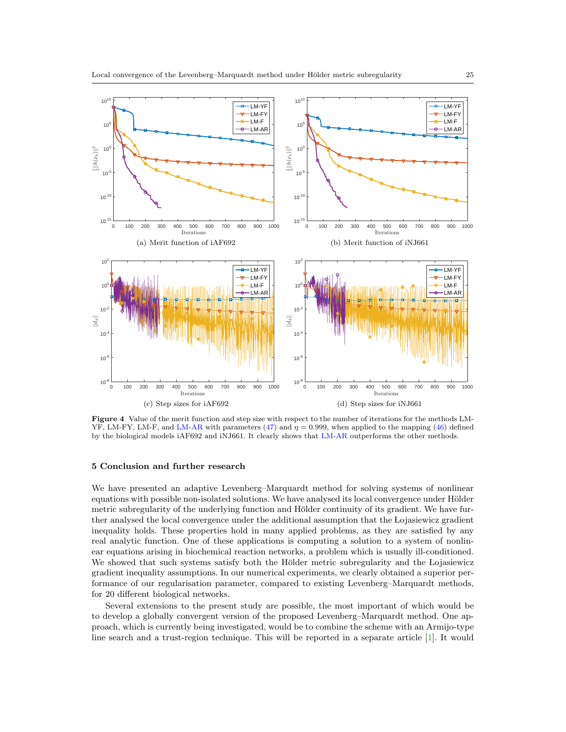(a) Merit function of iAF692

(b) Merit function of iNJ661

(c) Step sizes for iAF692

(d) Step sizes for iNJ661

**Figure 4** Value of the merit function and step size with respect to the number of iterations for the methods LM-YF, LM-FY, LM-F, and LM-AR with parameters (47) and $\eta = 0.999$, when applied to the mapping (46) defined by the biological models iAF692 and iNJ661. It clearly shows that LM-AR outperforms the other methods.

## 5 Conclusion and further research

We have presented an adaptive Levenberg–Marquardt method for solving systems of nonlinear equations with possible non-isolated solutions. We have analysed its local convergence under Hölder metric subregularity of the underlying function and Hölder continuity of its gradient. We have further analysed the local convergence under the additional assumption that the Łojasiewicz gradient inequality holds. These properties hold in many applied problems, as they are satisfied by any real analytic function. One of these applications is computing a solution to a system of nonlinear equations arising in biochemical reaction networks, a problem which is usually ill-conditioned. We showed that such systems satisfy both the Hölder metric subregularity and the Łojasiewicz gradient inequality assumptions. In our numerical experiments, we clearly obtained a superior performance of our regularisation parameter, compared to existing Levenberg–Marquardt methods, for 20 different biological networks.

Several extensions to the present study are possible, the most important of which would be to develop a globally convergent version of the proposed Levenberg–Marquardt method. One approach, which is currently being investigated, would be to combine the scheme with an Armijo-type line search and a trust-region technique. This will be reported in a separate article [1]. It would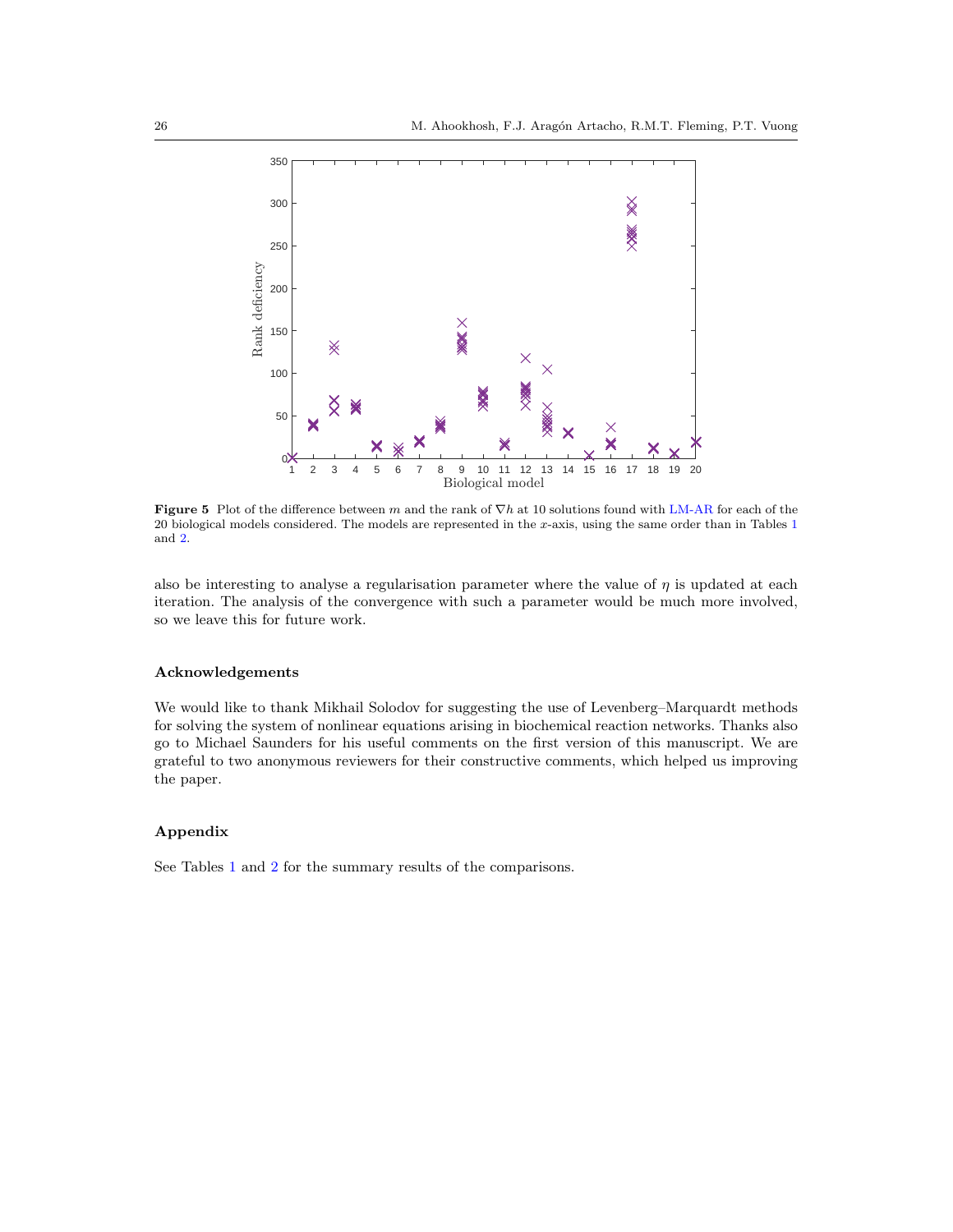**Figure 5** Plot of the difference between $m$ and the rank of $\nabla h$ at 10 solutions found with LM-AR for each of the 20 biological models considered. The models are represented in the $x$-axis, using the same order than in Tables 1 and 2.

also be interesting to analyse a regularisation parameter where the value of $\eta$ is updated at each iteration. The analysis of the convergence with such a parameter would be much more involved, so we leave this for future work.

## Acknowledgements

We would like to thank Mikhail Solodov for suggesting the use of Levenberg–Marquardt methods for solving the system of nonlinear equations arising in biochemical reaction networks. Thanks also go to Michael Saunders for his useful comments on the first version of this manuscript. We are grateful to two anonymous reviewers for their constructive comments, which helped us improving the paper.

## Appendix

See Tables 1 and 2 for the summary results of the comparisons.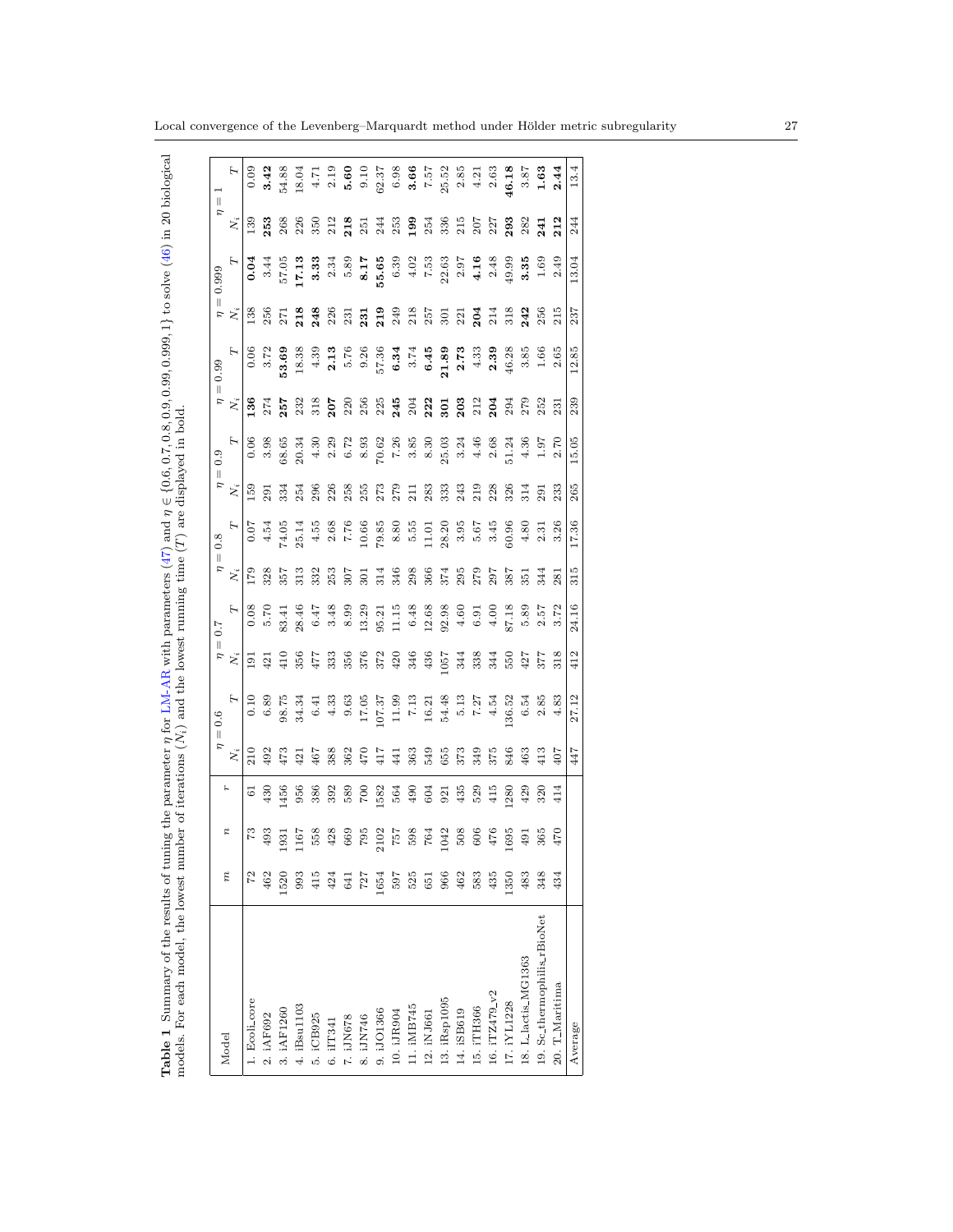**Table 1** Summary of the results of tuning the parameter $\eta$ for LM-AR with parameters (47) and $\eta \in \{0.6, 0.7, 0.8, 0.9, 0.99, 0.999, 1\}$ to solve (46) in 20 biological models. For each model, the lowest number of iterations ($N_i$) and the lowest running time ($T$) are displayed in bold.

| Model | $m$ | $n$ | $r$ | $\eta = 0.6$ | | $\eta = 0.7$ | | $\eta = 0.8$ | | $\eta = 0.9$ | | $\eta = 0.99$ | | $\eta = 0.999$ | | $\eta = 1$ | |
|---|---|---|---|---|---|---|---|---|---|---|---|---|---|---|---|---|---|
| | | | | $N_i$ | $T$ | $N_i$ | $T$ | $N_i$ | $T$ | $N_i$ | $T$ | $N_i$ | $T$ | $N_i$ | $T$ | $N_i$ | $T$ |
| 1. Ecoli_core | 72 | 73 | 61 | 210 | 0.10 | 191 | 0.08 | 179 | 0.07 | 159 | 0.06 | **136** | 0.06 | 138 | **0.04** | 139 | 0.09 |
| 2. iAF692 | 462 | 493 | 430 | 492 | 6.89 | 421 | 5.70 | 328 | 4.54 | 291 | 3.98 | 274 | 3.72 | 256 | 3.44 | **253** | **3.42** |
| 3. iAF1260 | 1520 | 1931 | 1456 | 473 | 98.75 | 410 | 83.41 | 357 | 74.05 | 334 | 68.65 | **257** | **53.69** | 271 | 57.05 | 268 | 54.88 |
| 4. iBsu1103 | 993 | 1167 | 956 | 421 | 34.34 | 356 | 28.46 | 313 | 25.14 | 254 | 20.34 | 232 | 18.38 | **218** | **17.13** | 226 | 18.04 |
| 5. iCB925 | 415 | 558 | 386 | 467 | 6.41 | 477 | 6.47 | 332 | 4.55 | 296 | 4.30 | 318 | 4.39 | **248** | **3.33** | 350 | 4.71 |
| 6. iIT341 | 424 | 428 | 392 | 388 | 4.33 | 333 | 3.48 | 253 | 2.68 | 226 | 2.29 | **207** | **2.13** | 226 | 2.34 | 212 | 2.19 |
| 7. iJN678 | 641 | 669 | 589 | 362 | 9.63 | 356 | 8.99 | 307 | 7.76 | 258 | 6.72 | 220 | 5.76 | 231 | 5.89 | **218** | **5.60** |
| 8. iJN746 | 727 | 795 | 700 | 470 | 17.05 | 376 | 13.29 | 301 | 10.66 | 255 | 8.93 | 256 | 9.26 | **231** | **8.17** | 251 | 9.10 |
| 9. iJO1366 | 1654 | 2102 | 1582 | 417 | 107.37 | 372 | 95.21 | 314 | 79.85 | 273 | 70.62 | 225 | 57.36 | **219** | **55.65** | 244 | 62.37 |
| 10. iJR904 | 597 | 757 | 564 | 441 | 11.99 | 420 | 11.15 | 346 | 8.80 | 279 | 7.26 | **245** | **6.34** | 249 | 6.39 | 253 | 6.98 |
| 11. iMB745 | 525 | 598 | 490 | 363 | 7.13 | 346 | 6.48 | 298 | 5.55 | 211 | 3.85 | 204 | 3.74 | 218 | 4.02 | **199** | **3.66** |
| 12. iNJ661 | 651 | 764 | 604 | 549 | 16.21 | 436 | 12.68 | 366 | 11.01 | 283 | 8.30 | **222** | **6.45** | 257 | 7.53 | 254 | 7.57 |
| 13. iRsp1095 | 966 | 1042 | 921 | 655 | 54.48 | 1057 | 92.98 | 374 | 28.20 | 333 | 25.03 | **301** | **21.89** | 301 | 22.63 | 336 | 25.52 |
| 14. iSB619 | 462 | 508 | 435 | 373 | 5.13 | 344 | 4.60 | 295 | 3.95 | 243 | 3.24 | **203** | **2.73** | 221 | 2.97 | 215 | 2.85 |
| 15. iTH366 | 583 | 606 | 529 | 349 | 7.27 | 338 | 6.91 | 279 | 5.67 | 219 | 4.46 | 212 | 4.33 | **204** | **4.16** | 207 | 4.21 |
| 16. iTZ479_v2 | 435 | 476 | 415 | 375 | 4.54 | 344 | 4.00 | 297 | 3.45 | 228 | 2.68 | **204** | **2.39** | 214 | 2.48 | 227 | 2.63 |
| 17. iYL1228 | 1350 | 1695 | 1280 | 846 | 136.52 | 550 | 87.18 | 387 | 60.96 | 326 | 51.24 | 294 | 46.28 | 318 | 49.99 | **293** | **46.18** |
| 18. L_lactis_MG1363 | 483 | 491 | 429 | 463 | 6.54 | 427 | 5.89 | 351 | 4.80 | 314 | 4.36 | 279 | 3.85 | **242** | **3.35** | 282 | 3.87 |
| 19. Sc_thermophilis_rBioNet | 348 | 365 | 320 | 413 | 2.85 | 377 | 2.57 | 344 | 2.31 | 291 | 1.97 | 252 | 1.66 | 256 | 1.69 | **241** | **1.63** |
| 20. T_Maritima | 434 | 470 | 414 | 407 | 4.83 | 318 | 3.72 | 281 | 3.26 | 233 | 2.70 | 231 | 2.65 | 215 | 2.49 | **212** | **2.44** |
| Average | | | | 447 | 27.12 | 412 | 24.16 | 315 | 17.36 | 265 | 15.05 | 239 | 12.85 | 237 | 13.04 | 244 | 13.4 |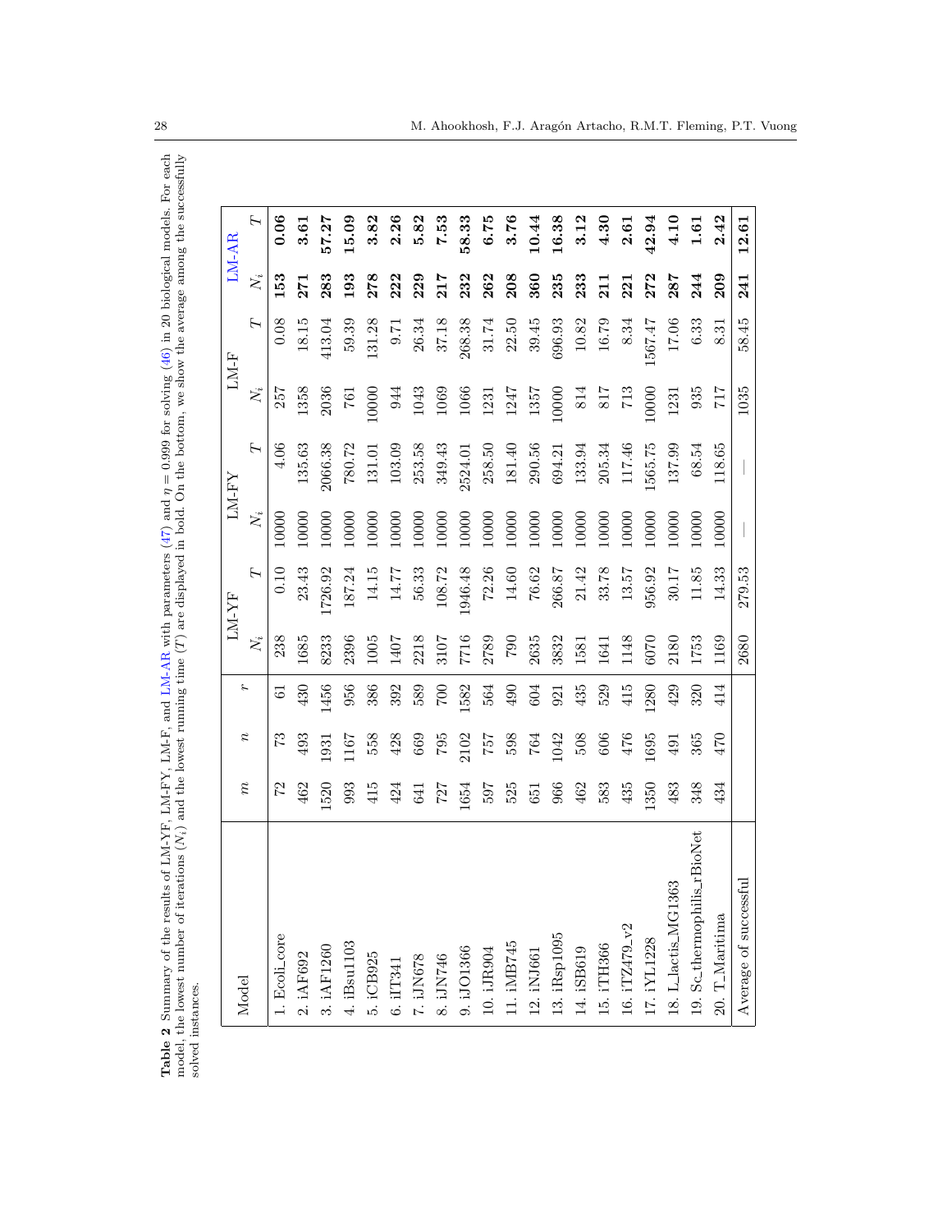**Table 2** Summary of the results of LM-YF, LM-FY, LM-F, and LM-AR with parameters (47) and $\eta = 0.999$ for solving (46) in 20 biological models. For each model, the lowest number of iterations ($N_i$) and the lowest running time ($T$) are displayed in bold. On the bottom, we show the average among the successfully solved instances.

| Model | $m$ | $n$ | $r$ | LM-YF | | LM-FY | | LM-F | | LM-AR | |
|---|---|---|---|---|---|---|---|---|---|---|---|
| | | | | $N_i$ | $T$ | $N_i$ | $T$ | $N_i$ | $T$ | $N_i$ | $T$ |
| 1. Ecoli_core | 72 | 73 | 61 | 238 | 0.10 | 10000 | 4.06 | 257 | 0.08 | **153** | **0.06** |
| 2. iAF692 | 462 | 493 | 430 | 1685 | 23.43 | 10000 | 135.63 | 1358 | 18.15 | **271** | **3.61** |
| 3. iAF1260 | 1520 | 1931 | 1456 | 8233 | 1726.92 | 10000 | 2066.38 | 2036 | 413.04 | **283** | **57.27** |
| 4. iBsu1103 | 993 | 1167 | 956 | 2396 | 187.24 | 10000 | 780.72 | 761 | 59.39 | **193** | **15.09** |
| 5. iCB925 | 415 | 558 | 386 | 1005 | 14.15 | 10000 | 131.01 | 10000 | 131.28 | **278** | **3.82** |
| 6. iIT341 | 424 | 428 | 392 | 1407 | 14.77 | 10000 | 103.09 | 944 | 9.71 | **222** | **2.26** |
| 7. iJN678 | 641 | 669 | 589 | 2218 | 56.33 | 10000 | 253.58 | 1043 | 26.34 | **229** | **5.82** |
| 8. iJN746 | 727 | 795 | 700 | 3107 | 108.72 | 10000 | 349.43 | 1069 | 37.18 | **217** | **7.53** |
| 9. iJO1366 | 1654 | 2102 | 1582 | 7716 | 1946.48 | 10000 | 2524.01 | 1066 | 268.38 | **232** | **58.33** |
| 10. iJR904 | 597 | 757 | 564 | 2789 | 72.26 | 10000 | 258.50 | 1231 | 31.74 | **262** | **6.75** |
| 11. iMB745 | 525 | 598 | 490 | 790 | 14.60 | 10000 | 181.40 | 1247 | 22.50 | **208** | **3.76** |
| 12. iNJ661 | 651 | 764 | 604 | 2635 | 76.62 | 10000 | 290.56 | 1357 | 39.45 | **360** | **10.44** |
| 13. iRsp1095 | 966 | 1042 | 921 | 3832 | 266.87 | 10000 | 694.21 | 10000 | 696.93 | **235** | **16.38** |
| 14. iSB619 | 462 | 508 | 435 | 1581 | 21.42 | 10000 | 133.94 | 814 | 10.82 | **233** | **3.12** |
| 15. iTH366 | 583 | 606 | 529 | 1641 | 33.78 | 10000 | 205.34 | 817 | 16.79 | **211** | **4.30** |
| 16. iTZ479_v2 | 435 | 476 | 415 | 1148 | 13.57 | 10000 | 117.46 | 713 | 8.34 | **221** | **2.61** |
| 17. iYL1228 | 1350 | 1695 | 1280 | 6070 | 956.92 | 10000 | 1565.75 | 10000 | 1567.47 | **272** | **42.94** |
| 18. L_lactis_MG1363 | 483 | 491 | 429 | 2180 | 30.17 | 10000 | 137.99 | 1231 | 17.06 | **287** | **4.10** |
| 19. Sc_thermophilis_rBioNet | 348 | 365 | 320 | 1753 | 11.85 | 10000 | 68.54 | 935 | 6.33 | **244** | **1.61** |
| 20. T_Maritima | 434 | 470 | 414 | 1169 | 14.33 | 10000 | 118.65 | 717 | 8.31 | **209** | **2.42** |
| Average of successful | | | | 2680 | 279.53 | — | — | 1035 | 58.45 | **241** | **12.61** |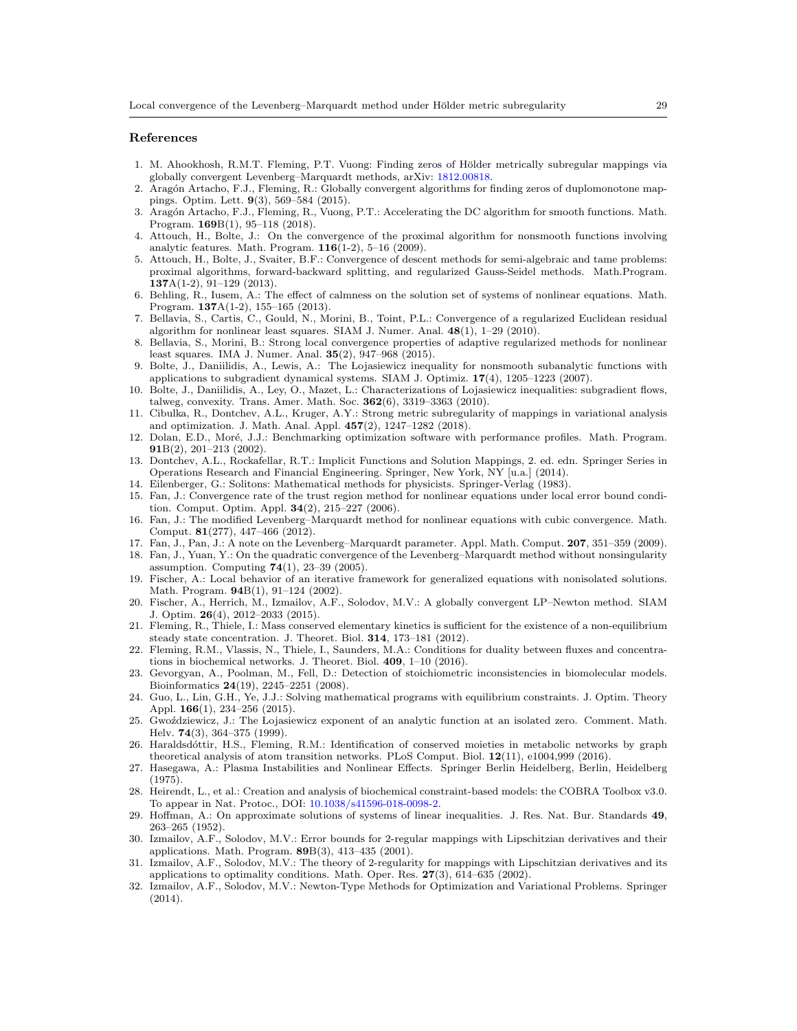## References

1. M. Ahookhosh, R.M.T. Fleming, P.T. Vuong: Finding zeros of Hölder metrically subregular mappings via globally convergent Levenberg–Marquardt methods, arXiv: 1812.00818.
2. Aragón Artacho, F.J., Fleming, R.: Globally convergent algorithms for finding zeros of duplomonotone mappings. Optim. Lett. **9**(3), 569–584 (2015).
3. Aragón Artacho, F.J., Fleming, R., Vuong, P.T.: Accelerating the DC algorithm for smooth functions. Math. Program. **169**B(1), 95–118 (2018).
4. Attouch, H., Bolte, J.: On the convergence of the proximal algorithm for nonsmooth functions involving analytic features. Math. Program. **116**(1-2), 5–16 (2009).
5. Attouch, H., Bolte, J., Svaiter, B.F.: Convergence of descent methods for semi-algebraic and tame problems: proximal algorithms, forward-backward splitting, and regularized Gauss-Seidel methods. Math.Program. **137**A(1-2), 91–129 (2013).
6. Behling, R., Iusem, A.: The effect of calmness on the solution set of systems of nonlinear equations. Math. Program. **137**A(1-2), 155–165 (2013).
7. Bellavia, S., Cartis, C., Gould, N., Morini, B., Toint, P.L.: Convergence of a regularized Euclidean residual algorithm for nonlinear least squares. SIAM J. Numer. Anal. **48**(1), 1–29 (2010).
8. Bellavia, S., Morini, B.: Strong local convergence properties of adaptive regularized methods for nonlinear least squares. IMA J. Numer. Anal. **35**(2), 947–968 (2015).
9. Bolte, J., Daniilidis, A., Lewis, A.: The Łojasiewicz inequality for nonsmooth subanalytic functions with applications to subgradient dynamical systems. SIAM J. Optimiz. **17**(4), 1205–1223 (2007).
10. Bolte, J., Daniilidis, A., Ley, O., Mazet, L.: Characterizations of Łojasiewicz inequalities: subgradient flows, talweg, convexity. Trans. Amer. Math. Soc. **362**(6), 3319–3363 (2010).
11. Cibulka, R., Dontchev, A.L., Kruger, A.Y.: Strong metric subregularity of mappings in variational analysis and optimization. J. Math. Anal. Appl. **457**(2), 1247–1282 (2018).
12. Dolan, E.D., Moré, J.J.: Benchmarking optimization software with performance profiles. Math. Program. **91**B(2), 201–213 (2002).
13. Dontchev, A.L., Rockafellar, R.T.: Implicit Functions and Solution Mappings, 2. ed. edn. Springer Series in Operations Research and Financial Engineering. Springer, New York, NY [u.a.] (2014).
14. Eilenberger, G.: Solitons: Mathematical methods for physicists. Springer-Verlag (1983).
15. Fan, J.: Convergence rate of the trust region method for nonlinear equations under local error bound condition. Comput. Optim. Appl. **34**(2), 215–227 (2006).
16. Fan, J.: The modified Levenberg–Marquardt method for nonlinear equations with cubic convergence. Math. Comput. **81**(277), 447–466 (2012).
17. Fan, J., Pan, J.: A note on the Levenberg–Marquardt parameter. Appl. Math. Comput. **207**, 351–359 (2009).
18. Fan, J., Yuan, Y.: On the quadratic convergence of the Levenberg–Marquardt method without nonsingularity assumption. Computing **74**(1), 23–39 (2005).
19. Fischer, A.: Local behavior of an iterative framework for generalized equations with nonisolated solutions. Math. Program. **94**B(1), 91–124 (2002).
20. Fischer, A., Herrich, M., Izmailov, A.F., Solodov, M.V.: A globally convergent LP–Newton method. SIAM J. Optim. **26**(4), 2012–2033 (2015).
21. Fleming, R., Thiele, I.: Mass conserved elementary kinetics is sufficient for the existence of a non-equilibrium steady state concentration. J. Theoret. Biol. **314**, 173–181 (2012).
22. Fleming, R.M., Vlassis, N., Thiele, I., Saunders, M.A.: Conditions for duality between fluxes and concentrations in biochemical networks. J. Theoret. Biol. **409**, 1–10 (2016).
23. Gevorgyan, A., Poolman, M., Fell, D.: Detection of stoichiometric inconsistencies in biomolecular models. Bioinformatics **24**(19), 2245–2251 (2008).
24. Guo, L., Lin, G.H., Ye, J.J.: Solving mathematical programs with equilibrium constraints. J. Optim. Theory Appl. **166**(1), 234–256 (2015).
25. Gwoździewicz, J.: The Łojasiewicz exponent of an analytic function at an isolated zero. Comment. Math. Helv. **74**(3), 364–375 (1999).
26. Haraldsdóttir, H.S., Fleming, R.M.: Identification of conserved moieties in metabolic networks by graph theoretical analysis of atom transition networks. PLoS Comput. Biol. **12**(11), e1004,999 (2016).
27. Hasegawa, A.: Plasma Instabilities and Nonlinear Effects. Springer Berlin Heidelberg, Berlin, Heidelberg (1975).
28. Heirendt, L., et al.: Creation and analysis of biochemical constraint-based models: the COBRA Toolbox v3.0. To appear in Nat. Protoc., DOI: 10.1038/s41596-018-0098-2.
29. Hoffman, A.: On approximate solutions of systems of linear inequalities. J. Res. Nat. Bur. Standards **49**, 263–265 (1952).
30. Izmailov, A.F., Solodov, M.V.: Error bounds for 2-regular mappings with Lipschitzian derivatives and their applications. Math. Program. **89**B(3), 413–435 (2001).
31. Izmailov, A.F., Solodov, M.V.: The theory of 2-regularity for mappings with Lipschitzian derivatives and its applications to optimality conditions. Math. Oper. Res. **27**(3), 614–635 (2002).
32. Izmailov, A.F., Solodov, M.V.: Newton-Type Methods for Optimization and Variational Problems. Springer (2014).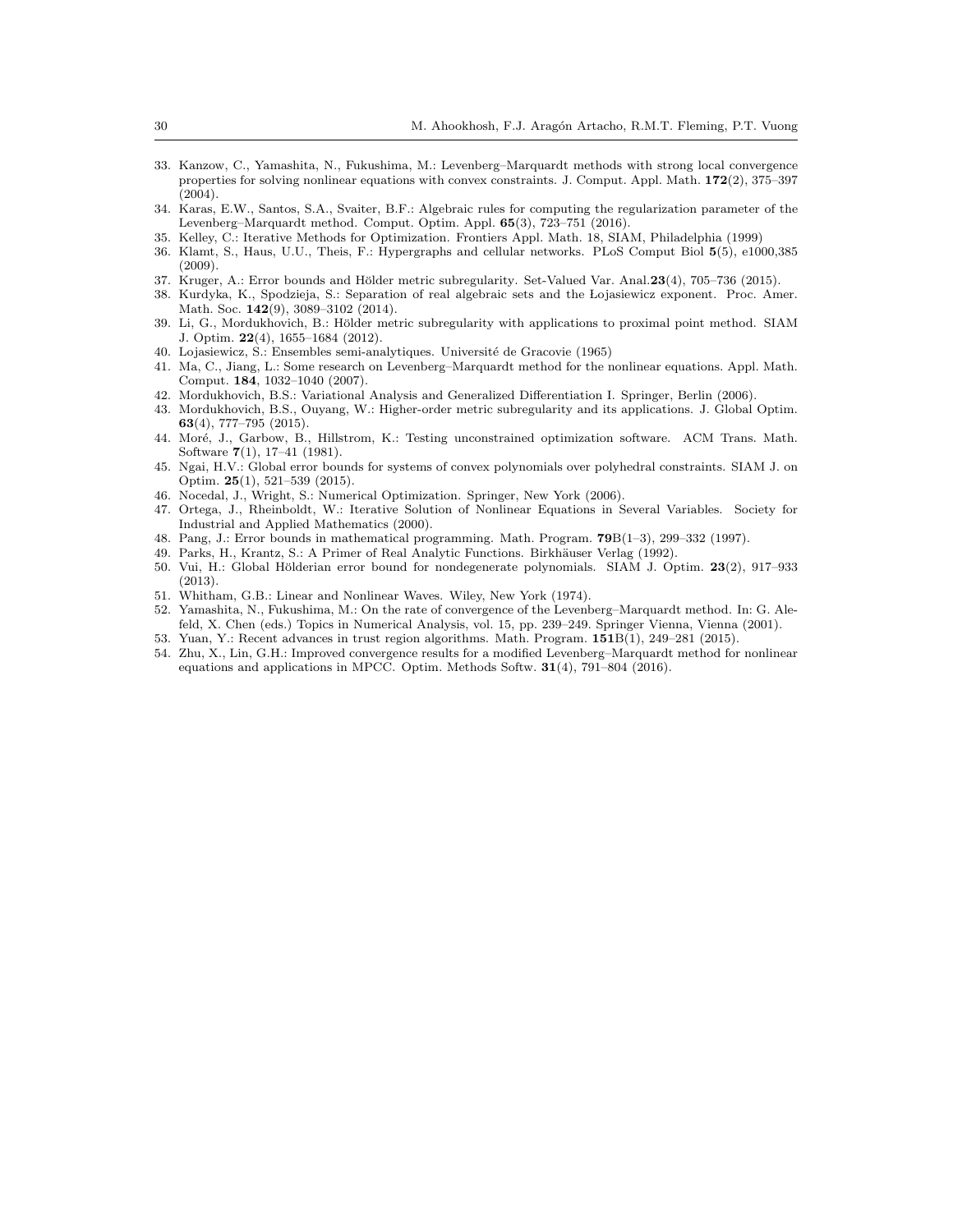33. Kanzow, C., Yamashita, N., Fukushima, M.: Levenberg–Marquardt methods with strong local convergence properties for solving nonlinear equations with convex constraints. J. Comput. Appl. Math. **172**(2), 375–397 (2004).
34. Karas, E.W., Santos, S.A., Svaiter, B.F.: Algebraic rules for computing the regularization parameter of the Levenberg–Marquardt method. Comput. Optim. Appl. **65**(3), 723–751 (2016).
35. Kelley, C.: Iterative Methods for Optimization. Frontiers Appl. Math. 18, SIAM, Philadelphia (1999)
36. Klamt, S., Haus, U.U., Theis, F.: Hypergraphs and cellular networks. PLoS Comput Biol **5**(5), e1000,385 (2009).
37. Kruger, A.: Error bounds and Hölder metric subregularity. Set-Valued Var. Anal.**23**(4), 705–736 (2015).
38. Kurdyka, K., Spodzieja, S.: Separation of real algebraic sets and the Łojasiewicz exponent. Proc. Amer. Math. Soc. **142**(9), 3089–3102 (2014).
39. Li, G., Mordukhovich, B.: Hölder metric subregularity with applications to proximal point method. SIAM J. Optim. **22**(4), 1655–1684 (2012).
40. Lojasiewicz, S.: Ensembles semi-analytiques. Université de Gracovie (1965)
41. Ma, C., Jiang, L.: Some research on Levenberg–Marquardt method for the nonlinear equations. Appl. Math. Comput. **184**, 1032–1040 (2007).
42. Mordukhovich, B.S.: Variational Analysis and Generalized Differentiation I. Springer, Berlin (2006).
43. Mordukhovich, B.S., Ouyang, W.: Higher-order metric subregularity and its applications. J. Global Optim. **63**(4), 777–795 (2015).
44. Moré, J., Garbow, B., Hillstrom, K.: Testing unconstrained optimization software. ACM Trans. Math. Software **7**(1), 17–41 (1981).
45. Ngai, H.V.: Global error bounds for systems of convex polynomials over polyhedral constraints. SIAM J. on Optim. **25**(1), 521–539 (2015).
46. Nocedal, J., Wright, S.: Numerical Optimization. Springer, New York (2006).
47. Ortega, J., Rheinboldt, W.: Iterative Solution of Nonlinear Equations in Several Variables. Society for Industrial and Applied Mathematics (2000).
48. Pang, J.: Error bounds in mathematical programming. Math. Program. **79**B(1–3), 299–332 (1997).
49. Parks, H., Krantz, S.: A Primer of Real Analytic Functions. Birkhäuser Verlag (1992).
50. Vui, H.: Global Hölderian error bound for nondegenerate polynomials. SIAM J. Optim. **23**(2), 917–933 (2013).
51. Whitham, G.B.: Linear and Nonlinear Waves. Wiley, New York (1974).
52. Yamashita, N., Fukushima, M.: On the rate of convergence of the Levenberg–Marquardt method. In: G. Alefeld, X. Chen (eds.) Topics in Numerical Analysis, vol. 15, pp. 239–249. Springer Vienna, Vienna (2001).
53. Yuan, Y.: Recent advances in trust region algorithms. Math. Program. **151**B(1), 249–281 (2015).
54. Zhu, X., Lin, G.H.: Improved convergence results for a modified Levenberg–Marquardt method for nonlinear equations and applications in MPCC. Optim. Methods Softw. **31**(4), 791–804 (2016).